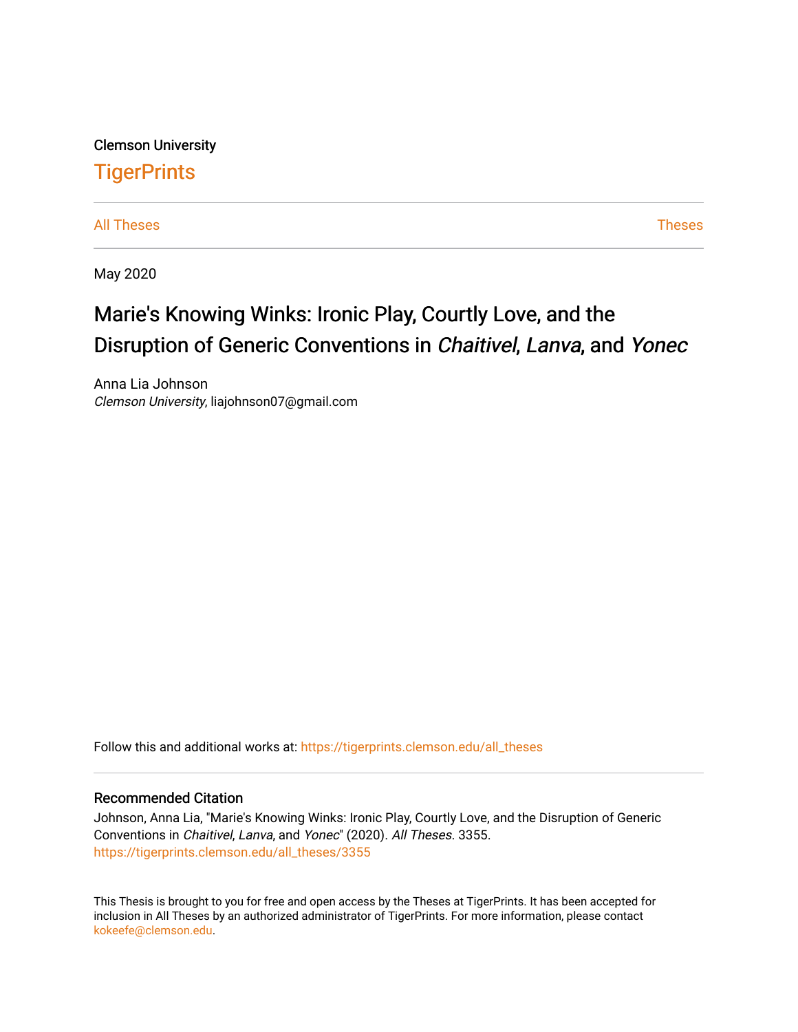Clemson University

# TigerPrints

All Theses | Theses

May 2020

## Marie's Knowing Winks: Ironic Play, Courtly Love, and the Disruption of Generic Conventions in *Chaitivel*, *Lanva*, and *Yonec*

Anna Lia Johnson
*Clemson University*, liajohnson07@gmail.com

Follow this and additional works at: https://tigerprints.clemson.edu/all_theses

### Recommended Citation

Johnson, Anna Lia, "Marie's Knowing Winks: Ironic Play, Courtly Love, and the Disruption of Generic Conventions in *Chaitivel*, *Lanva*, and *Yonec*" (2020). *All Theses*. 3355.
https://tigerprints.clemson.edu/all_theses/3355

This Thesis is brought to you for free and open access by the Theses at TigerPrints. It has been accepted for inclusion in All Theses by an authorized administrator of TigerPrints. For more information, please contact kokeefe@clemson.edu.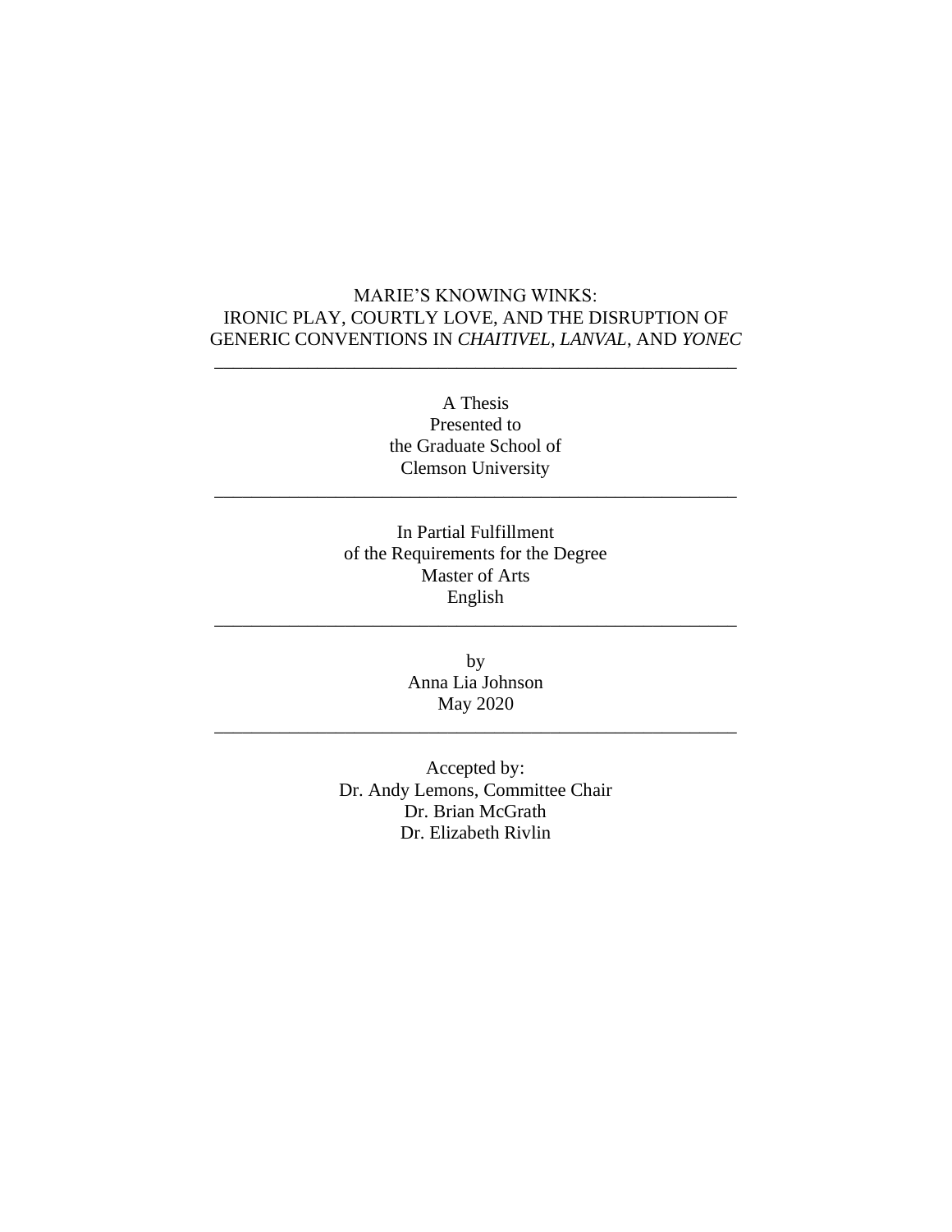MARIE'S KNOWING WINKS:
IRONIC PLAY, COURTLY LOVE, AND THE DISRUPTION OF GENERIC CONVENTIONS IN *CHAITIVEL*, *LANVAL*, AND *YONEC*

---

A Thesis
Presented to
the Graduate School of
Clemson University

---

In Partial Fulfillment
of the Requirements for the Degree
Master of Arts
English

---

by
Anna Lia Johnson
May 2020

---

Accepted by:
Dr. Andy Lemons, Committee Chair
Dr. Brian McGrath
Dr. Elizabeth Rivlin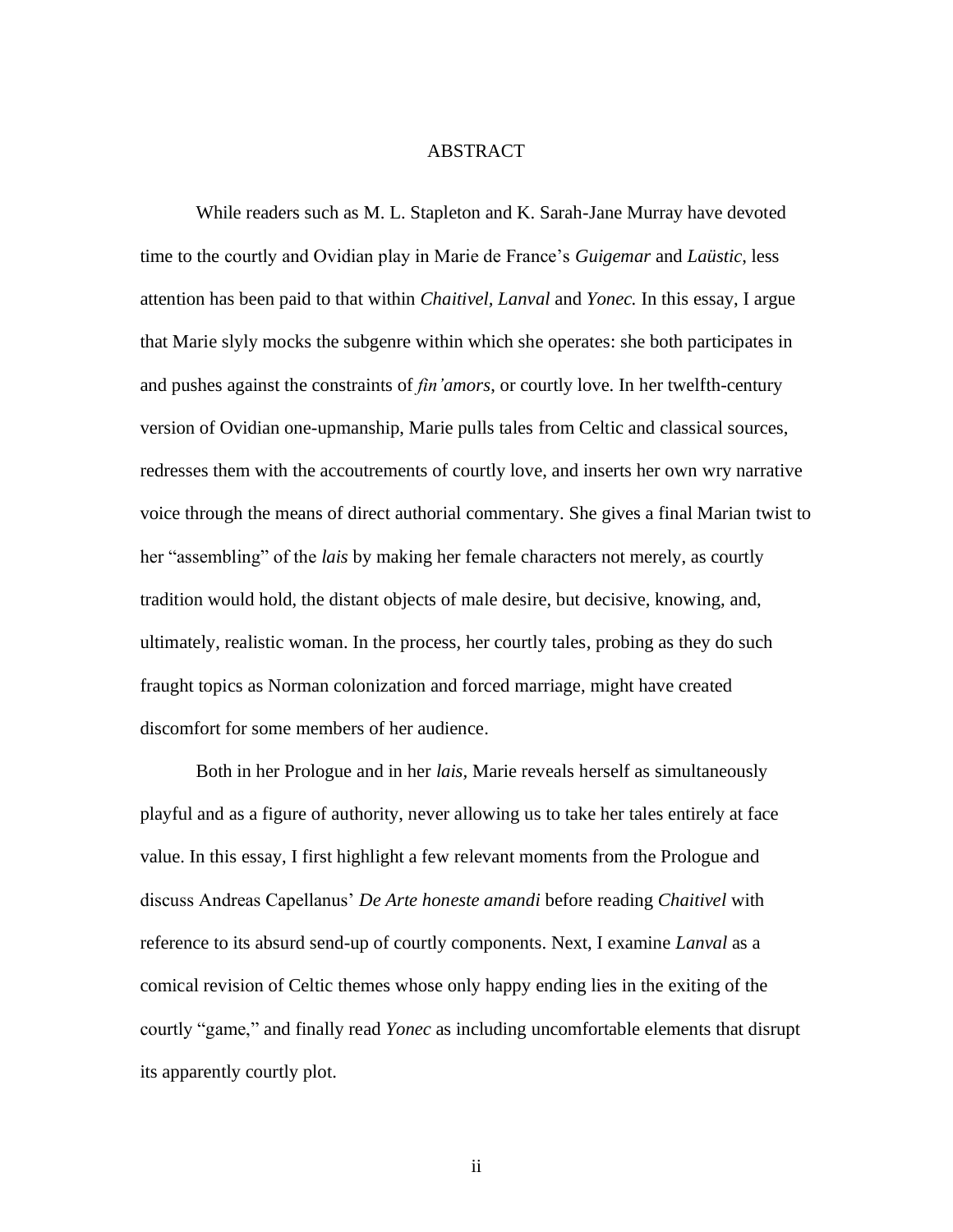# ABSTRACT

While readers such as M. L. Stapleton and K. Sarah-Jane Murray have devoted time to the courtly and Ovidian play in Marie de France's *Guigemar* and *Laüstic*, less attention has been paid to that within *Chaitivel*, *Lanval* and *Yonec.* In this essay, I argue that Marie slyly mocks the subgenre within which she operates: she both participates in and pushes against the constraints of *fin'amors*, or courtly love. In her twelfth-century version of Ovidian one-upmanship, Marie pulls tales from Celtic and classical sources, redresses them with the accoutrements of courtly love, and inserts her own wry narrative voice through the means of direct authorial commentary. She gives a final Marian twist to her "assembling" of the *lais* by making her female characters not merely, as courtly tradition would hold, the distant objects of male desire, but decisive, knowing, and, ultimately, realistic woman. In the process, her courtly tales, probing as they do such fraught topics as Norman colonization and forced marriage, might have created discomfort for some members of her audience.

Both in her Prologue and in her *lais,* Marie reveals herself as simultaneously playful and as a figure of authority, never allowing us to take her tales entirely at face value. In this essay, I first highlight a few relevant moments from the Prologue and discuss Andreas Capellanus' *De Arte honeste amandi* before reading *Chaitivel* with reference to its absurd send-up of courtly components. Next, I examine *Lanval* as a comical revision of Celtic themes whose only happy ending lies in the exiting of the courtly "game," and finally read *Yonec* as including uncomfortable elements that disrupt its apparently courtly plot.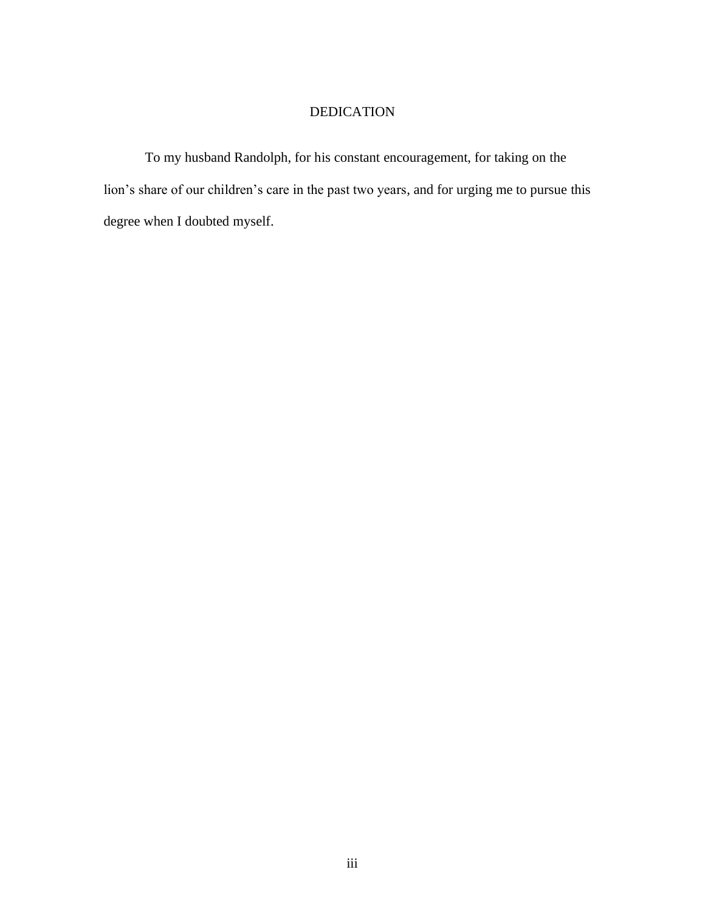# DEDICATION

To my husband Randolph, for his constant encouragement, for taking on the lion’s share of our children’s care in the past two years, and for urging me to pursue this degree when I doubted myself.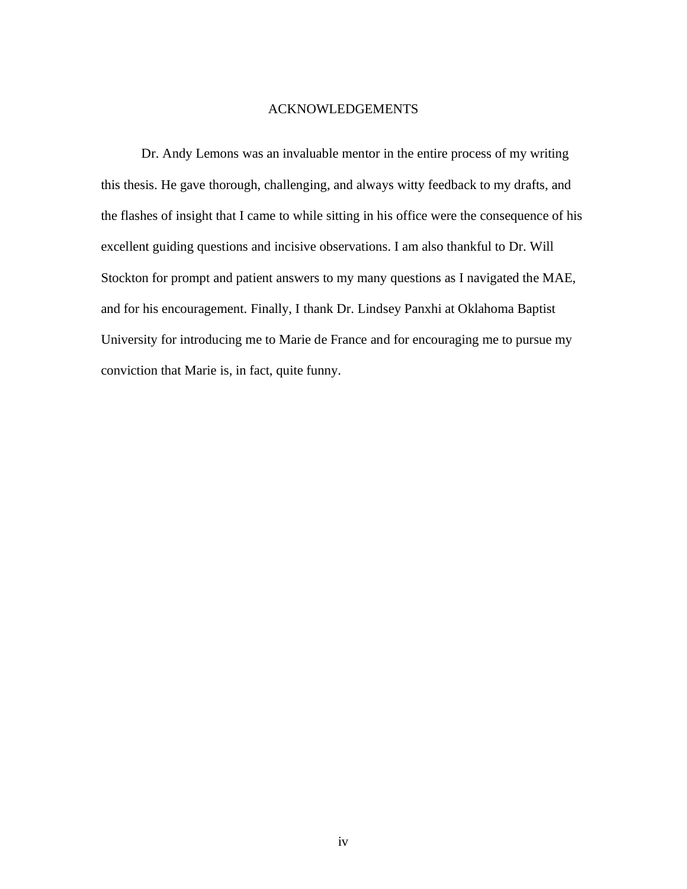# ACKNOWLEDGEMENTS

Dr. Andy Lemons was an invaluable mentor in the entire process of my writing this thesis. He gave thorough, challenging, and always witty feedback to my drafts, and the flashes of insight that I came to while sitting in his office were the consequence of his excellent guiding questions and incisive observations. I am also thankful to Dr. Will Stockton for prompt and patient answers to my many questions as I navigated the MAE, and for his encouragement. Finally, I thank Dr. Lindsey Panxhi at Oklahoma Baptist University for introducing me to Marie de France and for encouraging me to pursue my conviction that Marie is, in fact, quite funny.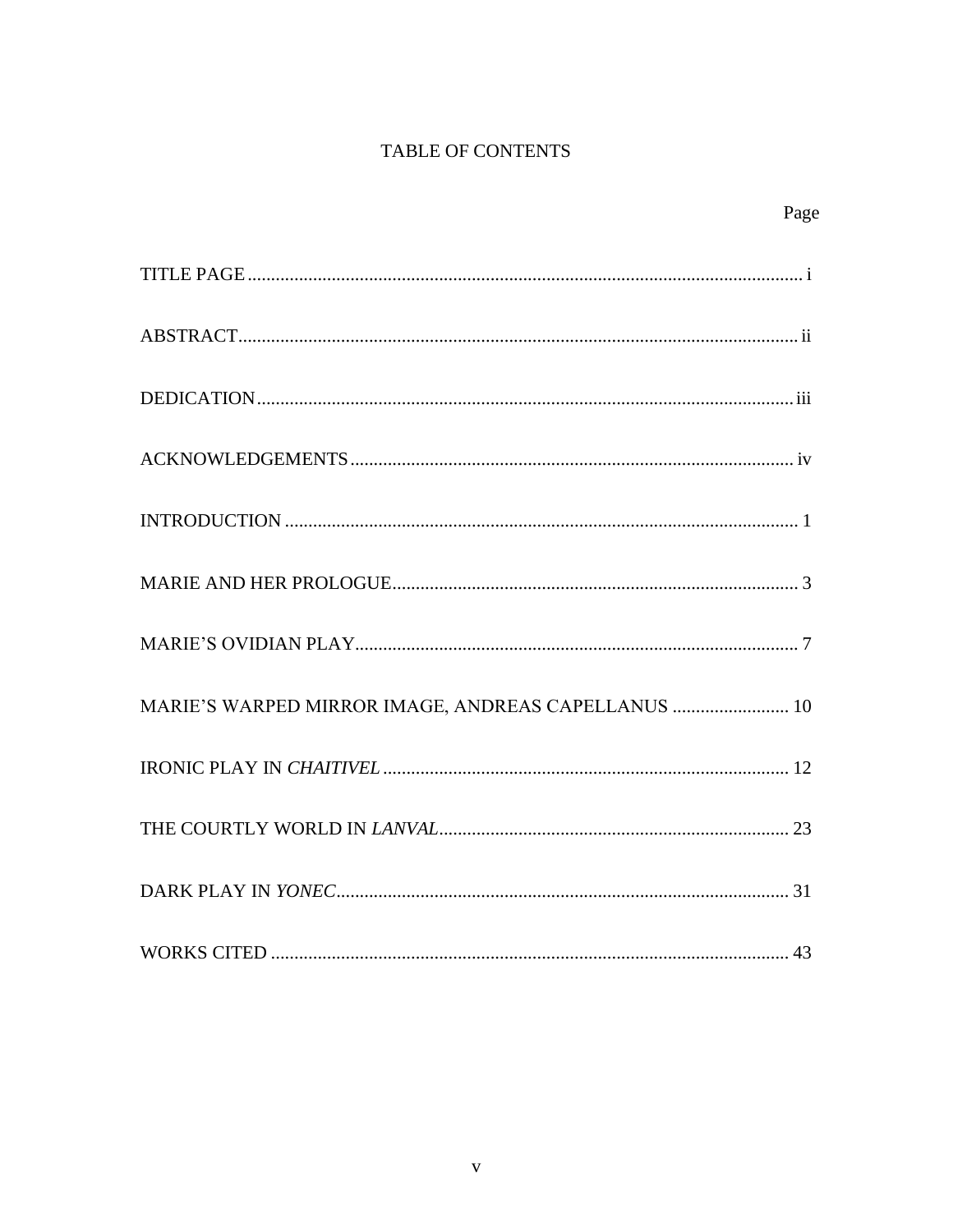# TABLE OF CONTENTS

| | Page |
|---|---|
| TITLE PAGE | i |
| ABSTRACT | ii |
| DEDICATION | iii |
| ACKNOWLEDGEMENTS | iv |
| INTRODUCTION | 1 |
| MARIE AND HER PROLOGUE | 3 |
| MARIE'S OVIDIAN PLAY | 7 |
| MARIE'S WARPED MIRROR IMAGE, ANDREAS CAPELLANUS | 10 |
| IRONIC PLAY IN *CHAITIVEL* | 12 |
| THE COURTLY WORLD IN *LANVAL* | 23 |
| DARK PLAY IN *YONEC* | 31 |
| WORKS CITED | 43 |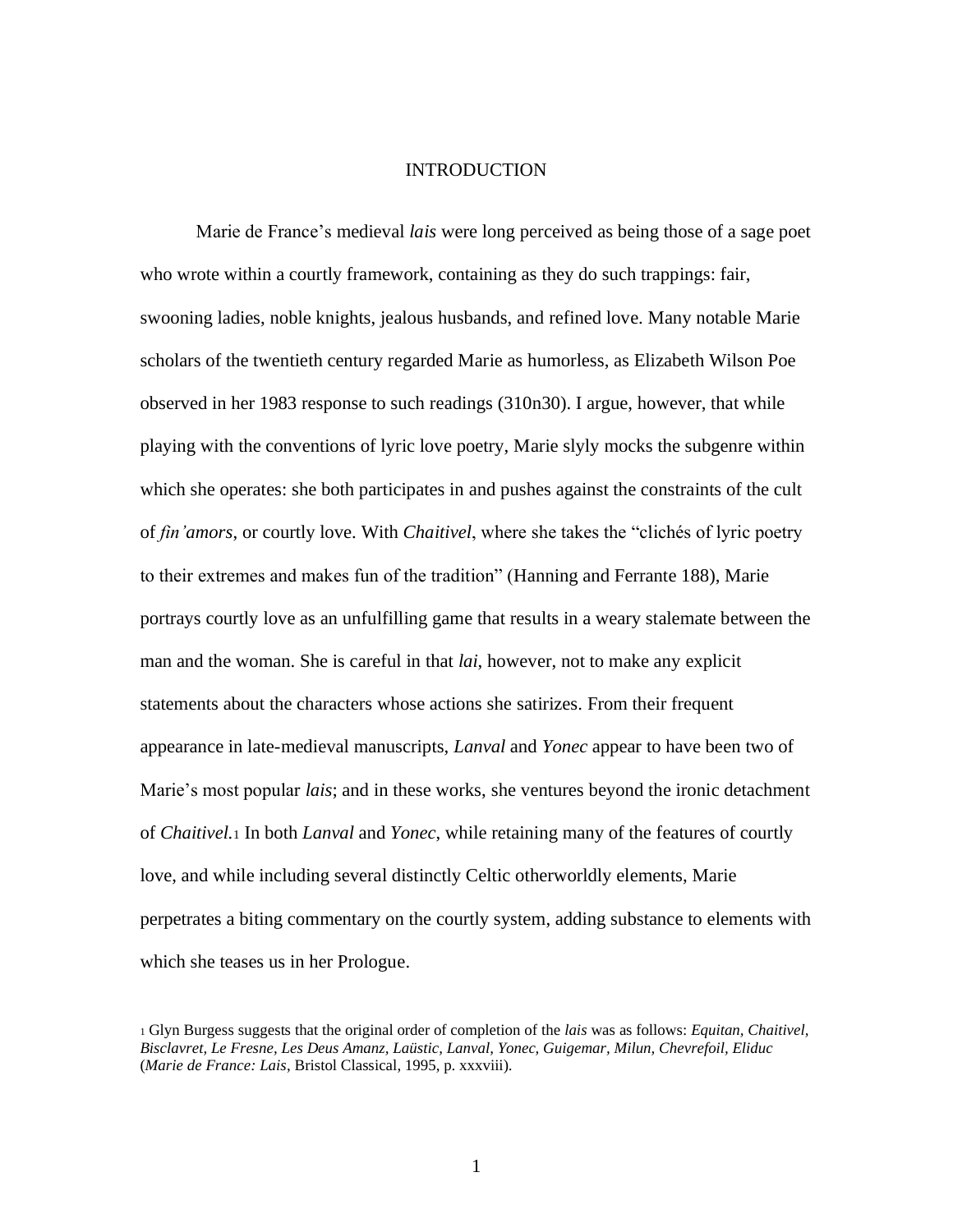# INTRODUCTION

Marie de France's medieval *lais* were long perceived as being those of a sage poet who wrote within a courtly framework, containing as they do such trappings: fair, swooning ladies, noble knights, jealous husbands, and refined love. Many notable Marie scholars of the twentieth century regarded Marie as humorless, as Elizabeth Wilson Poe observed in her 1983 response to such readings (310n30). I argue, however, that while playing with the conventions of lyric love poetry, Marie slyly mocks the subgenre within which she operates: she both participates in and pushes against the constraints of the cult of *fin'amors*, or courtly love. With *Chaitivel*, where she takes the "clichés of lyric poetry to their extremes and makes fun of the tradition" (Hanning and Ferrante 188), Marie portrays courtly love as an unfulfilling game that results in a weary stalemate between the man and the woman. She is careful in that *lai*, however, not to make any explicit statements about the characters whose actions she satirizes. From their frequent appearance in late-medieval manuscripts, *Lanval* and *Yonec* appear to have been two of Marie's most popular *lais*; and in these works, she ventures beyond the ironic detachment of *Chaitivel.*[1] In both *Lanval* and *Yonec*, while retaining many of the features of courtly love, and while including several distinctly Celtic otherworldly elements, Marie perpetrates a biting commentary on the courtly system, adding substance to elements with which she teases us in her Prologue.

[1] Glyn Burgess suggests that the original order of completion of the *lais* was as follows: *Equitan, Chaitivel, Bisclavret, Le Fresne, Les Deus Amanz, Laüstic, Lanval, Yonec, Guigemar, Milun, Chevrefoil, Eliduc* (*Marie de France: Lais*, Bristol Classical, 1995, p. xxxviii).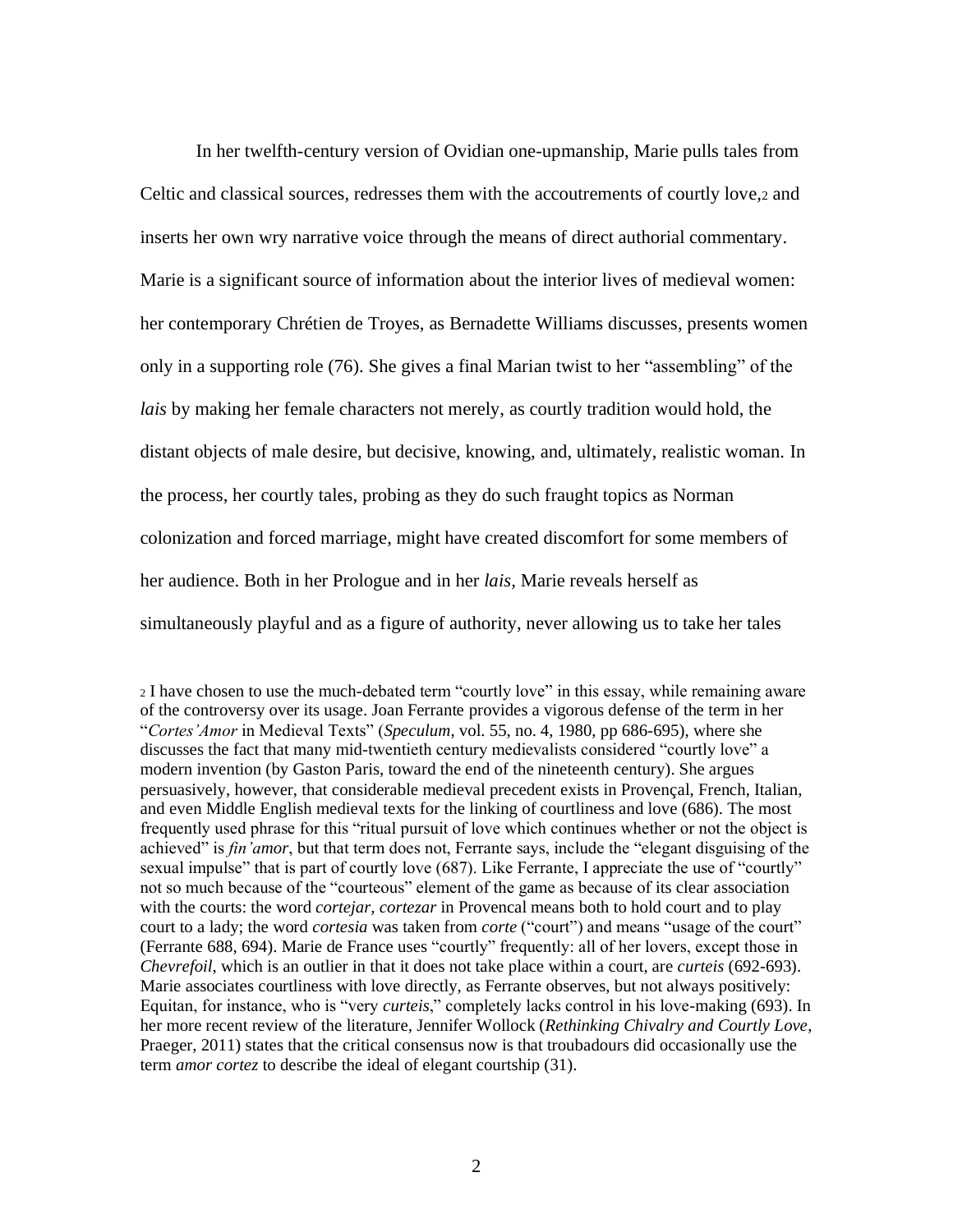In her twelfth-century version of Ovidian one-upmanship, Marie pulls tales from Celtic and classical sources, redresses them with the accoutrements of courtly love,[2] and inserts her own wry narrative voice through the means of direct authorial commentary. Marie is a significant source of information about the interior lives of medieval women: her contemporary Chrétien de Troyes, as Bernadette Williams discusses, presents women only in a supporting role (76). She gives a final Marian twist to her "assembling" of the *lais* by making her female characters not merely, as courtly tradition would hold, the distant objects of male desire, but decisive, knowing, and, ultimately, realistic woman. In the process, her courtly tales, probing as they do such fraught topics as Norman colonization and forced marriage, might have created discomfort for some members of her audience. Both in her Prologue and in her *lais,* Marie reveals herself as simultaneously playful and as a figure of authority, never allowing us to take her tales

[2] I have chosen to use the much-debated term "courtly love" in this essay, while remaining aware of the controversy over its usage. Joan Ferrante provides a vigorous defense of the term in her "*Cortes'Amor* in Medieval Texts" (*Speculum*, vol. 55, no. 4, 1980, pp 686-695), where she discusses the fact that many mid-twentieth century medievalists considered "courtly love" a modern invention (by Gaston Paris, toward the end of the nineteenth century). She argues persuasively, however, that considerable medieval precedent exists in Provençal, French, Italian, and even Middle English medieval texts for the linking of courtliness and love (686). The most frequently used phrase for this "ritual pursuit of love which continues whether or not the object is achieved" is *fin'amor*, but that term does not, Ferrante says, include the "elegant disguising of the sexual impulse" that is part of courtly love (687). Like Ferrante, I appreciate the use of "courtly" not so much because of the "courteous" element of the game as because of its clear association with the courts: the word *cortejar, cortezar* in Provencal means both to hold court and to play court to a lady; the word *cortesia* was taken from *corte* ("court") and means "usage of the court" (Ferrante 688, 694). Marie de France uses "courtly" frequently: all of her lovers, except those in *Chevrefoil*, which is an outlier in that it does not take place within a court, are *curteis* (692-693). Marie associates courtliness with love directly, as Ferrante observes, but not always positively: Equitan, for instance, who is "very *curteis*," completely lacks control in his love-making (693). In her more recent review of the literature, Jennifer Wollock (*Rethinking Chivalry and Courtly Love*, Praeger, 2011) states that the critical consensus now is that troubadours did occasionally use the term *amor cortez* to describe the ideal of elegant courtship (31).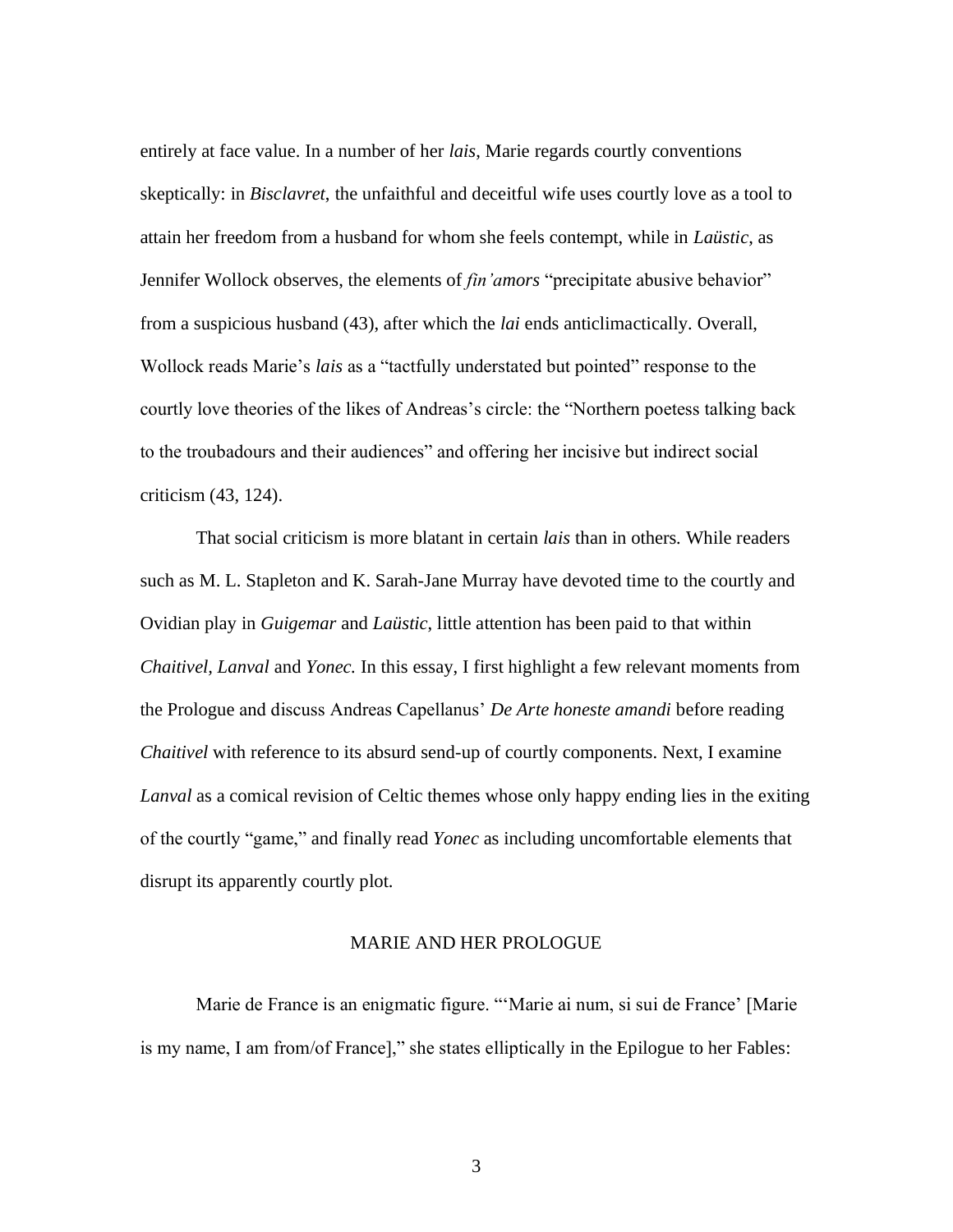entirely at face value. In a number of her *lais*, Marie regards courtly conventions skeptically: in *Bisclavret*, the unfaithful and deceitful wife uses courtly love as a tool to attain her freedom from a husband for whom she feels contempt, while in *Laüstic*, as Jennifer Wollock observes, the elements of *fin'amors* "precipitate abusive behavior" from a suspicious husband (43), after which the *lai* ends anticlimactically. Overall, Wollock reads Marie's *lais* as a "tactfully understated but pointed" response to the courtly love theories of the likes of Andreas's circle: the "Northern poetess talking back to the troubadours and their audiences" and offering her incisive but indirect social criticism (43, 124).

That social criticism is more blatant in certain *lais* than in others. While readers such as M. L. Stapleton and K. Sarah-Jane Murray have devoted time to the courtly and Ovidian play in *Guigemar* and *Laüstic*, little attention has been paid to that within *Chaitivel, Lanval* and *Yonec.* In this essay, I first highlight a few relevant moments from the Prologue and discuss Andreas Capellanus' *De Arte honeste amandi* before reading *Chaitivel* with reference to its absurd send-up of courtly components. Next, I examine *Lanval* as a comical revision of Celtic themes whose only happy ending lies in the exiting of the courtly "game," and finally read *Yonec* as including uncomfortable elements that disrupt its apparently courtly plot.

## MARIE AND HER PROLOGUE

Marie de France is an enigmatic figure. "'Marie ai num, si sui de France' [Marie is my name, I am from/of France]," she states elliptically in the Epilogue to her Fables: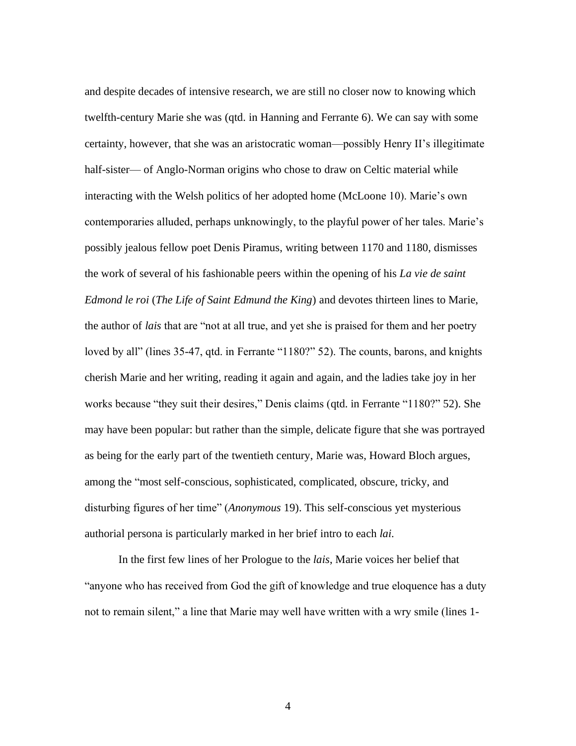and despite decades of intensive research, we are still no closer now to knowing which twelfth-century Marie she was (qtd. in Hanning and Ferrante 6). We can say with some certainty, however, that she was an aristocratic woman—possibly Henry II's illegitimate half-sister— of Anglo-Norman origins who chose to draw on Celtic material while interacting with the Welsh politics of her adopted home (McLoone 10). Marie's own contemporaries alluded, perhaps unknowingly, to the playful power of her tales. Marie's possibly jealous fellow poet Denis Piramus, writing between 1170 and 1180, dismisses the work of several of his fashionable peers within the opening of his *La vie de saint Edmond le roi* (*The Life of Saint Edmund the King*) and devotes thirteen lines to Marie, the author of *lais* that are "not at all true, and yet she is praised for them and her poetry loved by all" (lines 35-47, qtd. in Ferrante "1180?" 52). The counts, barons, and knights cherish Marie and her writing, reading it again and again, and the ladies take joy in her works because "they suit their desires," Denis claims (qtd. in Ferrante "1180?" 52). She may have been popular: but rather than the simple, delicate figure that she was portrayed as being for the early part of the twentieth century, Marie was, Howard Bloch argues, among the "most self-conscious, sophisticated, complicated, obscure, tricky, and disturbing figures of her time" (*Anonymous* 19). This self-conscious yet mysterious authorial persona is particularly marked in her brief intro to each *lai*.

In the first few lines of her Prologue to the *lais*, Marie voices her belief that "anyone who has received from God the gift of knowledge and true eloquence has a duty not to remain silent," a line that Marie may well have written with a wry smile (lines 1-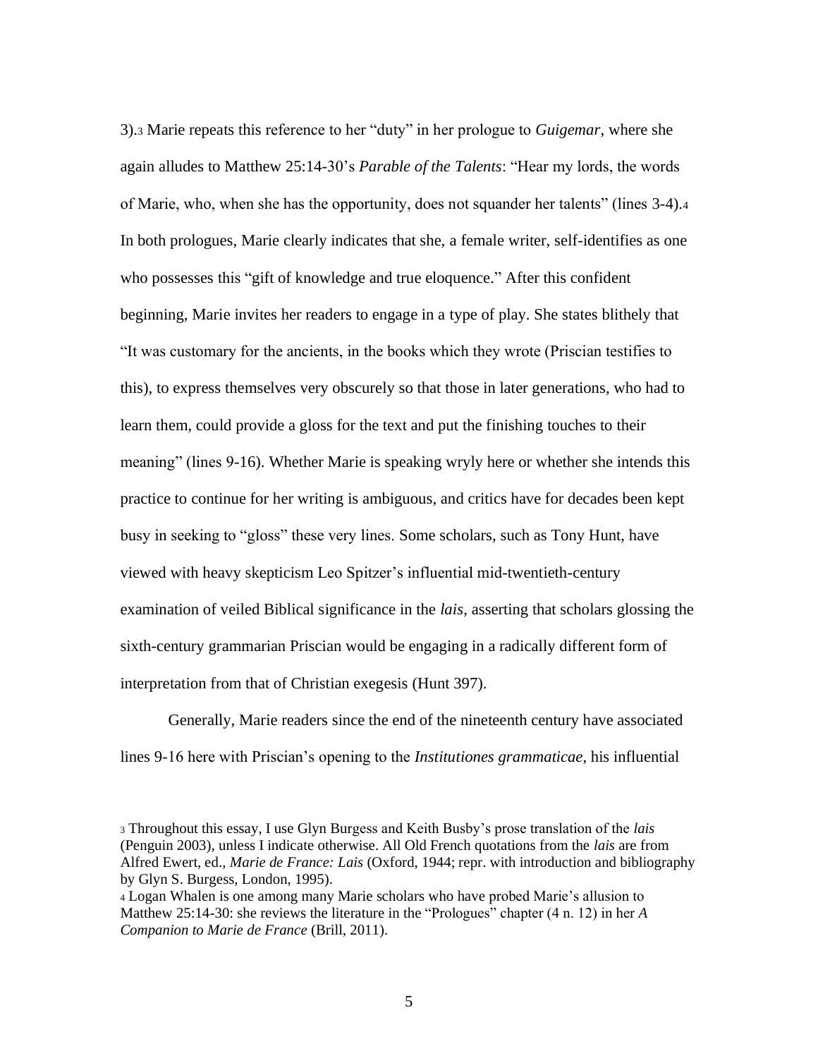3).[3] Marie repeats this reference to her "duty" in her prologue to *Guigemar*, where she again alludes to Matthew 25:14-30's *Parable of the Talents*: "Hear my lords, the words of Marie, who, when she has the opportunity, does not squander her talents" (lines 3-4).[4] In both prologues, Marie clearly indicates that she, a female writer, self-identifies as one who possesses this "gift of knowledge and true eloquence." After this confident beginning, Marie invites her readers to engage in a type of play. She states blithely that "It was customary for the ancients, in the books which they wrote (Priscian testifies to this), to express themselves very obscurely so that those in later generations, who had to learn them, could provide a gloss for the text and put the finishing touches to their meaning" (lines 9-16). Whether Marie is speaking wryly here or whether she intends this practice to continue for her writing is ambiguous, and critics have for decades been kept busy in seeking to "gloss" these very lines. Some scholars, such as Tony Hunt, have viewed with heavy skepticism Leo Spitzer's influential mid-twentieth-century examination of veiled Biblical significance in the *lais*, asserting that scholars glossing the sixth-century grammarian Priscian would be engaging in a radically different form of interpretation from that of Christian exegesis (Hunt 397).

Generally, Marie readers since the end of the nineteenth century have associated lines 9-16 here with Priscian's opening to the *Institutiones grammaticae*, his influential

[3] Throughout this essay, I use Glyn Burgess and Keith Busby's prose translation of the *lais* (Penguin 2003), unless I indicate otherwise. All Old French quotations from the *lais* are from Alfred Ewert, ed., *Marie de France: Lais* (Oxford, 1944; repr. with introduction and bibliography by Glyn S. Burgess, London, 1995).

[4] Logan Whalen is one among many Marie scholars who have probed Marie's allusion to Matthew 25:14-30: she reviews the literature in the "Prologues" chapter (4 n. 12) in her *A Companion to Marie de France* (Brill, 2011).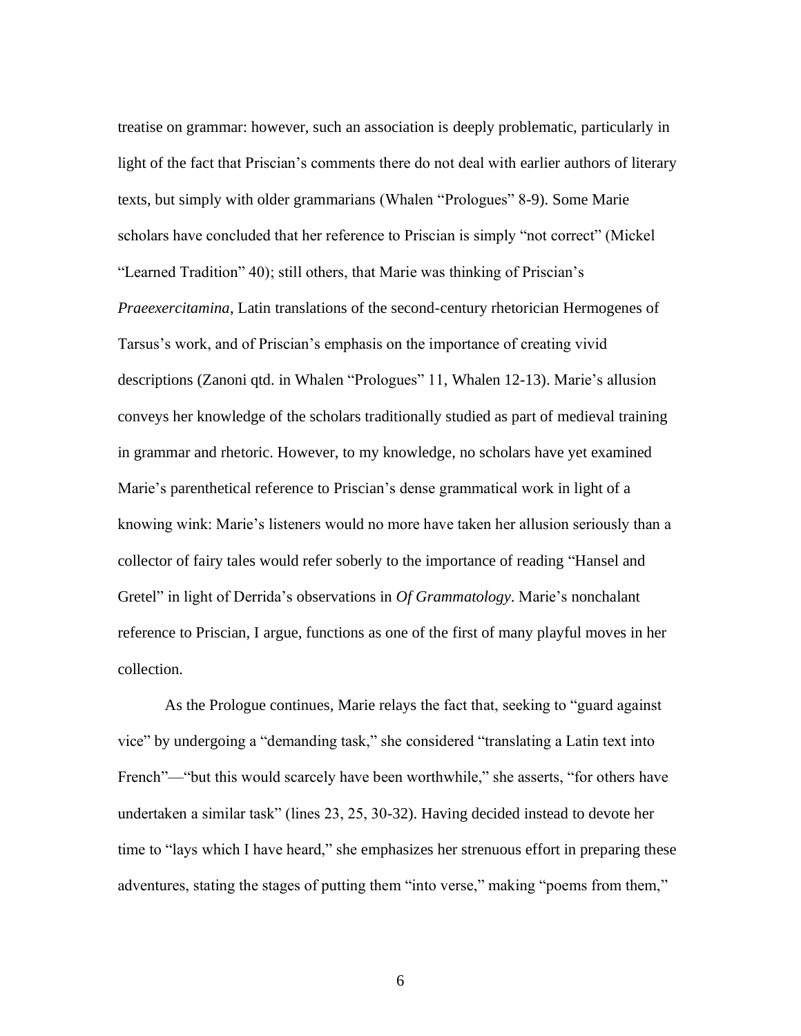treatise on grammar: however, such an association is deeply problematic, particularly in light of the fact that Priscian's comments there do not deal with earlier authors of literary texts, but simply with older grammarians (Whalen "Prologues" 8-9). Some Marie scholars have concluded that her reference to Priscian is simply "not correct" (Mickel "Learned Tradition" 40); still others, that Marie was thinking of Priscian's *Praeexercitamina*, Latin translations of the second-century rhetorician Hermogenes of Tarsus's work, and of Priscian's emphasis on the importance of creating vivid descriptions (Zanoni qtd. in Whalen "Prologues" 11, Whalen 12-13). Marie's allusion conveys her knowledge of the scholars traditionally studied as part of medieval training in grammar and rhetoric. However, to my knowledge, no scholars have yet examined Marie's parenthetical reference to Priscian's dense grammatical work in light of a knowing wink: Marie's listeners would no more have taken her allusion seriously than a collector of fairy tales would refer soberly to the importance of reading "Hansel and Gretel" in light of Derrida's observations in *Of Grammatology*. Marie's nonchalant reference to Priscian, I argue, functions as one of the first of many playful moves in her collection.

As the Prologue continues, Marie relays the fact that, seeking to "guard against vice" by undergoing a "demanding task," she considered "translating a Latin text into French"—"but this would scarcely have been worthwhile," she asserts, "for others have undertaken a similar task" (lines 23, 25, 30-32). Having decided instead to devote her time to "lays which I have heard," she emphasizes her strenuous effort in preparing these adventures, stating the stages of putting them "into verse," making "poems from them,"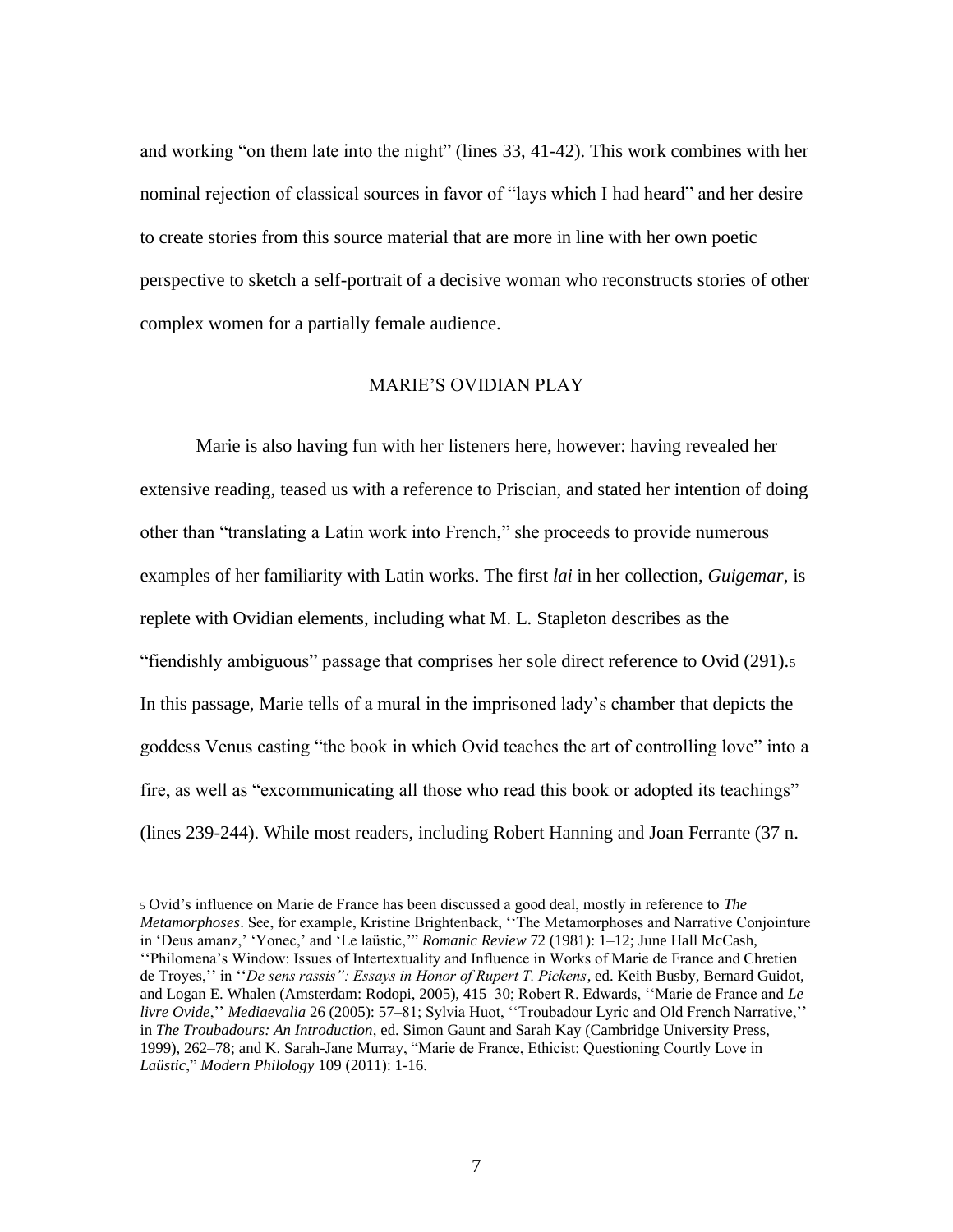and working "on them late into the night" (lines 33, 41-42). This work combines with her nominal rejection of classical sources in favor of "lays which I had heard" and her desire to create stories from this source material that are more in line with her own poetic perspective to sketch a self-portrait of a decisive woman who reconstructs stories of other complex women for a partially female audience.

## MARIE'S OVIDIAN PLAY

Marie is also having fun with her listeners here, however: having revealed her extensive reading, teased us with a reference to Priscian, and stated her intention of doing other than "translating a Latin work into French," she proceeds to provide numerous examples of her familiarity with Latin works. The first *lai* in her collection, *Guigemar*, is replete with Ovidian elements, including what M. L. Stapleton describes as the "fiendishly ambiguous" passage that comprises her sole direct reference to Ovid (291).[5] In this passage, Marie tells of a mural in the imprisoned lady's chamber that depicts the goddess Venus casting "the book in which Ovid teaches the art of controlling love" into a fire, as well as "excommunicating all those who read this book or adopted its teachings" (lines 239-244). While most readers, including Robert Hanning and Joan Ferrante (37 n.

[5] Ovid's influence on Marie de France has been discussed a good deal, mostly in reference to *The Metamorphoses*. See, for example, Kristine Brightenback, ''The Metamorphoses and Narrative Conjointure in 'Deus amanz,' 'Yonec,' and 'Le laüstic,'" *Romanic Review* 72 (1981): 1–12; June Hall McCash, ''Philomena's Window: Issues of Intertextuality and Influence in Works of Marie de France and Chretien de Troyes,'' in ''*De sens rassis": Essays in Honor of Rupert T. Pickens*, ed. Keith Busby, Bernard Guidot, and Logan E. Whalen (Amsterdam: Rodopi, 2005), 415–30; Robert R. Edwards, ''Marie de France and *Le livre Ovide*,'' *Mediaevalia* 26 (2005): 57–81; Sylvia Huot, ''Troubadour Lyric and Old French Narrative,'' in *The Troubadours: An Introduction*, ed. Simon Gaunt and Sarah Kay (Cambridge University Press, 1999), 262–78; and K. Sarah-Jane Murray, "Marie de France, Ethicist: Questioning Courtly Love in *Laüstic*," *Modern Philology* 109 (2011): 1-16.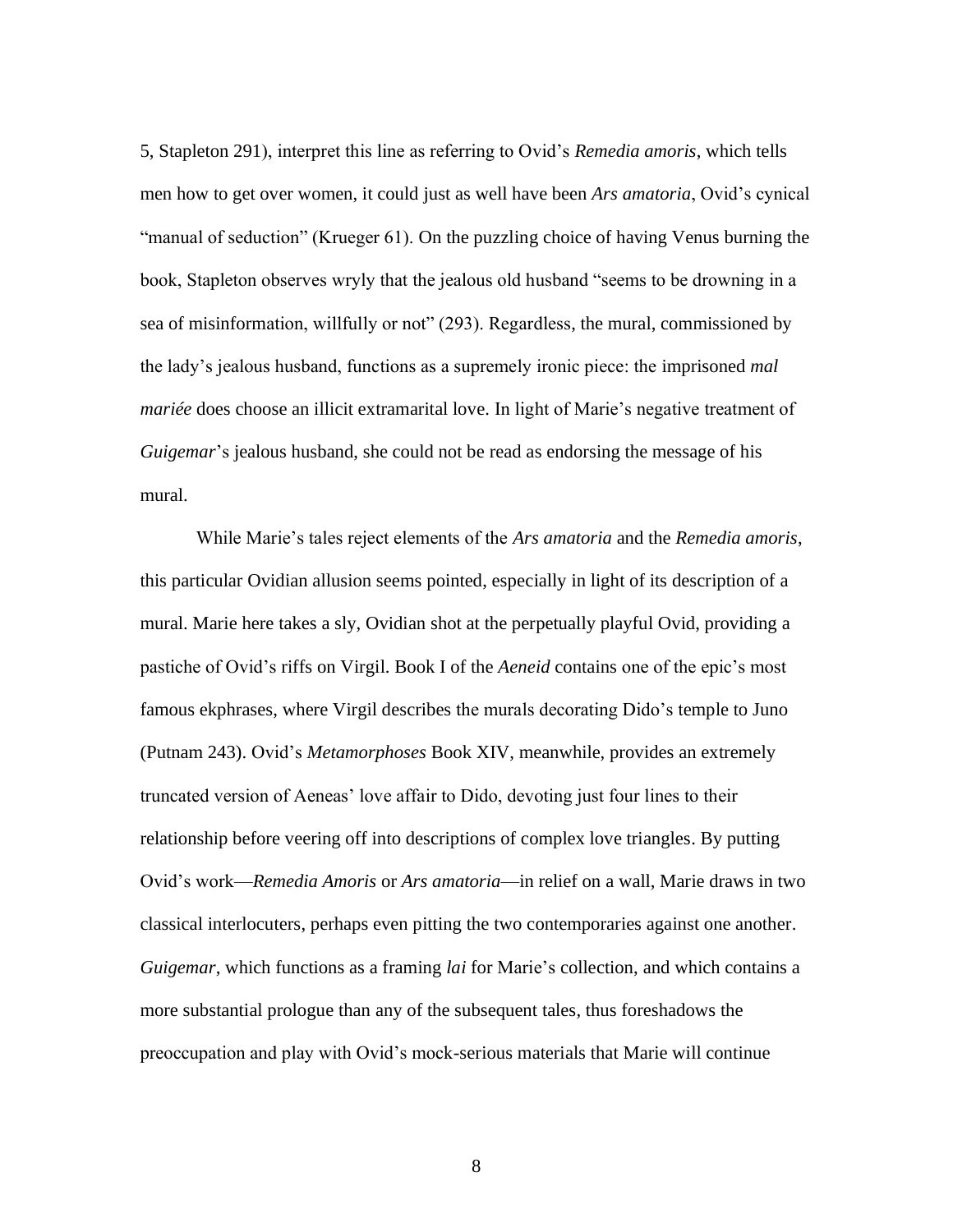5, Stapleton 291), interpret this line as referring to Ovid's *Remedia amoris*, which tells men how to get over women, it could just as well have been *Ars amatoria*, Ovid's cynical "manual of seduction" (Krueger 61). On the puzzling choice of having Venus burning the book, Stapleton observes wryly that the jealous old husband "seems to be drowning in a sea of misinformation, willfully or not" (293). Regardless, the mural, commissioned by the lady's jealous husband, functions as a supremely ironic piece: the imprisoned *mal mariée* does choose an illicit extramarital love. In light of Marie's negative treatment of *Guigemar*'s jealous husband, she could not be read as endorsing the message of his mural.

While Marie's tales reject elements of the *Ars amatoria* and the *Remedia amoris*, this particular Ovidian allusion seems pointed, especially in light of its description of a mural. Marie here takes a sly, Ovidian shot at the perpetually playful Ovid, providing a pastiche of Ovid's riffs on Virgil. Book I of the *Aeneid* contains one of the epic's most famous ekphrases, where Virgil describes the murals decorating Dido's temple to Juno (Putnam 243). Ovid's *Metamorphoses* Book XIV, meanwhile, provides an extremely truncated version of Aeneas' love affair to Dido, devoting just four lines to their relationship before veering off into descriptions of complex love triangles. By putting Ovid's work—*Remedia Amoris* or *Ars amatoria*—in relief on a wall, Marie draws in two classical interlocuters, perhaps even pitting the two contemporaries against one another. *Guigemar*, which functions as a framing *lai* for Marie's collection, and which contains a more substantial prologue than any of the subsequent tales, thus foreshadows the preoccupation and play with Ovid's mock-serious materials that Marie will continue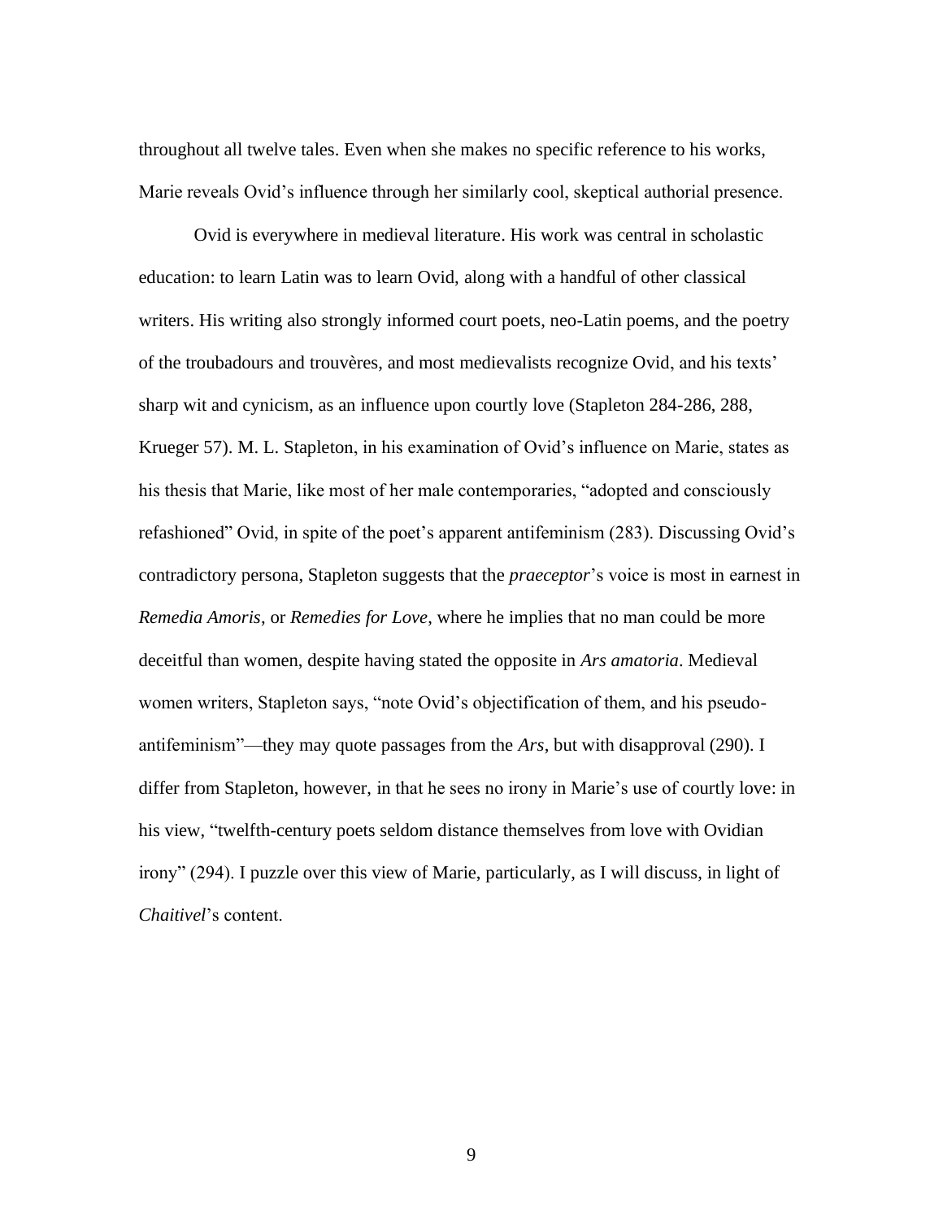throughout all twelve tales. Even when she makes no specific reference to his works, Marie reveals Ovid's influence through her similarly cool, skeptical authorial presence.

Ovid is everywhere in medieval literature. His work was central in scholastic education: to learn Latin was to learn Ovid, along with a handful of other classical writers. His writing also strongly informed court poets, neo-Latin poems, and the poetry of the troubadours and trouvères, and most medievalists recognize Ovid, and his texts' sharp wit and cynicism, as an influence upon courtly love (Stapleton 284-286, 288, Krueger 57). M. L. Stapleton, in his examination of Ovid's influence on Marie, states as his thesis that Marie, like most of her male contemporaries, "adopted and consciously refashioned" Ovid, in spite of the poet's apparent antifeminism (283). Discussing Ovid's contradictory persona, Stapleton suggests that the *praeceptor*'s voice is most in earnest in *Remedia Amoris*, or *Remedies for Love*, where he implies that no man could be more deceitful than women, despite having stated the opposite in *Ars amatoria*. Medieval women writers, Stapleton says, "note Ovid's objectification of them, and his pseudo-antifeminism"—they may quote passages from the *Ars*, but with disapproval (290). I differ from Stapleton, however, in that he sees no irony in Marie's use of courtly love: in his view, "twelfth-century poets seldom distance themselves from love with Ovidian irony" (294). I puzzle over this view of Marie, particularly, as I will discuss, in light of *Chaitivel*'s content.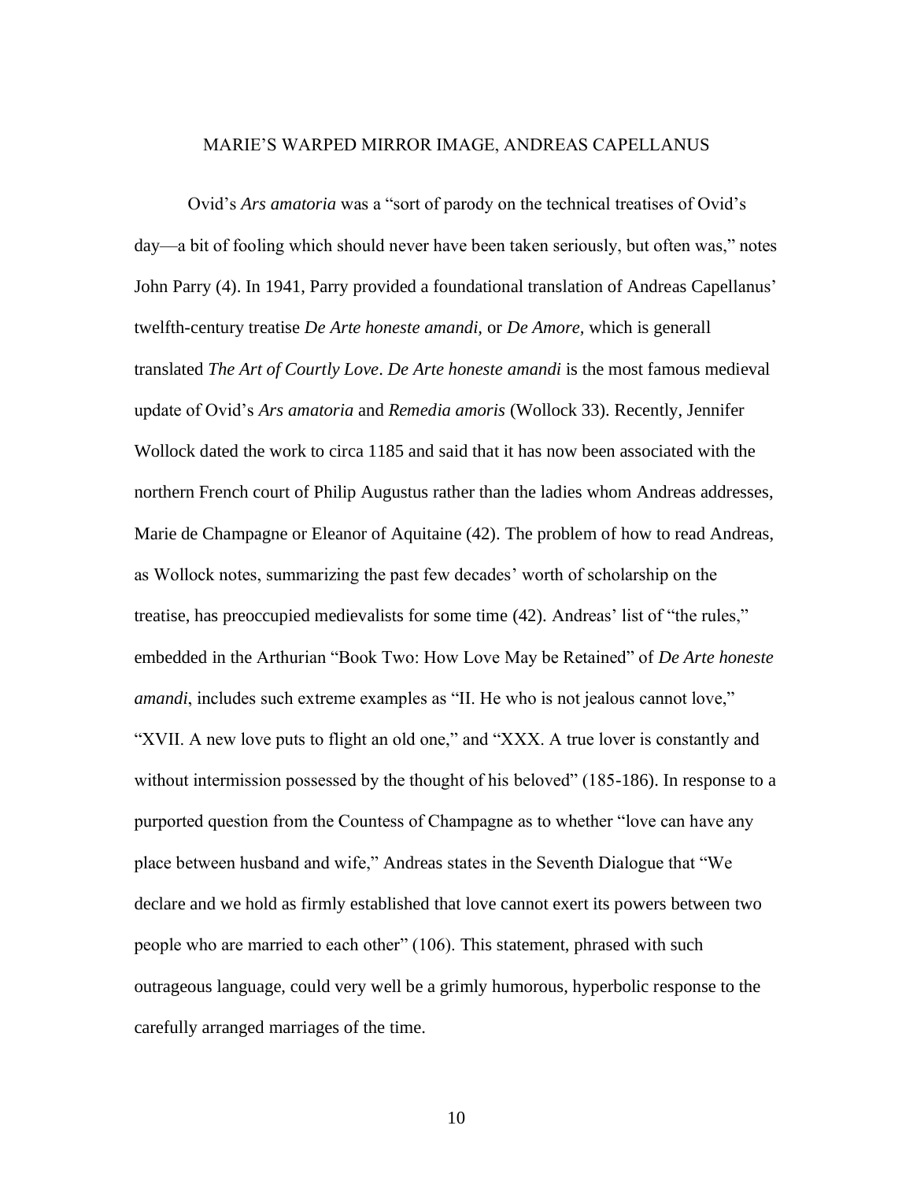## MARIE'S WARPED MIRROR IMAGE, ANDREAS CAPELLANUS

Ovid's *Ars amatoria* was a "sort of parody on the technical treatises of Ovid's day—a bit of fooling which should never have been taken seriously, but often was," notes John Parry (4). In 1941, Parry provided a foundational translation of Andreas Capellanus' twelfth-century treatise *De Arte honeste amandi*, or *De Amore*, which is generall translated *The Art of Courtly Love*. *De Arte honeste amandi* is the most famous medieval update of Ovid's *Ars amatoria* and *Remedia amoris* (Wollock 33). Recently, Jennifer Wollock dated the work to circa 1185 and said that it has now been associated with the northern French court of Philip Augustus rather than the ladies whom Andreas addresses, Marie de Champagne or Eleanor of Aquitaine (42). The problem of how to read Andreas, as Wollock notes, summarizing the past few decades' worth of scholarship on the treatise, has preoccupied medievalists for some time (42). Andreas' list of "the rules," embedded in the Arthurian "Book Two: How Love May be Retained" of *De Arte honeste amandi*, includes such extreme examples as "II. He who is not jealous cannot love," "XVII. A new love puts to flight an old one," and "XXX. A true lover is constantly and without intermission possessed by the thought of his beloved" (185-186). In response to a purported question from the Countess of Champagne as to whether "love can have any place between husband and wife," Andreas states in the Seventh Dialogue that "We declare and we hold as firmly established that love cannot exert its powers between two people who are married to each other" (106). This statement, phrased with such outrageous language, could very well be a grimly humorous, hyperbolic response to the carefully arranged marriages of the time.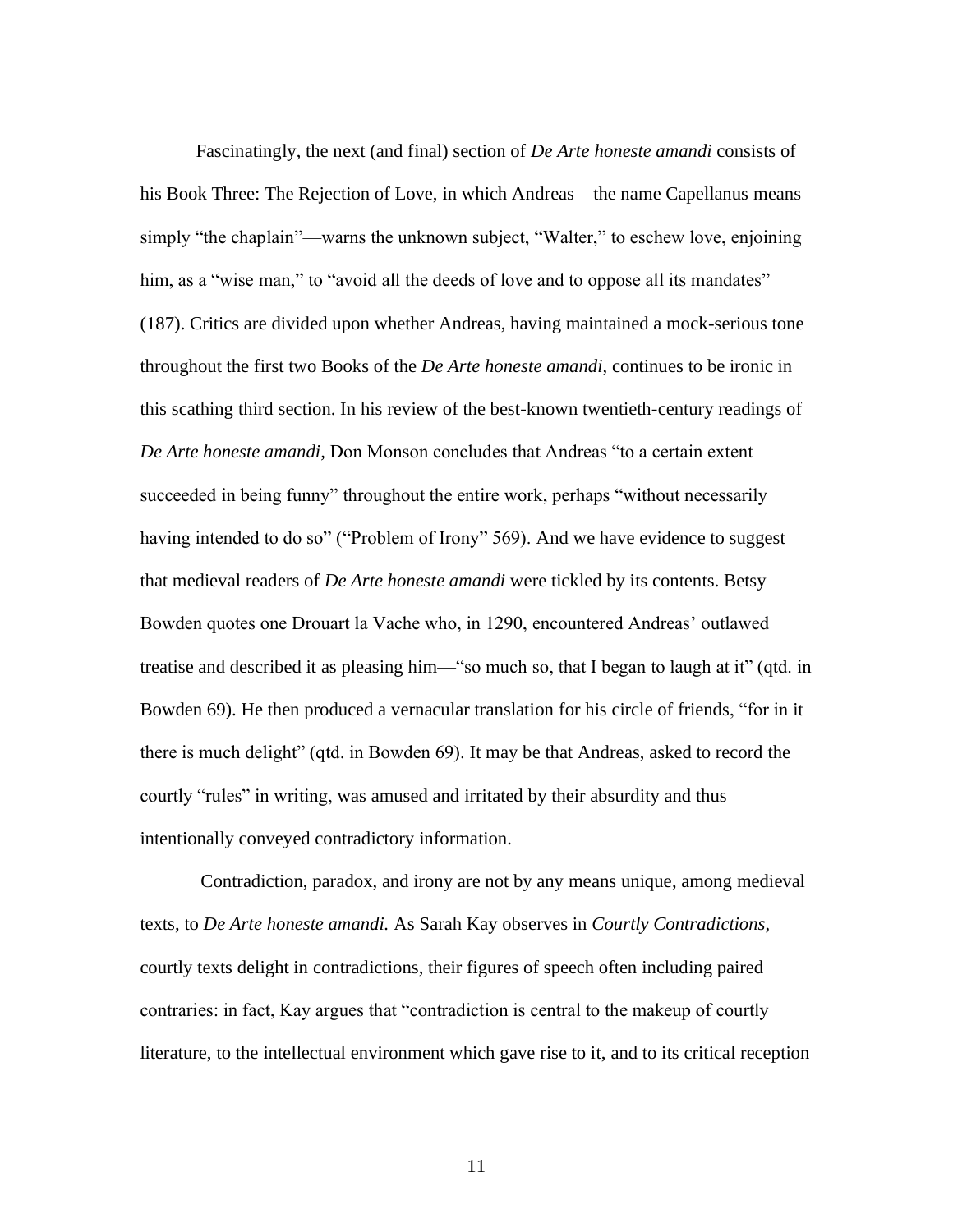Fascinatingly, the next (and final) section of *De Arte honeste amandi* consists of his Book Three: The Rejection of Love, in which Andreas—the name Capellanus means simply "the chaplain"—warns the unknown subject, "Walter," to eschew love, enjoining him, as a "wise man," to "avoid all the deeds of love and to oppose all its mandates" (187). Critics are divided upon whether Andreas, having maintained a mock-serious tone throughout the first two Books of the *De Arte honeste amandi*, continues to be ironic in this scathing third section. In his review of the best-known twentieth-century readings of *De Arte honeste amandi,* Don Monson concludes that Andreas "to a certain extent succeeded in being funny" throughout the entire work, perhaps "without necessarily having intended to do so" ("Problem of Irony" 569). And we have evidence to suggest that medieval readers of *De Arte honeste amandi* were tickled by its contents. Betsy Bowden quotes one Drouart la Vache who, in 1290, encountered Andreas' outlawed treatise and described it as pleasing him—"so much so, that I began to laugh at it" (qtd. in Bowden 69). He then produced a vernacular translation for his circle of friends, "for in it there is much delight" (qtd. in Bowden 69). It may be that Andreas, asked to record the courtly "rules" in writing, was amused and irritated by their absurdity and thus intentionally conveyed contradictory information.

Contradiction, paradox, and irony are not by any means unique, among medieval texts, to *De Arte honeste amandi.* As Sarah Kay observes in *Courtly Contradictions*, courtly texts delight in contradictions, their figures of speech often including paired contraries: in fact, Kay argues that "contradiction is central to the makeup of courtly literature, to the intellectual environment which gave rise to it, and to its critical reception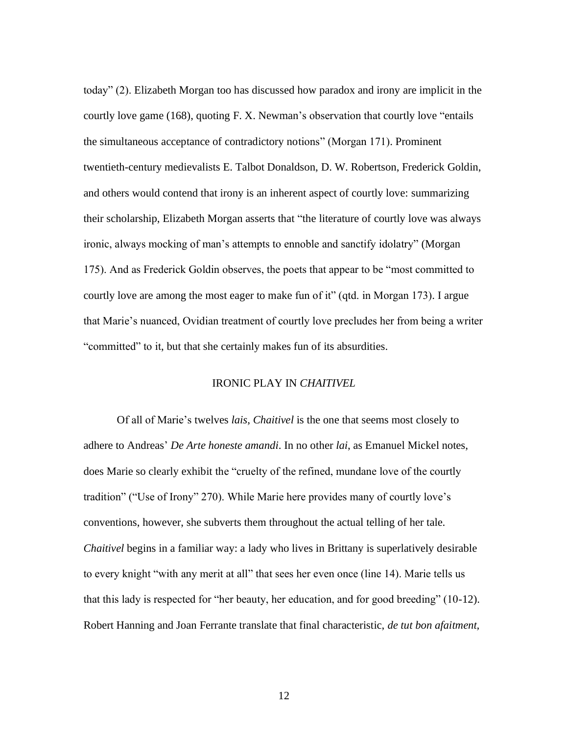today" (2). Elizabeth Morgan too has discussed how paradox and irony are implicit in the courtly love game (168), quoting F. X. Newman's observation that courtly love "entails the simultaneous acceptance of contradictory notions" (Morgan 171). Prominent twentieth-century medievalists E. Talbot Donaldson, D. W. Robertson, Frederick Goldin, and others would contend that irony is an inherent aspect of courtly love: summarizing their scholarship, Elizabeth Morgan asserts that "the literature of courtly love was always ironic, always mocking of man's attempts to ennoble and sanctify idolatry" (Morgan 175). And as Frederick Goldin observes, the poets that appear to be "most committed to courtly love are among the most eager to make fun of it" (qtd. in Morgan 173). I argue that Marie's nuanced, Ovidian treatment of courtly love precludes her from being a writer "committed" to it, but that she certainly makes fun of its absurdities.

## IRONIC PLAY IN *CHAITIVEL*

Of all of Marie's twelves *lais*, *Chaitivel* is the one that seems most closely to adhere to Andreas' *De Arte honeste amandi*. In no other *lai*, as Emanuel Mickel notes, does Marie so clearly exhibit the "cruelty of the refined, mundane love of the courtly tradition" ("Use of Irony" 270). While Marie here provides many of courtly love's conventions, however, she subverts them throughout the actual telling of her tale. *Chaitivel* begins in a familiar way: a lady who lives in Brittany is superlatively desirable to every knight "with any merit at all" that sees her even once (line 14). Marie tells us that this lady is respected for "her beauty, her education, and for good breeding" (10-12). Robert Hanning and Joan Ferrante translate that final characteristic, *de tut bon afaitment*,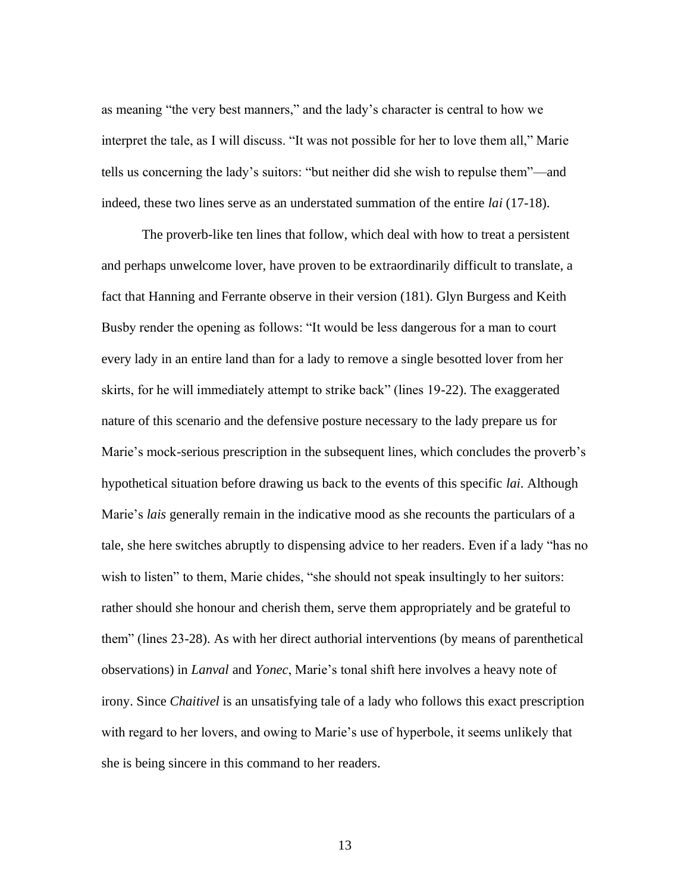as meaning "the very best manners," and the lady's character is central to how we interpret the tale, as I will discuss. "It was not possible for her to love them all," Marie tells us concerning the lady's suitors: "but neither did she wish to repulse them"—and indeed, these two lines serve as an understated summation of the entire *lai* (17-18).

The proverb-like ten lines that follow, which deal with how to treat a persistent and perhaps unwelcome lover, have proven to be extraordinarily difficult to translate, a fact that Hanning and Ferrante observe in their version (181). Glyn Burgess and Keith Busby render the opening as follows: "It would be less dangerous for a man to court every lady in an entire land than for a lady to remove a single besotted lover from her skirts, for he will immediately attempt to strike back" (lines 19-22). The exaggerated nature of this scenario and the defensive posture necessary to the lady prepare us for Marie's mock-serious prescription in the subsequent lines, which concludes the proverb's hypothetical situation before drawing us back to the events of this specific *lai*. Although Marie's *lais* generally remain in the indicative mood as she recounts the particulars of a tale, she here switches abruptly to dispensing advice to her readers. Even if a lady "has no wish to listen" to them, Marie chides, "she should not speak insultingly to her suitors: rather should she honour and cherish them, serve them appropriately and be grateful to them" (lines 23-28). As with her direct authorial interventions (by means of parenthetical observations) in *Lanval* and *Yonec*, Marie's tonal shift here involves a heavy note of irony. Since *Chaitivel* is an unsatisfying tale of a lady who follows this exact prescription with regard to her lovers, and owing to Marie's use of hyperbole, it seems unlikely that she is being sincere in this command to her readers.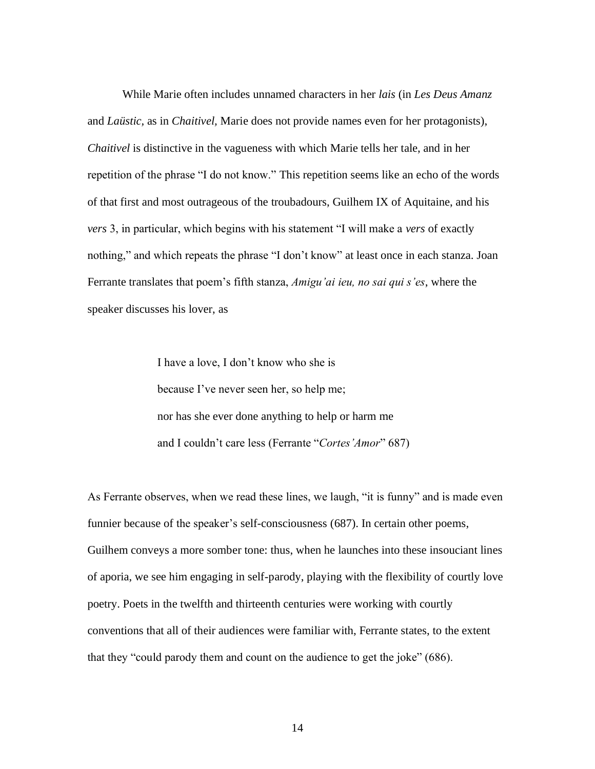While Marie often includes unnamed characters in her *lais* (in *Les Deus Amanz* and *Laüstic,* as in *Chaitivel,* Marie does not provide names even for her protagonists), *Chaitivel* is distinctive in the vagueness with which Marie tells her tale, and in her repetition of the phrase "I do not know." This repetition seems like an echo of the words of that first and most outrageous of the troubadours, Guilhem IX of Aquitaine, and his *vers* 3, in particular, which begins with his statement "I will make a *vers* of exactly nothing," and which repeats the phrase "I don't know" at least once in each stanza. Joan Ferrante translates that poem's fifth stanza, *Amigu'ai ieu, no sai qui s'es*, where the speaker discusses his lover, as

> I have a love, I don't know who she is
> because I've never seen her, so help me;
> nor has she ever done anything to help or harm me
> and I couldn't care less (Ferrante "*Cortes'Amor*" 687)

As Ferrante observes, when we read these lines, we laugh, "it is funny" and is made even funnier because of the speaker's self-consciousness (687). In certain other poems, Guilhem conveys a more somber tone: thus, when he launches into these insouciant lines of aporia, we see him engaging in self-parody, playing with the flexibility of courtly love poetry. Poets in the twelfth and thirteenth centuries were working with courtly conventions that all of their audiences were familiar with, Ferrante states, to the extent that they "could parody them and count on the audience to get the joke" (686).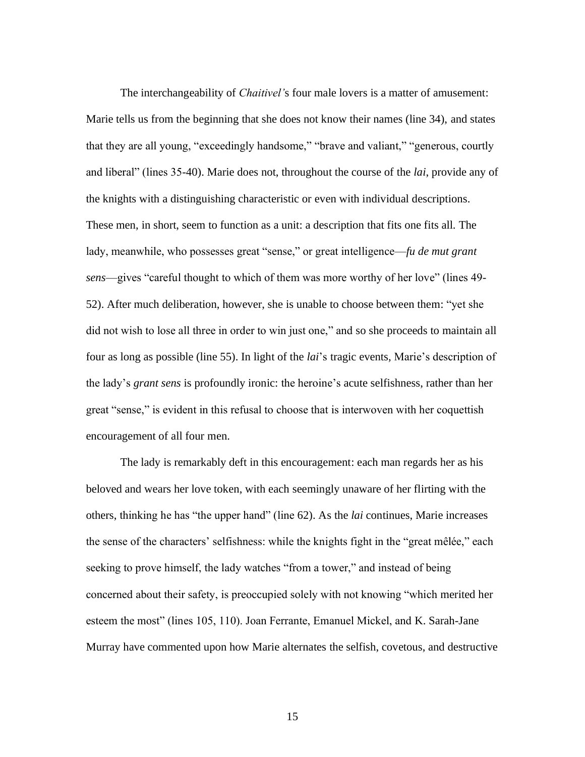The interchangeability of *Chaitivel'*s four male lovers is a matter of amusement: Marie tells us from the beginning that she does not know their names (line 34), and states that they are all young, "exceedingly handsome," "brave and valiant," "generous, courtly and liberal" (lines 35-40). Marie does not, throughout the course of the *lai*, provide any of the knights with a distinguishing characteristic or even with individual descriptions. These men, in short, seem to function as a unit: a description that fits one fits all. The lady, meanwhile, who possesses great "sense," or great intelligence—*fu de mut grant sens*—gives "careful thought to which of them was more worthy of her love" (lines 49-52). After much deliberation, however, she is unable to choose between them: "yet she did not wish to lose all three in order to win just one," and so she proceeds to maintain all four as long as possible (line 55). In light of the *lai*'s tragic events, Marie's description of the lady's *grant sens* is profoundly ironic: the heroine's acute selfishness, rather than her great "sense," is evident in this refusal to choose that is interwoven with her coquettish encouragement of all four men.

The lady is remarkably deft in this encouragement: each man regards her as his beloved and wears her love token, with each seemingly unaware of her flirting with the others, thinking he has "the upper hand" (line 62). As the *lai* continues, Marie increases the sense of the characters' selfishness: while the knights fight in the "great mêlée," each seeking to prove himself, the lady watches "from a tower," and instead of being concerned about their safety, is preoccupied solely with not knowing "which merited her esteem the most" (lines 105, 110). Joan Ferrante, Emanuel Mickel, and K. Sarah-Jane Murray have commented upon how Marie alternates the selfish, covetous, and destructive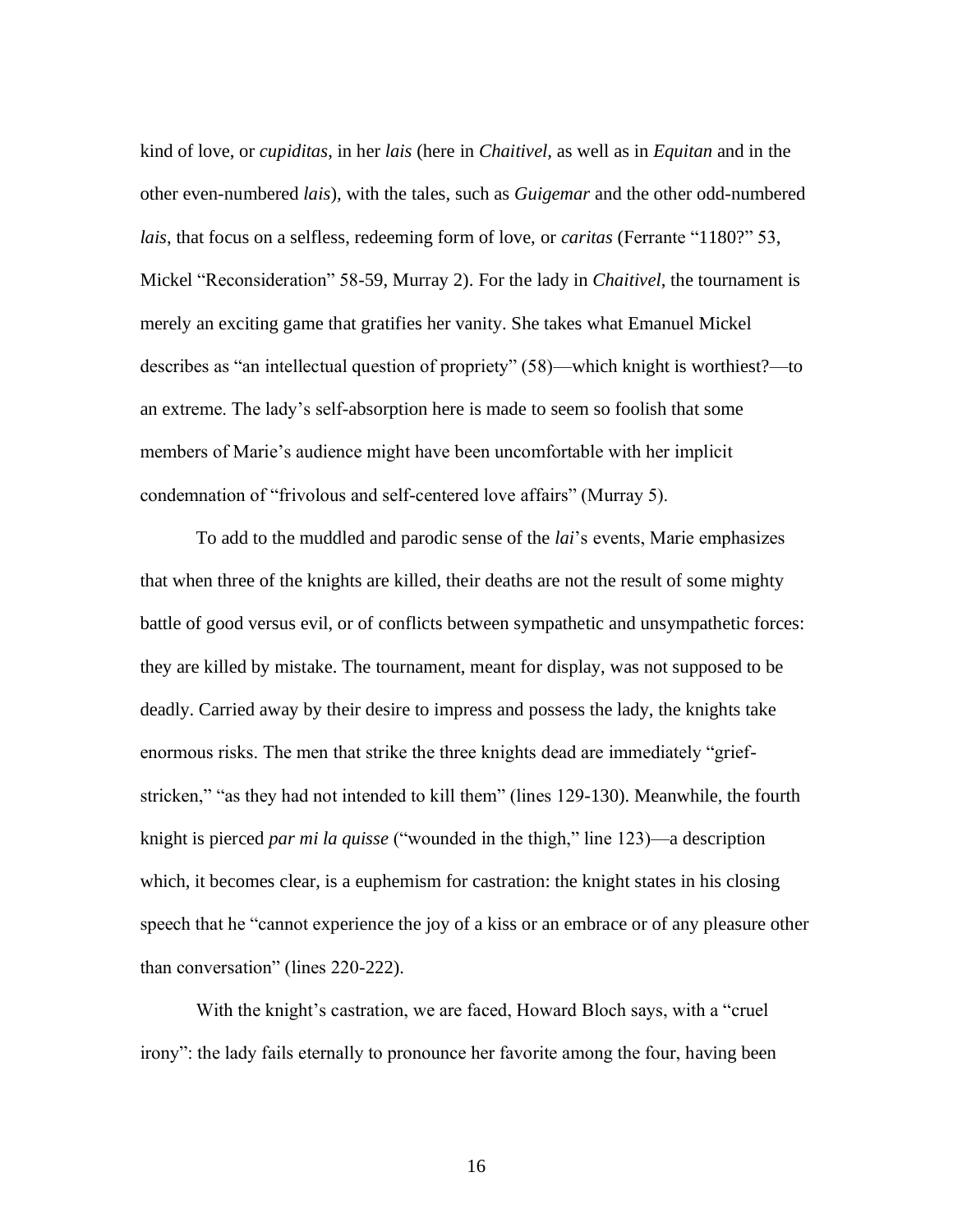kind of love, or *cupiditas*, in her *lais* (here in *Chaitivel*, as well as in *Equitan* and in the other even-numbered *lais*), with the tales, such as *Guigemar* and the other odd-numbered *lais*, that focus on a selfless, redeeming form of love, or *caritas* (Ferrante "1180?" 53, Mickel "Reconsideration" 58-59, Murray 2). For the lady in *Chaitivel*, the tournament is merely an exciting game that gratifies her vanity. She takes what Emanuel Mickel describes as "an intellectual question of propriety" (58)—which knight is worthiest?—to an extreme. The lady's self-absorption here is made to seem so foolish that some members of Marie's audience might have been uncomfortable with her implicit condemnation of "frivolous and self-centered love affairs" (Murray 5).

To add to the muddled and parodic sense of the *lai*'s events, Marie emphasizes that when three of the knights are killed, their deaths are not the result of some mighty battle of good versus evil, or of conflicts between sympathetic and unsympathetic forces: they are killed by mistake. The tournament, meant for display, was not supposed to be deadly. Carried away by their desire to impress and possess the lady, the knights take enormous risks. The men that strike the three knights dead are immediately "grief-stricken," "as they had not intended to kill them" (lines 129-130). Meanwhile, the fourth knight is pierced *par mi la quisse* ("wounded in the thigh," line 123)—a description which, it becomes clear, is a euphemism for castration: the knight states in his closing speech that he "cannot experience the joy of a kiss or an embrace or of any pleasure other than conversation" (lines 220-222).

With the knight's castration, we are faced, Howard Bloch says, with a "cruel irony": the lady fails eternally to pronounce her favorite among the four, having been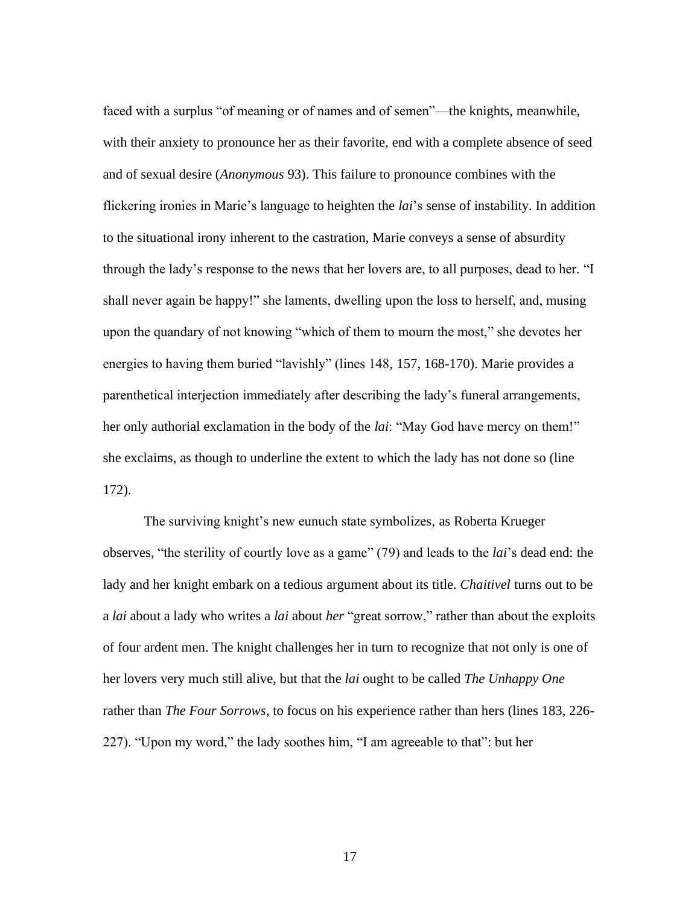faced with a surplus "of meaning or of names and of semen"—the knights, meanwhile, with their anxiety to pronounce her as their favorite, end with a complete absence of seed and of sexual desire (*Anonymous* 93). This failure to pronounce combines with the flickering ironies in Marie's language to heighten the *lai*'s sense of instability. In addition to the situational irony inherent to the castration, Marie conveys a sense of absurdity through the lady's response to the news that her lovers are, to all purposes, dead to her. "I shall never again be happy!" she laments, dwelling upon the loss to herself, and, musing upon the quandary of not knowing "which of them to mourn the most," she devotes her energies to having them buried "lavishly" (lines 148, 157, 168-170). Marie provides a parenthetical interjection immediately after describing the lady's funeral arrangements, her only authorial exclamation in the body of the *lai*: "May God have mercy on them!" she exclaims, as though to underline the extent to which the lady has not done so (line 172).

The surviving knight's new eunuch state symbolizes, as Roberta Krueger observes, "the sterility of courtly love as a game" (79) and leads to the *lai*'s dead end: the lady and her knight embark on a tedious argument about its title. *Chaitivel* turns out to be a *lai* about a lady who writes a *lai* about *her* "great sorrow," rather than about the exploits of four ardent men. The knight challenges her in turn to recognize that not only is one of her lovers very much still alive, but that the *lai* ought to be called *The Unhappy One* rather than *The Four Sorrows*, to focus on his experience rather than hers (lines 183, 226-227). "Upon my word," the lady soothes him, "I am agreeable to that": but her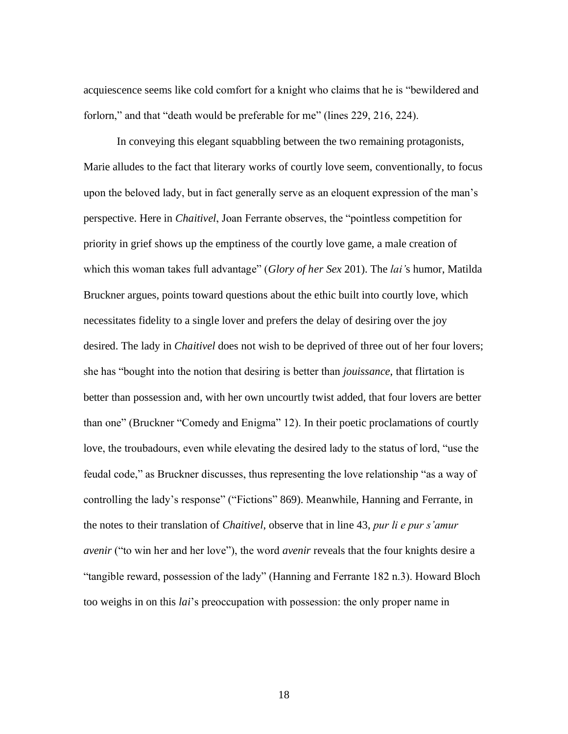acquiescence seems like cold comfort for a knight who claims that he is "bewildered and forlorn," and that "death would be preferable for me" (lines 229, 216, 224).

In conveying this elegant squabbling between the two remaining protagonists, Marie alludes to the fact that literary works of courtly love seem, conventionally, to focus upon the beloved lady, but in fact generally serve as an eloquent expression of the man's perspective. Here in *Chaitivel*, Joan Ferrante observes, the "pointless competition for priority in grief shows up the emptiness of the courtly love game, a male creation of which this woman takes full advantage" (*Glory of her Sex* 201). The *lai'*s humor, Matilda Bruckner argues, points toward questions about the ethic built into courtly love, which necessitates fidelity to a single lover and prefers the delay of desiring over the joy desired. The lady in *Chaitivel* does not wish to be deprived of three out of her four lovers; she has "bought into the notion that desiring is better than *jouissance*, that flirtation is better than possession and, with her own uncourtly twist added, that four lovers are better than one" (Bruckner "Comedy and Enigma" 12). In their poetic proclamations of courtly love, the troubadours, even while elevating the desired lady to the status of lord, "use the feudal code," as Bruckner discusses, thus representing the love relationship "as a way of controlling the lady's response" ("Fictions" 869). Meanwhile, Hanning and Ferrante, in the notes to their translation of *Chaitivel*, observe that in line 43, *pur li e pur s'amur avenir* ("to win her and her love"), the word *avenir* reveals that the four knights desire a "tangible reward, possession of the lady" (Hanning and Ferrante 182 n.3). Howard Bloch too weighs in on this *lai*'s preoccupation with possession: the only proper name in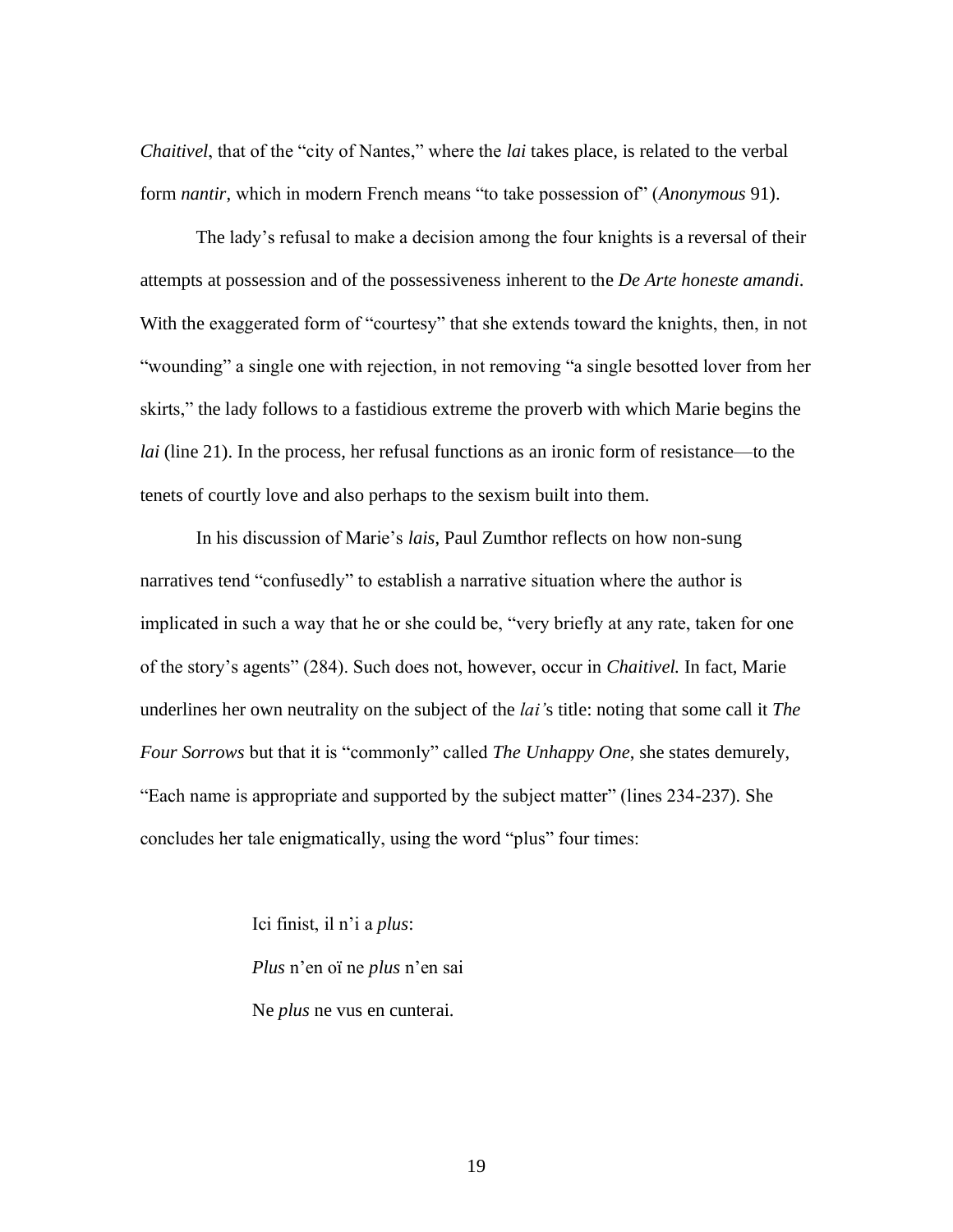*Chaitivel*, that of the "city of Nantes," where the *lai* takes place, is related to the verbal form *nantir*, which in modern French means "to take possession of" (*Anonymous* 91).

The lady's refusal to make a decision among the four knights is a reversal of their attempts at possession and of the possessiveness inherent to the *De Arte honeste amandi*. With the exaggerated form of "courtesy" that she extends toward the knights, then, in not "wounding" a single one with rejection, in not removing "a single besotted lover from her skirts," the lady follows to a fastidious extreme the proverb with which Marie begins the *lai* (line 21). In the process, her refusal functions as an ironic form of resistance—to the tenets of courtly love and also perhaps to the sexism built into them.

In his discussion of Marie's *lais*, Paul Zumthor reflects on how non-sung narratives tend "confusedly" to establish a narrative situation where the author is implicated in such a way that he or she could be, "very briefly at any rate, taken for one of the story's agents" (284). Such does not, however, occur in *Chaitivel.* In fact, Marie underlines her own neutrality on the subject of the *lai'*s title: noting that some call it *The Four Sorrows* but that it is "commonly" called *The Unhappy One*, she states demurely, "Each name is appropriate and supported by the subject matter" (lines 234-237). She concludes her tale enigmatically, using the word "plus" four times:

> Ici finist, il n'i a *plus*:
>
> *Plus* n'en oï ne *plus* n'en sai
>
> Ne *plus* ne vus en cunterai.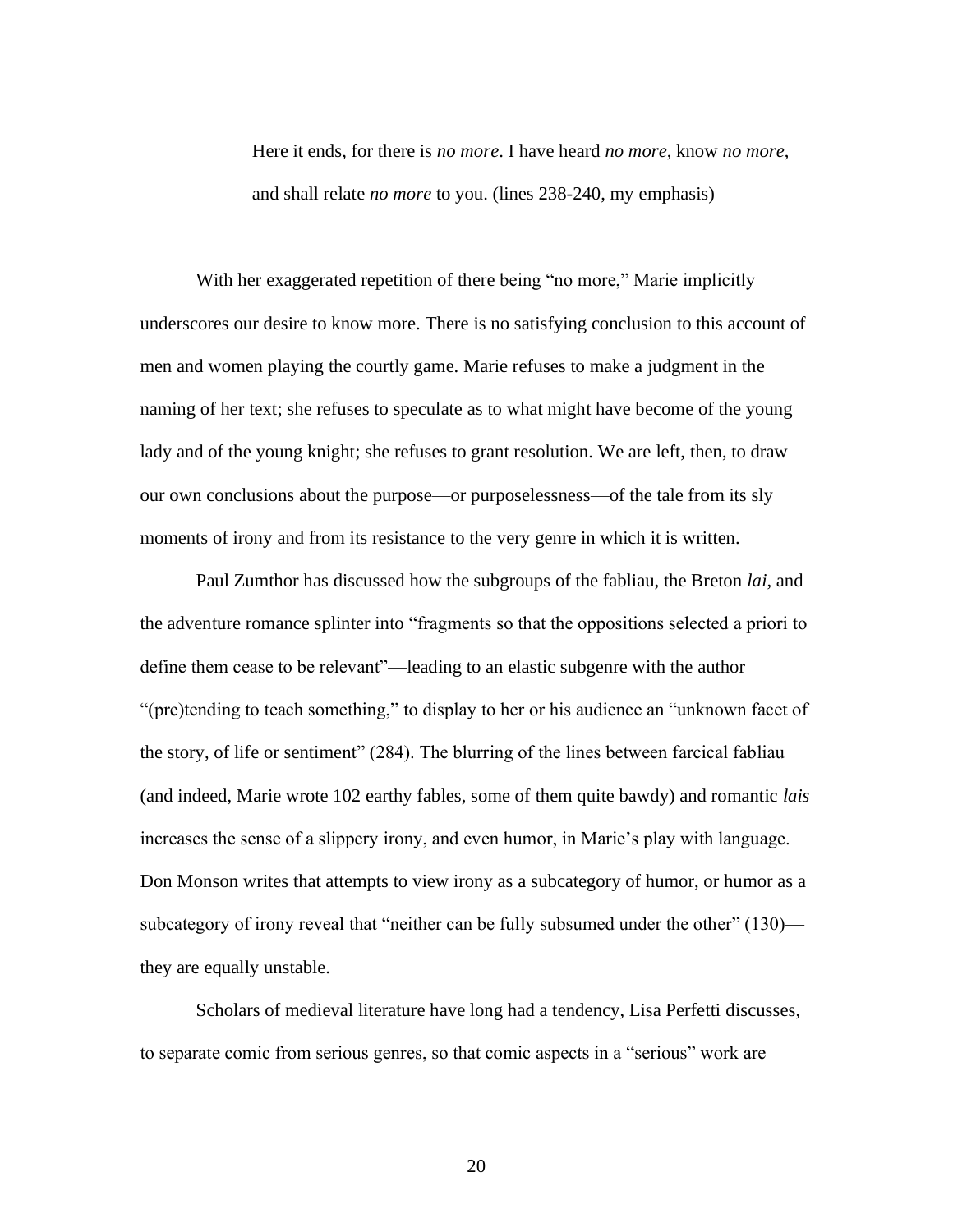> Here it ends, for there is *no more*. I have heard *no more*, know *no more*, and shall relate *no more* to you. (lines 238-240, my emphasis)

With her exaggerated repetition of there being "no more," Marie implicitly underscores our desire to know more. There is no satisfying conclusion to this account of men and women playing the courtly game. Marie refuses to make a judgment in the naming of her text; she refuses to speculate as to what might have become of the young lady and of the young knight; she refuses to grant resolution. We are left, then, to draw our own conclusions about the purpose—or purposelessness—of the tale from its sly moments of irony and from its resistance to the very genre in which it is written.

Paul Zumthor has discussed how the subgroups of the fabliau, the Breton *lai*, and the adventure romance splinter into "fragments so that the oppositions selected a priori to define them cease to be relevant"—leading to an elastic subgenre with the author "(pre)tending to teach something," to display to her or his audience an "unknown facet of the story, of life or sentiment" (284). The blurring of the lines between farcical fabliau (and indeed, Marie wrote 102 earthy fables, some of them quite bawdy) and romantic *lais* increases the sense of a slippery irony, and even humor, in Marie's play with language. Don Monson writes that attempts to view irony as a subcategory of humor, or humor as a subcategory of irony reveal that "neither can be fully subsumed under the other" (130)—they are equally unstable.

Scholars of medieval literature have long had a tendency, Lisa Perfetti discusses, to separate comic from serious genres, so that comic aspects in a "serious" work are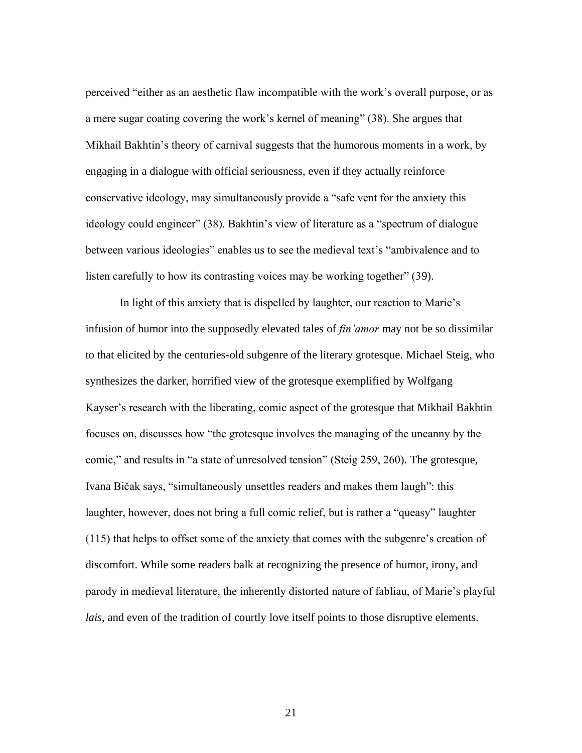perceived "either as an aesthetic flaw incompatible with the work's overall purpose, or as a mere sugar coating covering the work's kernel of meaning" (38). She argues that Mikhail Bakhtin's theory of carnival suggests that the humorous moments in a work, by engaging in a dialogue with official seriousness, even if they actually reinforce conservative ideology, may simultaneously provide a "safe vent for the anxiety this ideology could engineer" (38). Bakhtin's view of literature as a "spectrum of dialogue between various ideologies" enables us to see the medieval text's "ambivalence and to listen carefully to how its contrasting voices may be working together" (39).

In light of this anxiety that is dispelled by laughter, our reaction to Marie's infusion of humor into the supposedly elevated tales of *fin'amor* may not be so dissimilar to that elicited by the centuries-old subgenre of the literary grotesque. Michael Steig, who synthesizes the darker, horrified view of the grotesque exemplified by Wolfgang Kayser's research with the liberating, comic aspect of the grotesque that Mikhail Bakhtin focuses on, discusses how "the grotesque involves the managing of the uncanny by the comic," and results in "a state of unresolved tension" (Steig 259, 260). The grotesque, Ivana Bičak says, "simultaneously unsettles readers and makes them laugh": this laughter, however, does not bring a full comic relief, but is rather a "queasy" laughter (115) that helps to offset some of the anxiety that comes with the subgenre's creation of discomfort. While some readers balk at recognizing the presence of humor, irony, and parody in medieval literature, the inherently distorted nature of fabliau, of Marie's playful *lais*, and even of the tradition of courtly love itself points to those disruptive elements.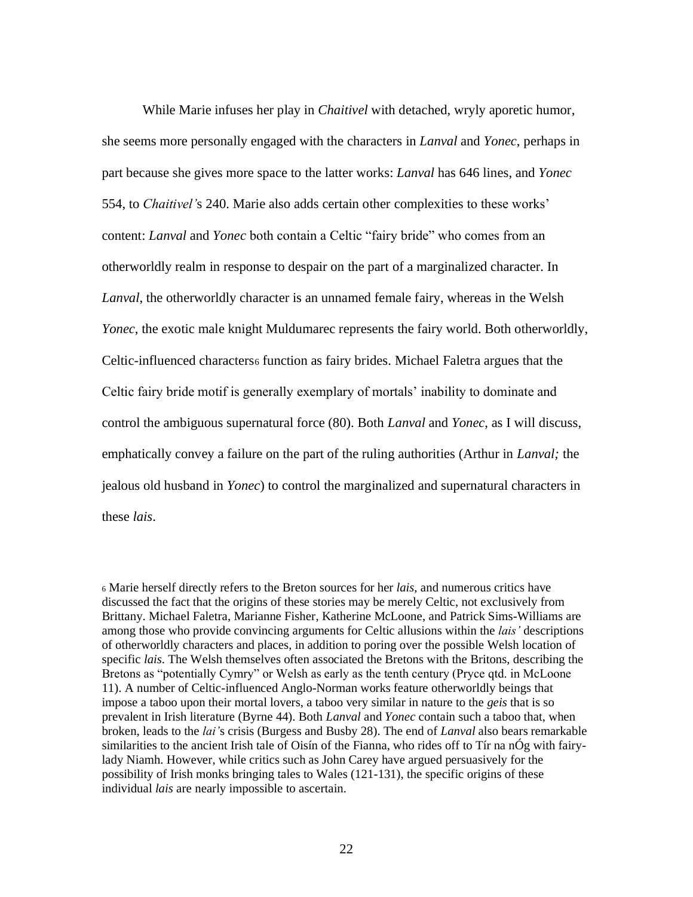While Marie infuses her play in *Chaitivel* with detached, wryly aporetic humor, she seems more personally engaged with the characters in *Lanval* and *Yonec*, perhaps in part because she gives more space to the latter works: *Lanval* has 646 lines, and *Yonec* 554, to *Chaitivel*'s 240. Marie also adds certain other complexities to these works' content: *Lanval* and *Yonec* both contain a Celtic "fairy bride" who comes from an otherworldly realm in response to despair on the part of a marginalized character. In *Lanval*, the otherworldly character is an unnamed female fairy, whereas in the Welsh *Yonec*, the exotic male knight Muldumarec represents the fairy world. Both otherworldly, Celtic-influenced characters[6] function as fairy brides. Michael Faletra argues that the Celtic fairy bride motif is generally exemplary of mortals' inability to dominate and control the ambiguous supernatural force (80). Both *Lanval* and *Yonec*, as I will discuss, emphatically convey a failure on the part of the ruling authorities (Arthur in *Lanval;* the jealous old husband in *Yonec*) to control the marginalized and supernatural characters in these *lais*.

[6] Marie herself directly refers to the Breton sources for her *lais*, and numerous critics have discussed the fact that the origins of these stories may be merely Celtic, not exclusively from Brittany. Michael Faletra, Marianne Fisher, Katherine McLoone, and Patrick Sims-Williams are among those who provide convincing arguments for Celtic allusions within the *lais'* descriptions of otherworldly characters and places, in addition to poring over the possible Welsh location of specific *lais*. The Welsh themselves often associated the Bretons with the Britons, describing the Bretons as "potentially Cymry" or Welsh as early as the tenth century (Pryce qtd. in McLoone 11). A number of Celtic-influenced Anglo-Norman works feature otherworldly beings that impose a taboo upon their mortal lovers, a taboo very similar in nature to the *geis* that is so prevalent in Irish literature (Byrne 44). Both *Lanval* and *Yonec* contain such a taboo that, when broken, leads to the *lai'*s crisis (Burgess and Busby 28). The end of *Lanval* also bears remarkable similarities to the ancient Irish tale of Oisín of the Fianna, who rides off to Tír na nÓg with fairy-lady Niamh. However, while critics such as John Carey have argued persuasively for the possibility of Irish monks bringing tales to Wales (121-131), the specific origins of these individual *lais* are nearly impossible to ascertain.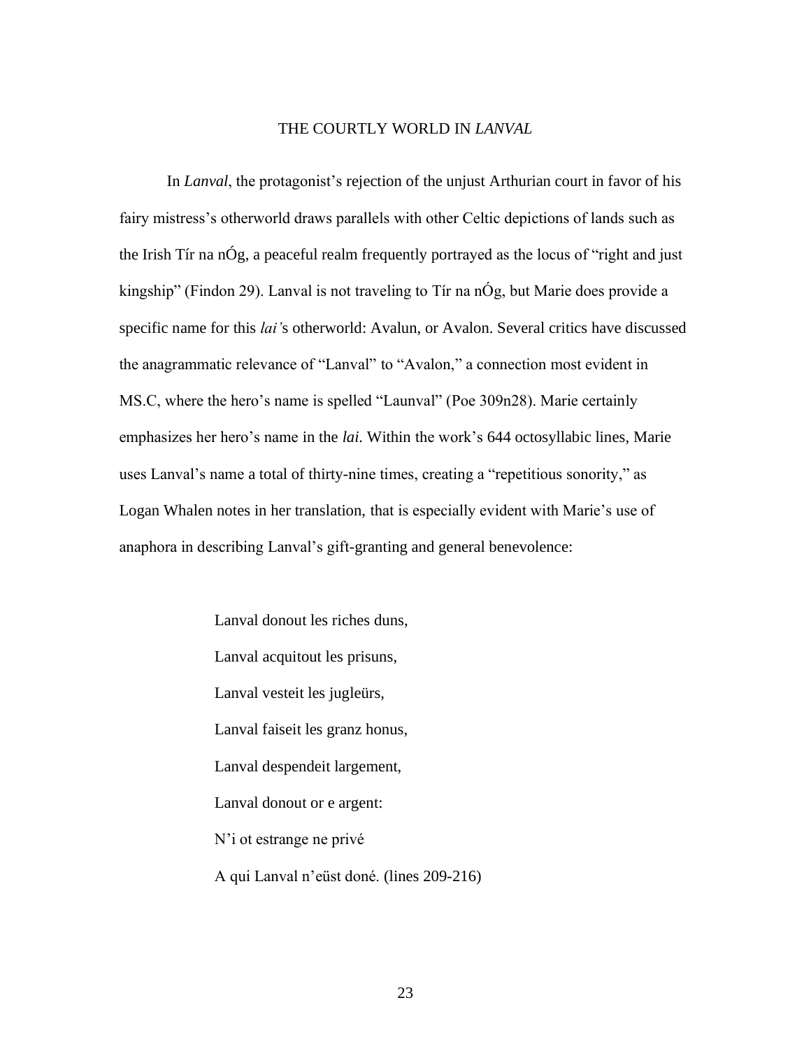# THE COURTLY WORLD IN *LANVAL*

In *Lanval*, the protagonist's rejection of the unjust Arthurian court in favor of his fairy mistress's otherworld draws parallels with other Celtic depictions of lands such as the Irish Tír na nÓg, a peaceful realm frequently portrayed as the locus of "right and just kingship" (Findon 29). Lanval is not traveling to Tír na nÓg, but Marie does provide a specific name for this *lai'*s otherworld: Avalun, or Avalon. Several critics have discussed the anagrammatic relevance of "Lanval" to "Avalon," a connection most evident in MS.C, where the hero's name is spelled "Launval" (Poe 309n28). Marie certainly emphasizes her hero's name in the *lai*. Within the work's 644 octosyllabic lines, Marie uses Lanval's name a total of thirty-nine times, creating a "repetitious sonority," as Logan Whalen notes in her translation, that is especially evident with Marie's use of anaphora in describing Lanval's gift-granting and general benevolence:

> Lanval donout les riches duns,
> Lanval acquitout les prisuns,
> Lanval vesteit les jugleürs,
> Lanval faiseit les granz honus,
> Lanval despendeit largement,
> Lanval donout or e argent:
> N'i ot estrange ne privé
> A qui Lanval n'eüst doné. (lines 209-216)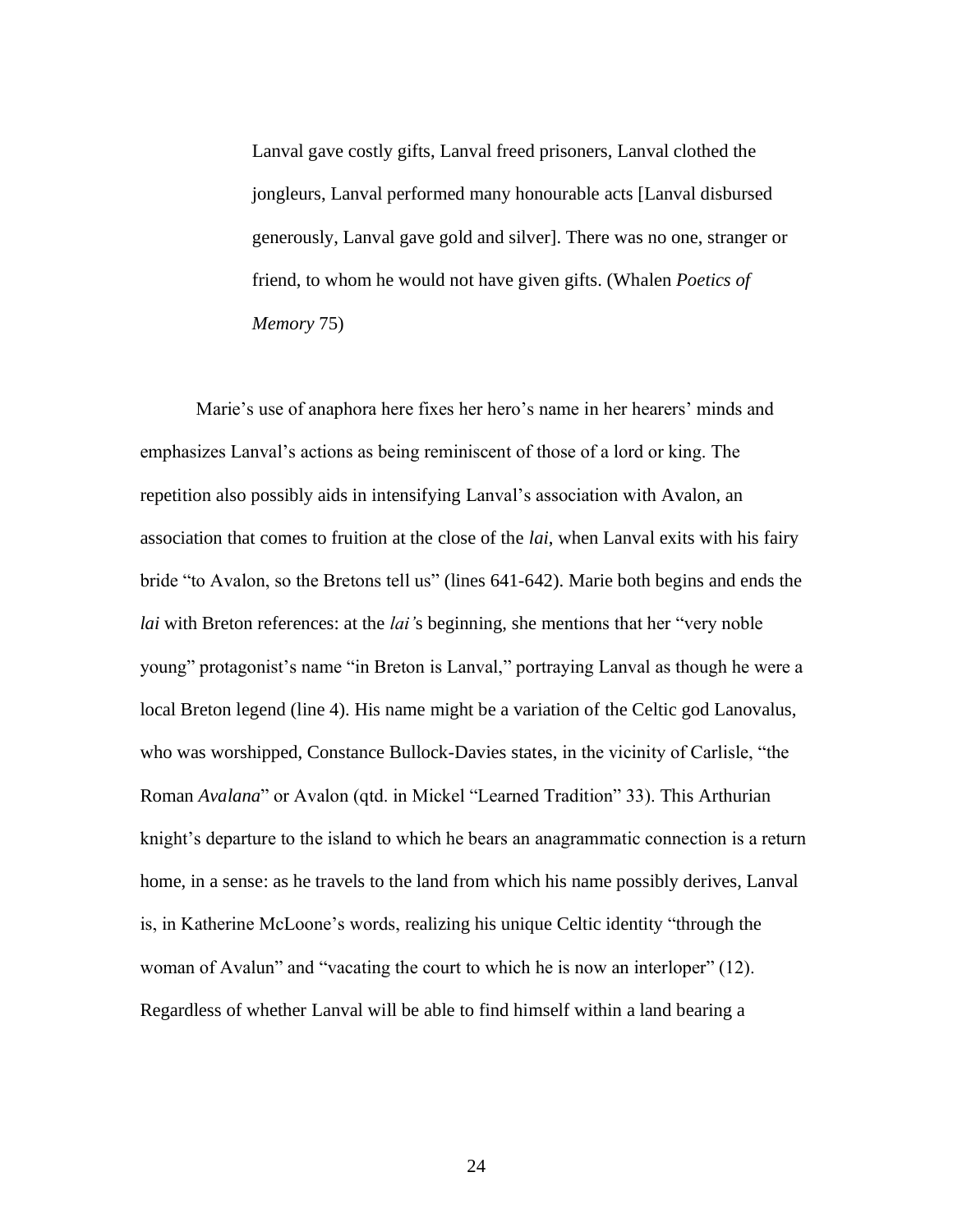> Lanval gave costly gifts, Lanval freed prisoners, Lanval clothed the jongleurs, Lanval performed many honourable acts [Lanval disbursed generously, Lanval gave gold and silver]. There was no one, stranger or friend, to whom he would not have given gifts. (Whalen *Poetics of Memory* 75)

Marie's use of anaphora here fixes her hero's name in her hearers' minds and emphasizes Lanval's actions as being reminiscent of those of a lord or king. The repetition also possibly aids in intensifying Lanval's association with Avalon, an association that comes to fruition at the close of the *lai*, when Lanval exits with his fairy bride "to Avalon, so the Bretons tell us" (lines 641-642). Marie both begins and ends the *lai* with Breton references: at the *lai'*s beginning, she mentions that her "very noble young" protagonist's name "in Breton is Lanval," portraying Lanval as though he were a local Breton legend (line 4). His name might be a variation of the Celtic god Lanovalus, who was worshipped, Constance Bullock-Davies states, in the vicinity of Carlisle, "the Roman *Avalana*" or Avalon (qtd. in Mickel "Learned Tradition" 33). This Arthurian knight's departure to the island to which he bears an anagrammatic connection is a return home, in a sense: as he travels to the land from which his name possibly derives, Lanval is, in Katherine McLoone's words, realizing his unique Celtic identity "through the woman of Avalun" and "vacating the court to which he is now an interloper" (12). Regardless of whether Lanval will be able to find himself within a land bearing a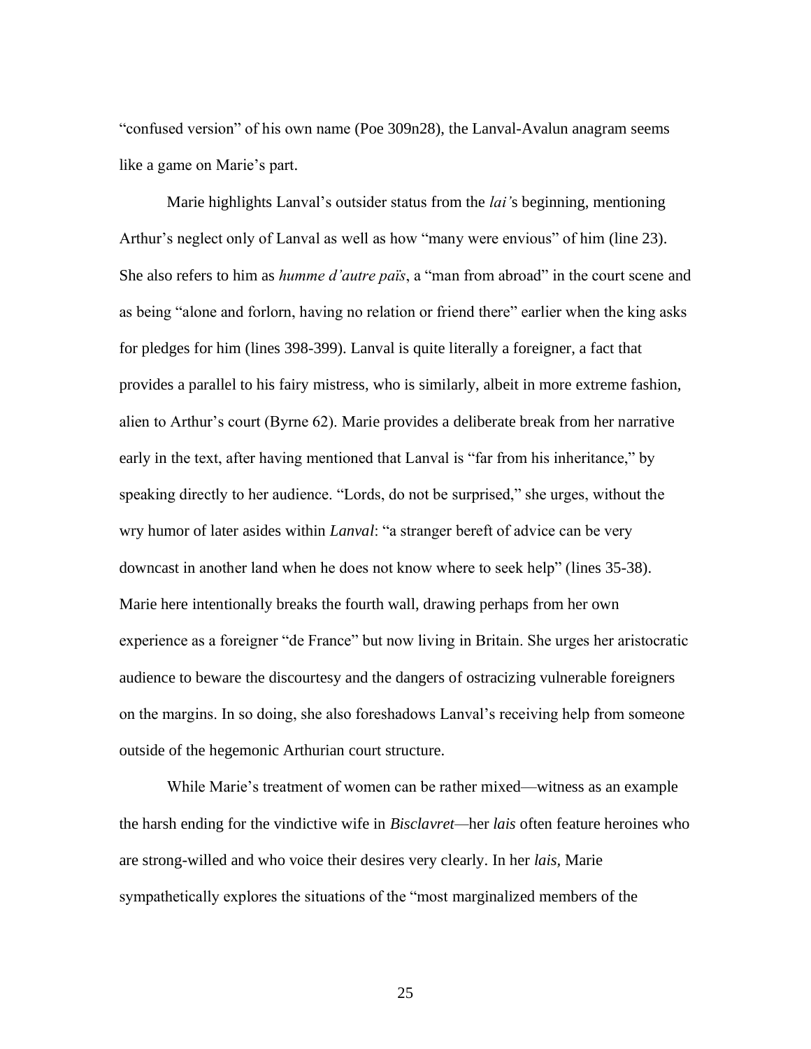"confused version" of his own name (Poe 309n28), the Lanval-Avalun anagram seems like a game on Marie's part.

Marie highlights Lanval's outsider status from the *lai's* beginning, mentioning Arthur's neglect only of Lanval as well as how "many were envious" of him (line 23). She also refers to him as *humme d'autre paÿs*, a "man from abroad" in the court scene and as being "alone and forlorn, having no relation or friend there" earlier when the king asks for pledges for him (lines 398-399). Lanval is quite literally a foreigner, a fact that provides a parallel to his fairy mistress, who is similarly, albeit in more extreme fashion, alien to Arthur's court (Byrne 62). Marie provides a deliberate break from her narrative early in the text, after having mentioned that Lanval is "far from his inheritance," by speaking directly to her audience. "Lords, do not be surprised," she urges, without the wry humor of later asides within *Lanval*: "a stranger bereft of advice can be very downcast in another land when he does not know where to seek help" (lines 35-38). Marie here intentionally breaks the fourth wall, drawing perhaps from her own experience as a foreigner "de France" but now living in Britain. She urges her aristocratic audience to beware the discourtesy and the dangers of ostracizing vulnerable foreigners on the margins. In so doing, she also foreshadows Lanval's receiving help from someone outside of the hegemonic Arthurian court structure.

While Marie's treatment of women can be rather mixed—witness as an example the harsh ending for the vindictive wife in *Bisclavret*—her *lais* often feature heroines who are strong-willed and who voice their desires very clearly. In her *lais*, Marie sympathetically explores the situations of the "most marginalized members of the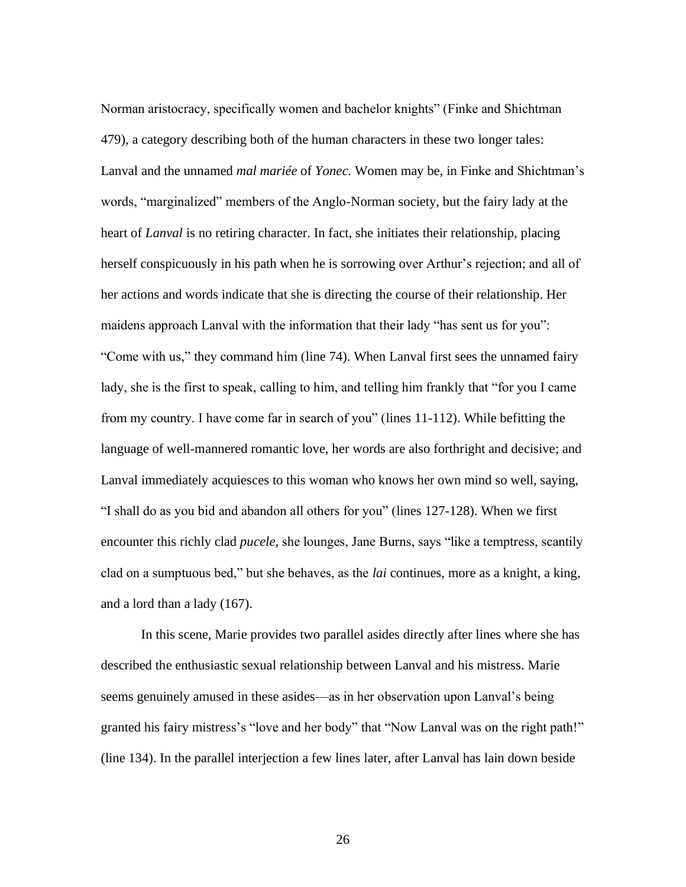Norman aristocracy, specifically women and bachelor knights" (Finke and Shichtman 479), a category describing both of the human characters in these two longer tales: Lanval and the unnamed *mal mariée* of *Yonec.* Women may be, in Finke and Shichtman's words, "marginalized" members of the Anglo-Norman society, but the fairy lady at the heart of *Lanval* is no retiring character. In fact, she initiates their relationship, placing herself conspicuously in his path when he is sorrowing over Arthur's rejection; and all of her actions and words indicate that she is directing the course of their relationship. Her maidens approach Lanval with the information that their lady "has sent us for you": "Come with us," they command him (line 74). When Lanval first sees the unnamed fairy lady, she is the first to speak, calling to him, and telling him frankly that "for you I came from my country. I have come far in search of you" (lines 11-112). While befitting the language of well-mannered romantic love, her words are also forthright and decisive; and Lanval immediately acquiesces to this woman who knows her own mind so well, saying, "I shall do as you bid and abandon all others for you" (lines 127-128). When we first encounter this richly clad *pucele*, she lounges, Jane Burns, says "like a temptress, scantily clad on a sumptuous bed," but she behaves, as the *lai* continues, more as a knight, a king, and a lord than a lady (167).

In this scene, Marie provides two parallel asides directly after lines where she has described the enthusiastic sexual relationship between Lanval and his mistress. Marie seems genuinely amused in these asides—as in her observation upon Lanval's being granted his fairy mistress's "love and her body" that "Now Lanval was on the right path!" (line 134). In the parallel interjection a few lines later, after Lanval has lain down beside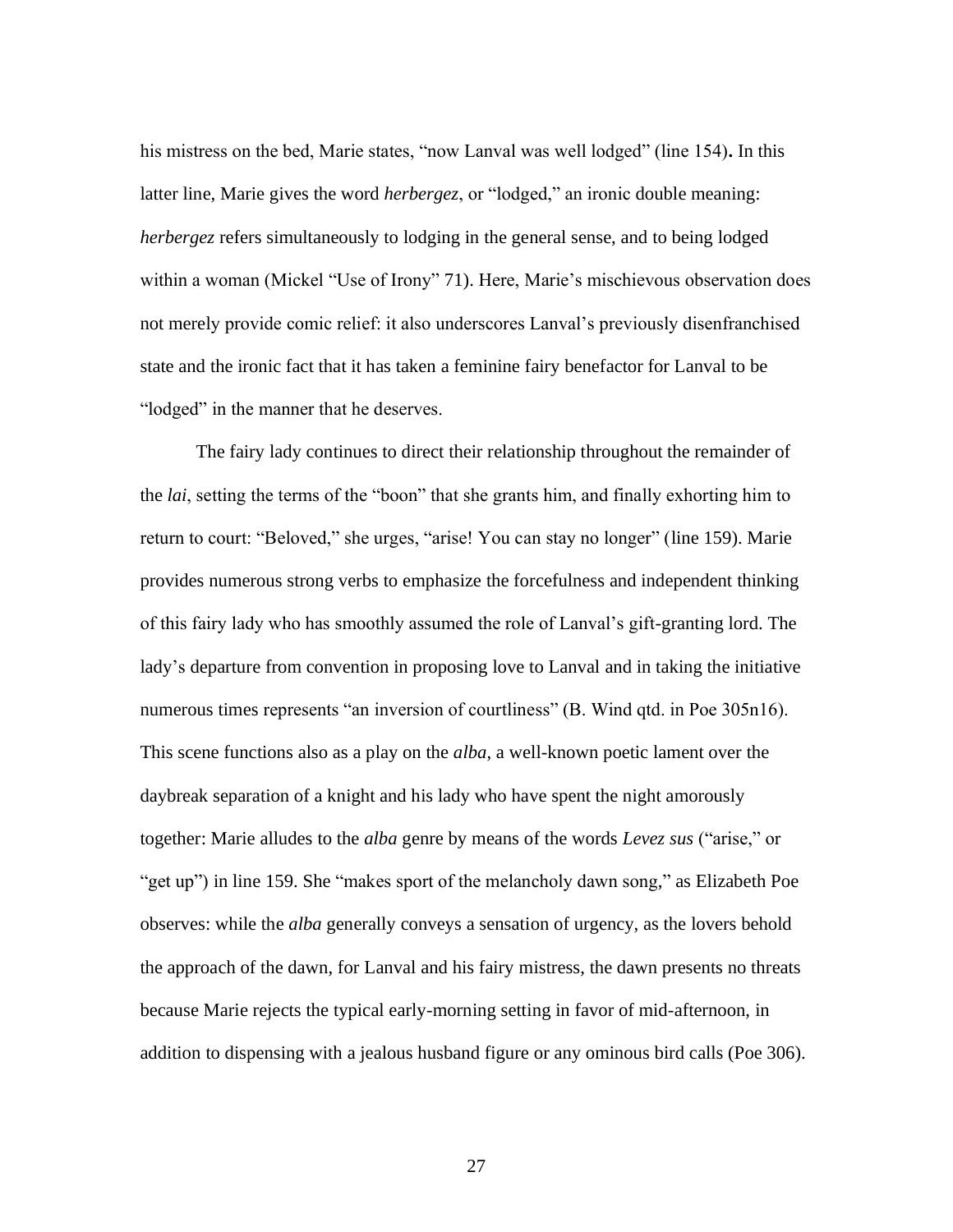his mistress on the bed, Marie states, "now Lanval was well lodged" (line 154)**.** In this latter line, Marie gives the word *herbergez*, or "lodged," an ironic double meaning: *herbergez* refers simultaneously to lodging in the general sense, and to being lodged within a woman (Mickel "Use of Irony" 71). Here, Marie's mischievous observation does not merely provide comic relief: it also underscores Lanval's previously disenfranchised state and the ironic fact that it has taken a feminine fairy benefactor for Lanval to be "lodged" in the manner that he deserves.

The fairy lady continues to direct their relationship throughout the remainder of the *lai*, setting the terms of the "boon" that she grants him, and finally exhorting him to return to court: "Beloved," she urges, "arise! You can stay no longer" (line 159). Marie provides numerous strong verbs to emphasize the forcefulness and independent thinking of this fairy lady who has smoothly assumed the role of Lanval's gift-granting lord. The lady's departure from convention in proposing love to Lanval and in taking the initiative numerous times represents "an inversion of courtliness" (B. Wind qtd. in Poe 305n16). This scene functions also as a play on the *alba*, a well-known poetic lament over the daybreak separation of a knight and his lady who have spent the night amorously together: Marie alludes to the *alba* genre by means of the words *Levez sus* ("arise," or "get up") in line 159. She "makes sport of the melancholy dawn song," as Elizabeth Poe observes: while the *alba* generally conveys a sensation of urgency, as the lovers behold the approach of the dawn, for Lanval and his fairy mistress, the dawn presents no threats because Marie rejects the typical early-morning setting in favor of mid-afternoon, in addition to dispensing with a jealous husband figure or any ominous bird calls (Poe 306).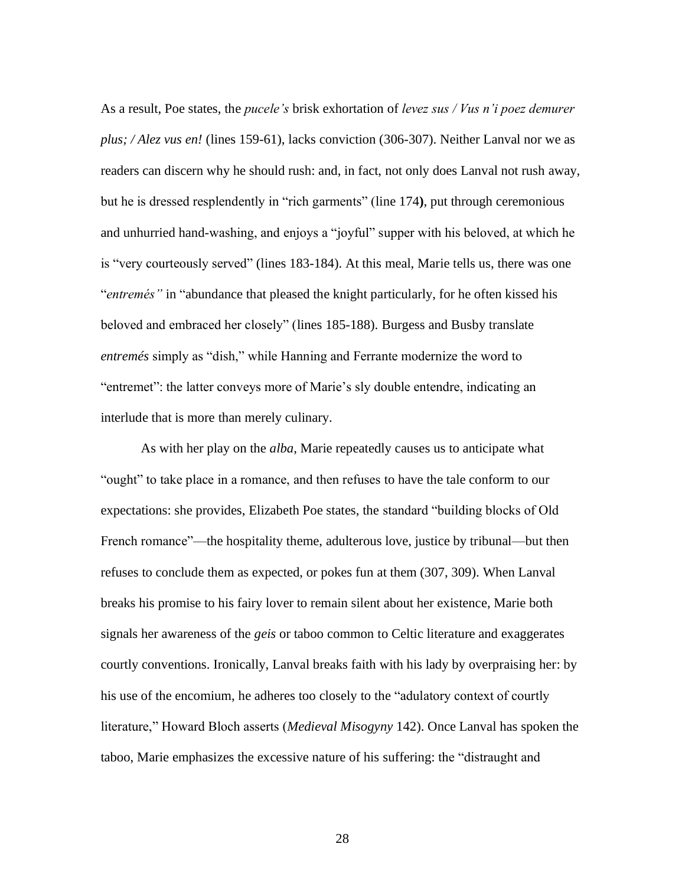As a result, Poe states, the *pucele's* brisk exhortation of *levez sus / Vus n'i poez demurer plus; / Alez vus en!* (lines 159-61), lacks conviction (306-307). Neither Lanval nor we as readers can discern why he should rush: and, in fact, not only does Lanval not rush away, but he is dressed resplendently in "rich garments" (line 174**)**, put through ceremonious and unhurried hand-washing, and enjoys a "joyful" supper with his beloved, at which he is "very courteously served" (lines 183-184). At this meal, Marie tells us, there was one "*entremés"* in "abundance that pleased the knight particularly, for he often kissed his beloved and embraced her closely" (lines 185-188). Burgess and Busby translate *entremés* simply as "dish," while Hanning and Ferrante modernize the word to "entremet": the latter conveys more of Marie's sly double entendre, indicating an interlude that is more than merely culinary.

As with her play on the *alba*, Marie repeatedly causes us to anticipate what "ought" to take place in a romance, and then refuses to have the tale conform to our expectations: she provides, Elizabeth Poe states, the standard "building blocks of Old French romance"—the hospitality theme, adulterous love, justice by tribunal—but then refuses to conclude them as expected, or pokes fun at them (307, 309). When Lanval breaks his promise to his fairy lover to remain silent about her existence, Marie both signals her awareness of the *geis* or taboo common to Celtic literature and exaggerates courtly conventions. Ironically, Lanval breaks faith with his lady by overpraising her: by his use of the encomium, he adheres too closely to the "adulatory context of courtly literature," Howard Bloch asserts (*Medieval Misogyny* 142). Once Lanval has spoken the taboo, Marie emphasizes the excessive nature of his suffering: the "distraught and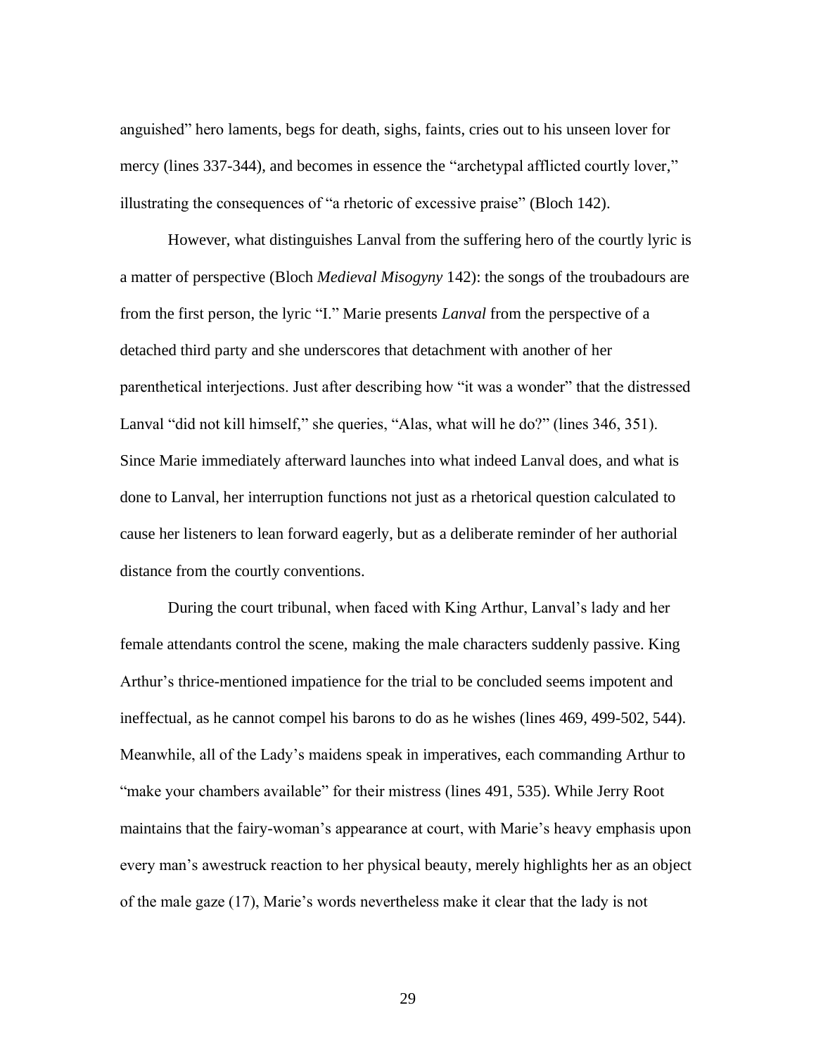anguished" hero laments, begs for death, sighs, faints, cries out to his unseen lover for mercy (lines 337-344), and becomes in essence the "archetypal afflicted courtly lover," illustrating the consequences of "a rhetoric of excessive praise" (Bloch 142).

However, what distinguishes Lanval from the suffering hero of the courtly lyric is a matter of perspective (Bloch *Medieval Misogyny* 142): the songs of the troubadours are from the first person, the lyric "I." Marie presents *Lanval* from the perspective of a detached third party and she underscores that detachment with another of her parenthetical interjections. Just after describing how "it was a wonder" that the distressed Lanval "did not kill himself," she queries, "Alas, what will he do?" (lines 346, 351). Since Marie immediately afterward launches into what indeed Lanval does, and what is done to Lanval, her interruption functions not just as a rhetorical question calculated to cause her listeners to lean forward eagerly, but as a deliberate reminder of her authorial distance from the courtly conventions.

During the court tribunal, when faced with King Arthur, Lanval's lady and her female attendants control the scene, making the male characters suddenly passive. King Arthur's thrice-mentioned impatience for the trial to be concluded seems impotent and ineffectual, as he cannot compel his barons to do as he wishes (lines 469, 499-502, 544). Meanwhile, all of the Lady's maidens speak in imperatives, each commanding Arthur to "make your chambers available" for their mistress (lines 491, 535). While Jerry Root maintains that the fairy-woman's appearance at court, with Marie's heavy emphasis upon every man's awestruck reaction to her physical beauty, merely highlights her as an object of the male gaze (17), Marie's words nevertheless make it clear that the lady is not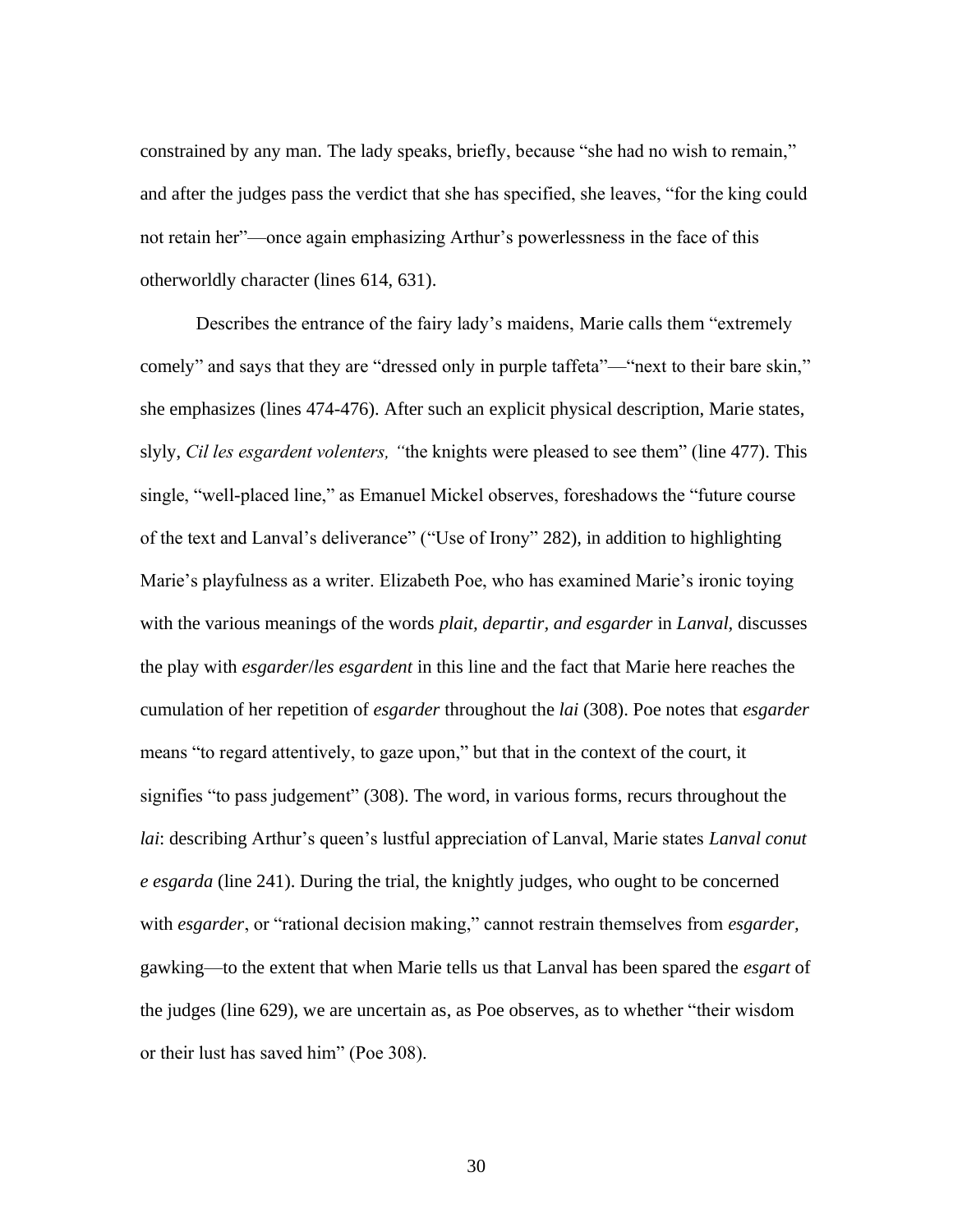constrained by any man. The lady speaks, briefly, because "she had no wish to remain," and after the judges pass the verdict that she has specified, she leaves, "for the king could not retain her"—once again emphasizing Arthur's powerlessness in the face of this otherworldly character (lines 614, 631).

Describes the entrance of the fairy lady's maidens, Marie calls them "extremely comely" and says that they are "dressed only in purple taffeta"—"next to their bare skin," she emphasizes (lines 474-476). After such an explicit physical description, Marie states, slyly, *Cil les esgardent volenters, "*the knights were pleased to see them" (line 477). This single, "well-placed line," as Emanuel Mickel observes, foreshadows the "future course of the text and Lanval's deliverance" ("Use of Irony" 282), in addition to highlighting Marie's playfulness as a writer. Elizabeth Poe, who has examined Marie's ironic toying with the various meanings of the words *plait, departir, and esgarder* in *Lanval,* discusses the play with *esgarder*/*les esgardent* in this line and the fact that Marie here reaches the cumulation of her repetition of *esgarder* throughout the *lai* (308). Poe notes that *esgarder* means "to regard attentively, to gaze upon," but that in the context of the court, it signifies "to pass judgement" (308). The word, in various forms, recurs throughout the *lai*: describing Arthur's queen's lustful appreciation of Lanval, Marie states *Lanval conut e esgarda* (line 241). During the trial, the knightly judges, who ought to be concerned with *esgarder*, or "rational decision making," cannot restrain themselves from *esgarder,* gawking—to the extent that when Marie tells us that Lanval has been spared the *esgart* of the judges (line 629), we are uncertain as, as Poe observes, as to whether "their wisdom or their lust has saved him" (Poe 308).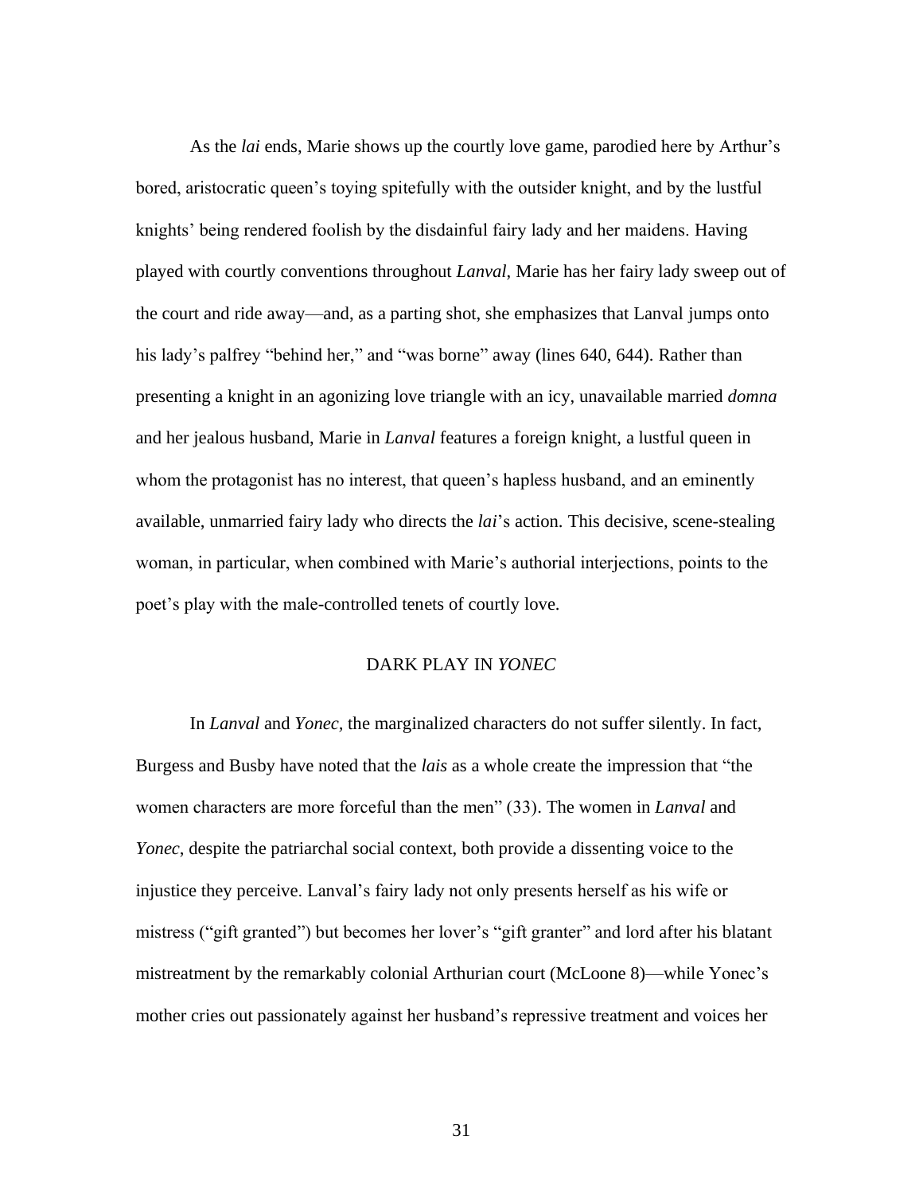As the *lai* ends, Marie shows up the courtly love game, parodied here by Arthur's bored, aristocratic queen's toying spitefully with the outsider knight, and by the lustful knights' being rendered foolish by the disdainful fairy lady and her maidens. Having played with courtly conventions throughout *Lanval,* Marie has her fairy lady sweep out of the court and ride away—and, as a parting shot, she emphasizes that Lanval jumps onto his lady's palfrey "behind her," and "was borne" away (lines 640, 644). Rather than presenting a knight in an agonizing love triangle with an icy, unavailable married *domna* and her jealous husband, Marie in *Lanval* features a foreign knight, a lustful queen in whom the protagonist has no interest, that queen's hapless husband, and an eminently available, unmarried fairy lady who directs the *lai*'s action. This decisive, scene-stealing woman, in particular, when combined with Marie's authorial interjections, points to the poet's play with the male-controlled tenets of courtly love.

## DARK PLAY IN *YONEC*

In *Lanval* and *Yonec,* the marginalized characters do not suffer silently. In fact, Burgess and Busby have noted that the *lais* as a whole create the impression that "the women characters are more forceful than the men" (33). The women in *Lanval* and *Yonec*, despite the patriarchal social context, both provide a dissenting voice to the injustice they perceive. Lanval's fairy lady not only presents herself as his wife or mistress ("gift granted") but becomes her lover's "gift granter" and lord after his blatant mistreatment by the remarkably colonial Arthurian court (McLoone 8)—while Yonec's mother cries out passionately against her husband's repressive treatment and voices her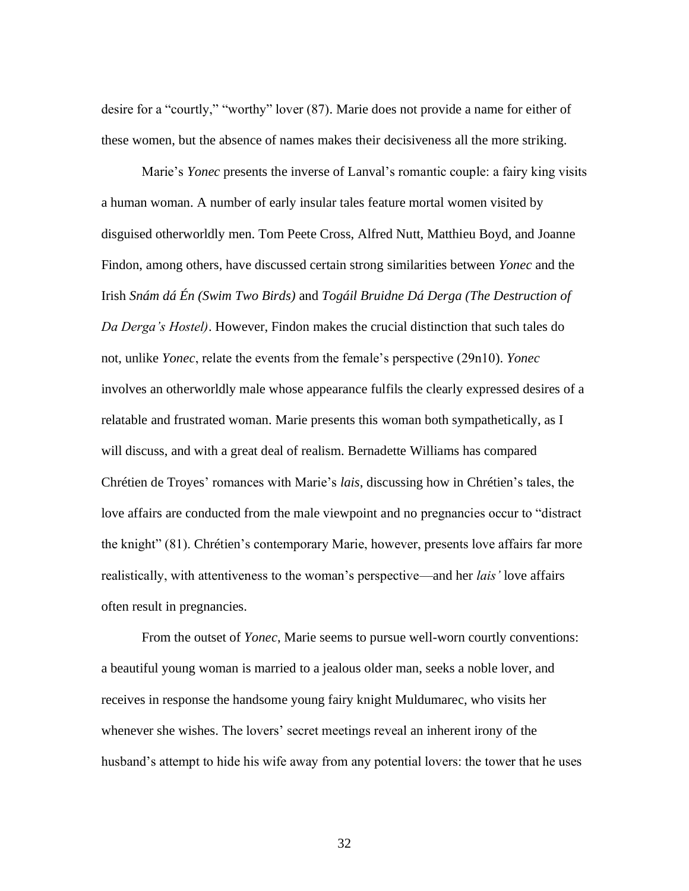desire for a "courtly," "worthy" lover (87). Marie does not provide a name for either of these women, but the absence of names makes their decisiveness all the more striking.

Marie's *Yonec* presents the inverse of Lanval's romantic couple: a fairy king visits a human woman. A number of early insular tales feature mortal women visited by disguised otherworldly men. Tom Peete Cross, Alfred Nutt, Matthieu Boyd, and Joanne Findon, among others, have discussed certain strong similarities between *Yonec* and the Irish *Snám dá Én (Swim Two Birds)* and *Togáil Bruidne Dá Derga (The Destruction of Da Derga's Hostel)*. However, Findon makes the crucial distinction that such tales do not, unlike *Yonec*, relate the events from the female's perspective (29n10). *Yonec* involves an otherworldly male whose appearance fulfils the clearly expressed desires of a relatable and frustrated woman. Marie presents this woman both sympathetically, as I will discuss, and with a great deal of realism. Bernadette Williams has compared Chrétien de Troyes' romances with Marie's *lais*, discussing how in Chrétien's tales, the love affairs are conducted from the male viewpoint and no pregnancies occur to "distract the knight" (81). Chrétien's contemporary Marie, however, presents love affairs far more realistically, with attentiveness to the woman's perspective—and her *lais'* love affairs often result in pregnancies.

From the outset of *Yonec*, Marie seems to pursue well-worn courtly conventions: a beautiful young woman is married to a jealous older man, seeks a noble lover, and receives in response the handsome young fairy knight Muldumarec, who visits her whenever she wishes. The lovers' secret meetings reveal an inherent irony of the husband's attempt to hide his wife away from any potential lovers: the tower that he uses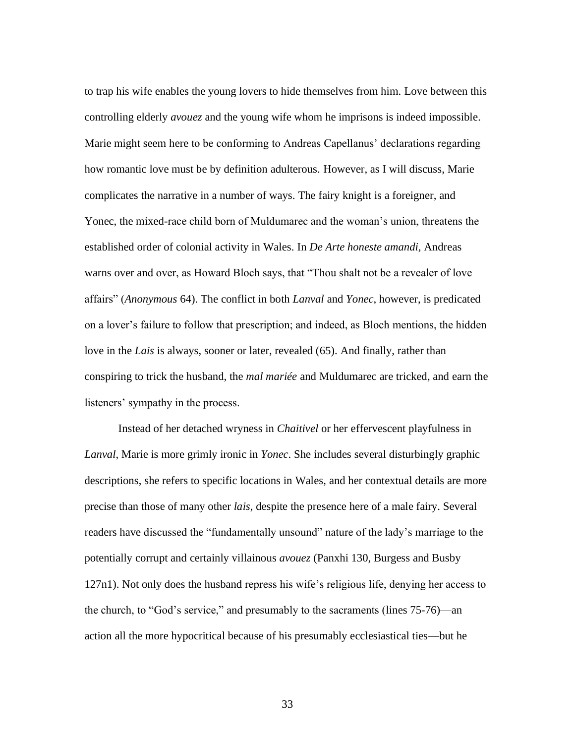to trap his wife enables the young lovers to hide themselves from him. Love between this controlling elderly *avouez* and the young wife whom he imprisons is indeed impossible. Marie might seem here to be conforming to Andreas Capellanus' declarations regarding how romantic love must be by definition adulterous. However, as I will discuss, Marie complicates the narrative in a number of ways. The fairy knight is a foreigner, and Yonec, the mixed-race child born of Muldumarec and the woman's union, threatens the established order of colonial activity in Wales. In *De Arte honeste amandi,* Andreas warns over and over, as Howard Bloch says, that "Thou shalt not be a revealer of love affairs" (*Anonymous* 64). The conflict in both *Lanval* and *Yonec*, however, is predicated on a lover's failure to follow that prescription; and indeed, as Bloch mentions, the hidden love in the *Lais* is always, sooner or later, revealed (65). And finally, rather than conspiring to trick the husband, the *mal mariée* and Muldumarec are tricked, and earn the listeners' sympathy in the process.

Instead of her detached wryness in *Chaitivel* or her effervescent playfulness in *Lanval*, Marie is more grimly ironic in *Yonec*. She includes several disturbingly graphic descriptions, she refers to specific locations in Wales, and her contextual details are more precise than those of many other *lais*, despite the presence here of a male fairy. Several readers have discussed the "fundamentally unsound" nature of the lady's marriage to the potentially corrupt and certainly villainous *avouez* (Panxhi 130, Burgess and Busby 127n1). Not only does the husband repress his wife's religious life, denying her access to the church, to "God's service," and presumably to the sacraments (lines 75-76)—an action all the more hypocritical because of his presumably ecclesiastical ties—but he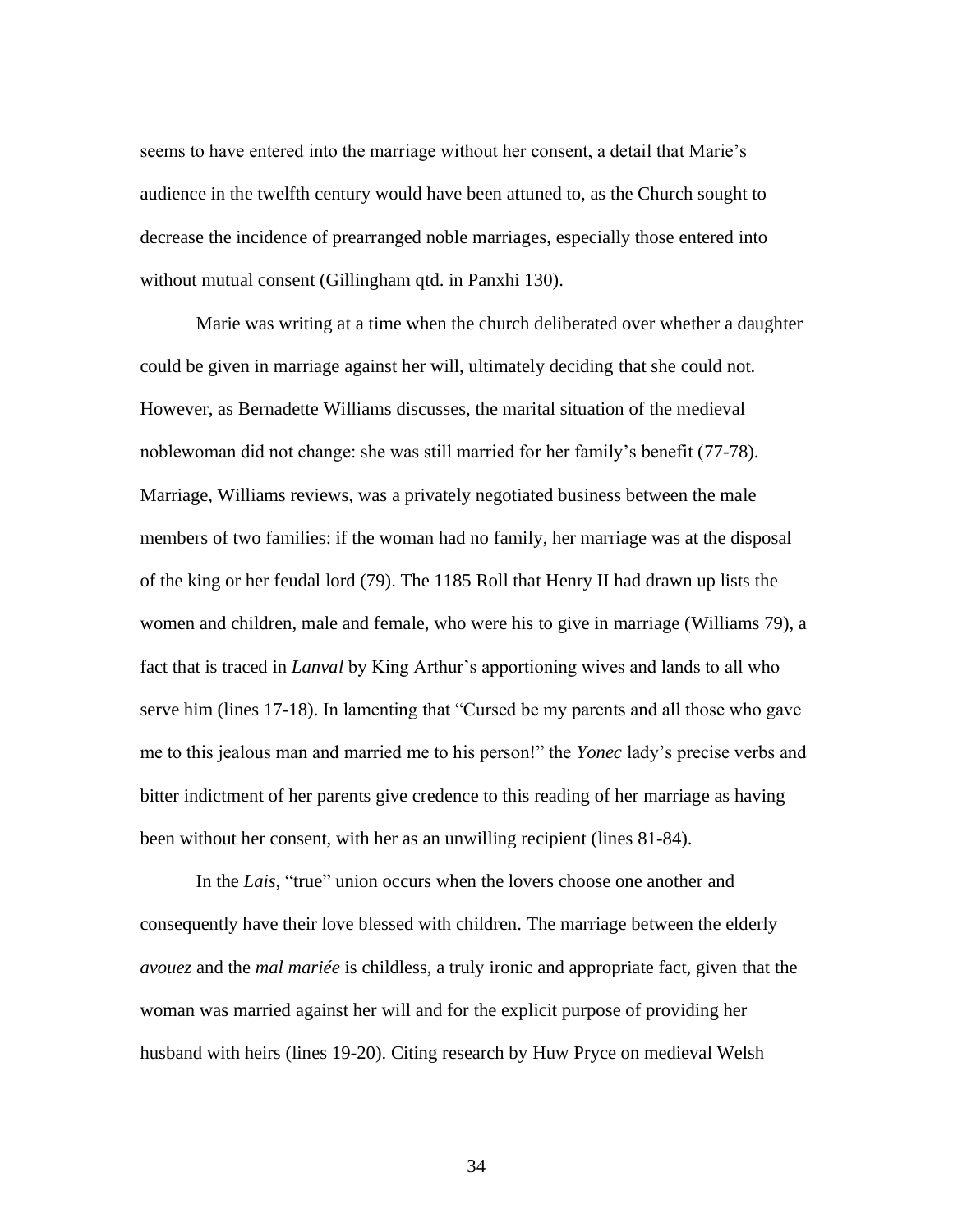seems to have entered into the marriage without her consent, a detail that Marie's audience in the twelfth century would have been attuned to, as the Church sought to decrease the incidence of prearranged noble marriages, especially those entered into without mutual consent (Gillingham qtd. in Panxhi 130).

Marie was writing at a time when the church deliberated over whether a daughter could be given in marriage against her will, ultimately deciding that she could not. However, as Bernadette Williams discusses, the marital situation of the medieval noblewoman did not change: she was still married for her family's benefit (77-78). Marriage, Williams reviews, was a privately negotiated business between the male members of two families: if the woman had no family, her marriage was at the disposal of the king or her feudal lord (79). The 1185 Roll that Henry II had drawn up lists the women and children, male and female, who were his to give in marriage (Williams 79), a fact that is traced in *Lanval* by King Arthur's apportioning wives and lands to all who serve him (lines 17-18). In lamenting that "Cursed be my parents and all those who gave me to this jealous man and married me to his person!" the *Yonec* lady's precise verbs and bitter indictment of her parents give credence to this reading of her marriage as having been without her consent, with her as an unwilling recipient (lines 81-84).

In the *Lais*, "true" union occurs when the lovers choose one another and consequently have their love blessed with children. The marriage between the elderly *avouez* and the *mal mariée* is childless, a truly ironic and appropriate fact, given that the woman was married against her will and for the explicit purpose of providing her husband with heirs (lines 19-20). Citing research by Huw Pryce on medieval Welsh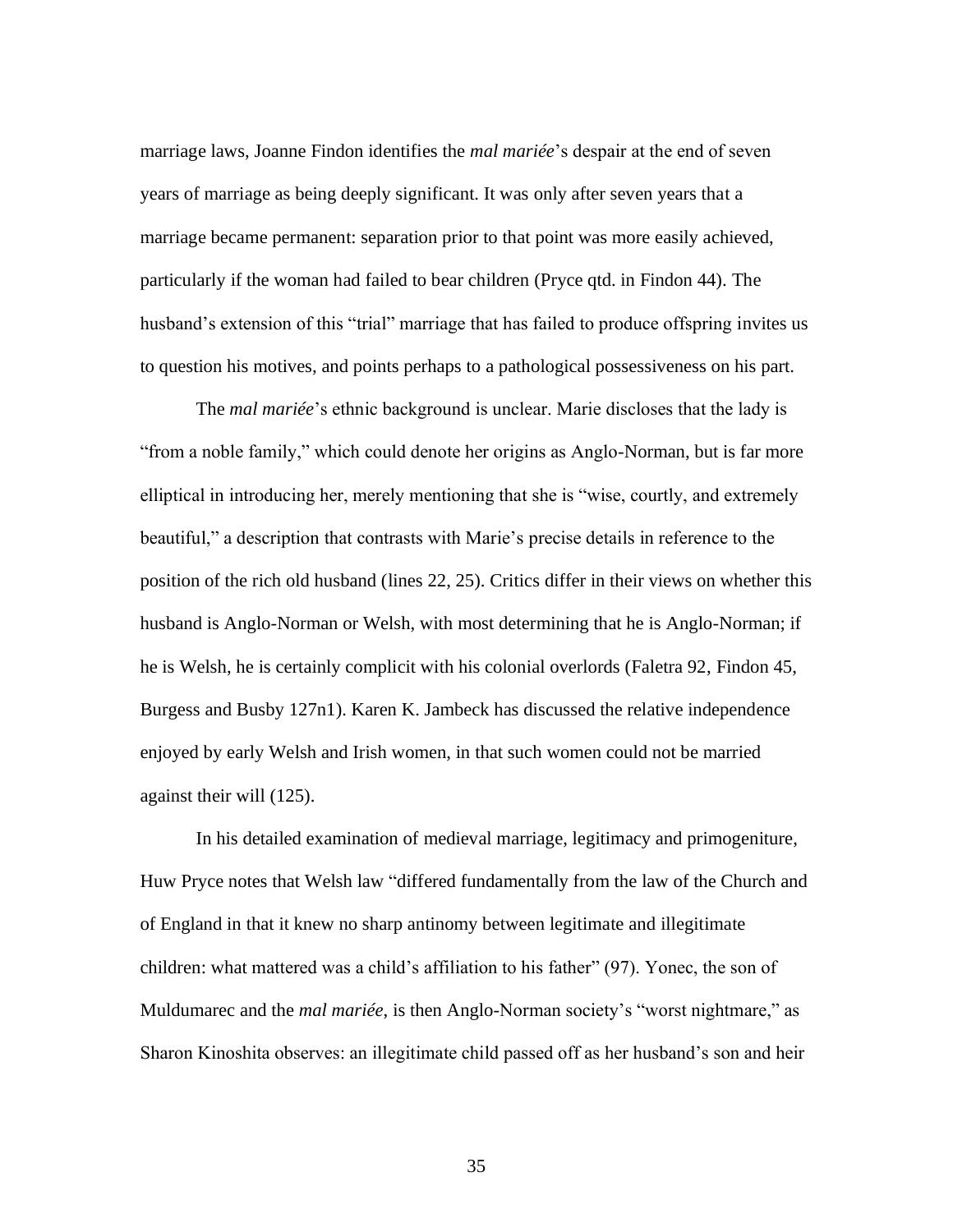marriage laws, Joanne Findon identifies the *mal mariée*'s despair at the end of seven years of marriage as being deeply significant. It was only after seven years that a marriage became permanent: separation prior to that point was more easily achieved, particularly if the woman had failed to bear children (Pryce qtd. in Findon 44). The husband's extension of this "trial" marriage that has failed to produce offspring invites us to question his motives, and points perhaps to a pathological possessiveness on his part.

The *mal mariée*'s ethnic background is unclear. Marie discloses that the lady is "from a noble family," which could denote her origins as Anglo-Norman, but is far more elliptical in introducing her, merely mentioning that she is "wise, courtly, and extremely beautiful," a description that contrasts with Marie's precise details in reference to the position of the rich old husband (lines 22, 25). Critics differ in their views on whether this husband is Anglo-Norman or Welsh, with most determining that he is Anglo-Norman; if he is Welsh, he is certainly complicit with his colonial overlords (Faletra 92, Findon 45, Burgess and Busby 127n1). Karen K. Jambeck has discussed the relative independence enjoyed by early Welsh and Irish women, in that such women could not be married against their will (125).

In his detailed examination of medieval marriage, legitimacy and primogeniture, Huw Pryce notes that Welsh law "differed fundamentally from the law of the Church and of England in that it knew no sharp antinomy between legitimate and illegitimate children: what mattered was a child's affiliation to his father" (97). Yonec, the son of Muldumarec and the *mal mariée*, is then Anglo-Norman society's "worst nightmare," as Sharon Kinoshita observes: an illegitimate child passed off as her husband's son and heir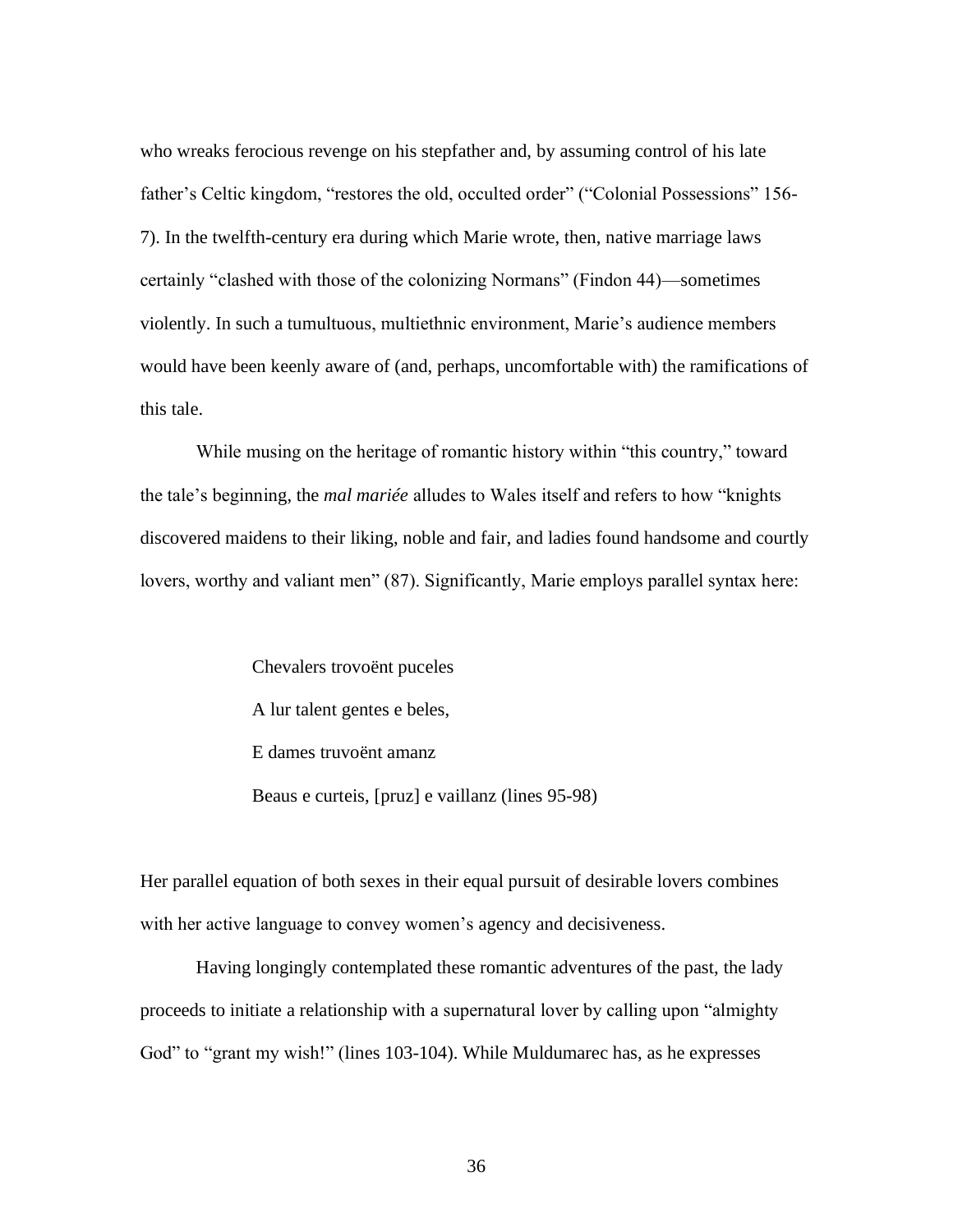who wreaks ferocious revenge on his stepfather and, by assuming control of his late father's Celtic kingdom, "restores the old, occulted order" ("Colonial Possessions" 156-7). In the twelfth-century era during which Marie wrote, then, native marriage laws certainly "clashed with those of the colonizing Normans" (Findon 44)—sometimes violently. In such a tumultuous, multiethnic environment, Marie's audience members would have been keenly aware of (and, perhaps, uncomfortable with) the ramifications of this tale.

While musing on the heritage of romantic history within "this country," toward the tale's beginning, the *mal mariée* alludes to Wales itself and refers to how "knights discovered maidens to their liking, noble and fair, and ladies found handsome and courtly lovers, worthy and valiant men" (87). Significantly, Marie employs parallel syntax here:

> Chevalers trovoënt puceles
>
> A lur talent gentes e beles,
>
> E dames truvoënt amanz
>
> Beaus e curteis, [pruz] e vaillanz (lines 95-98)

Her parallel equation of both sexes in their equal pursuit of desirable lovers combines with her active language to convey women's agency and decisiveness.

Having longingly contemplated these romantic adventures of the past, the lady proceeds to initiate a relationship with a supernatural lover by calling upon "almighty God" to "grant my wish!" (lines 103-104). While Muldumarec has, as he expresses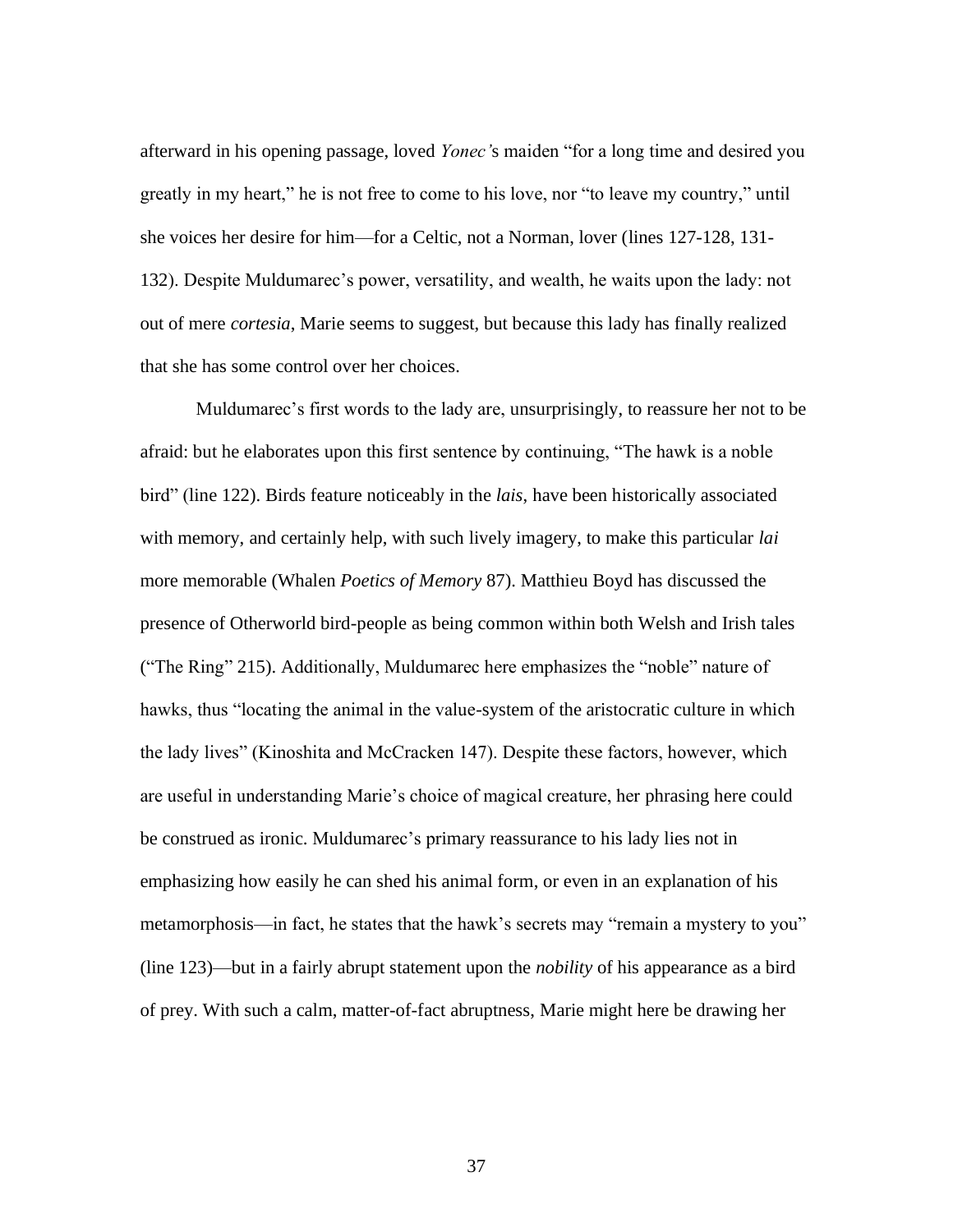afterward in his opening passage, loved *Yonec'*s maiden "for a long time and desired you greatly in my heart," he is not free to come to his love, nor "to leave my country," until she voices her desire for him—for a Celtic, not a Norman, lover (lines 127-128, 131-132). Despite Muldumarec's power, versatility, and wealth, he waits upon the lady: not out of mere *cortesia*, Marie seems to suggest, but because this lady has finally realized that she has some control over her choices.

Muldumarec's first words to the lady are, unsurprisingly, to reassure her not to be afraid: but he elaborates upon this first sentence by continuing, "The hawk is a noble bird" (line 122). Birds feature noticeably in the *lais*, have been historically associated with memory, and certainly help, with such lively imagery, to make this particular *lai* more memorable (Whalen *Poetics of Memory* 87). Matthieu Boyd has discussed the presence of Otherworld bird-people as being common within both Welsh and Irish tales ("The Ring" 215). Additionally, Muldumarec here emphasizes the "noble" nature of hawks, thus "locating the animal in the value-system of the aristocratic culture in which the lady lives" (Kinoshita and McCracken 147). Despite these factors, however, which are useful in understanding Marie's choice of magical creature, her phrasing here could be construed as ironic. Muldumarec's primary reassurance to his lady lies not in emphasizing how easily he can shed his animal form, or even in an explanation of his metamorphosis—in fact, he states that the hawk's secrets may "remain a mystery to you" (line 123)—but in a fairly abrupt statement upon the *nobility* of his appearance as a bird of prey. With such a calm, matter-of-fact abruptness, Marie might here be drawing her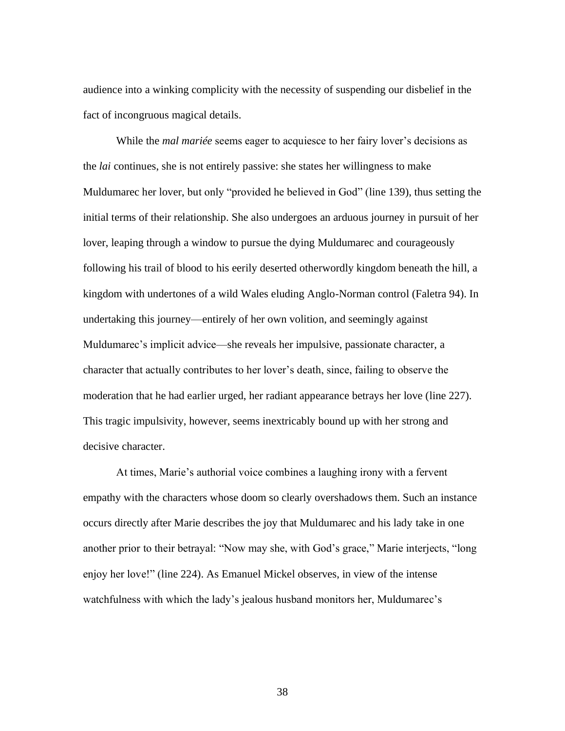audience into a winking complicity with the necessity of suspending our disbelief in the fact of incongruous magical details.

While the *mal mariée* seems eager to acquiesce to her fairy lover's decisions as the *lai* continues, she is not entirely passive: she states her willingness to make Muldumarec her lover, but only "provided he believed in God" (line 139), thus setting the initial terms of their relationship. She also undergoes an arduous journey in pursuit of her lover, leaping through a window to pursue the dying Muldumarec and courageously following his trail of blood to his eerily deserted otherwordly kingdom beneath the hill, a kingdom with undertones of a wild Wales eluding Anglo-Norman control (Faletra 94). In undertaking this journey—entirely of her own volition, and seemingly against Muldumarec's implicit advice—she reveals her impulsive, passionate character, a character that actually contributes to her lover's death, since, failing to observe the moderation that he had earlier urged, her radiant appearance betrays her love (line 227). This tragic impulsivity, however, seems inextricably bound up with her strong and decisive character.

At times, Marie's authorial voice combines a laughing irony with a fervent empathy with the characters whose doom so clearly overshadows them. Such an instance occurs directly after Marie describes the joy that Muldumarec and his lady take in one another prior to their betrayal: "Now may she, with God's grace," Marie interjects, "long enjoy her love!" (line 224). As Emanuel Mickel observes, in view of the intense watchfulness with which the lady's jealous husband monitors her, Muldumarec's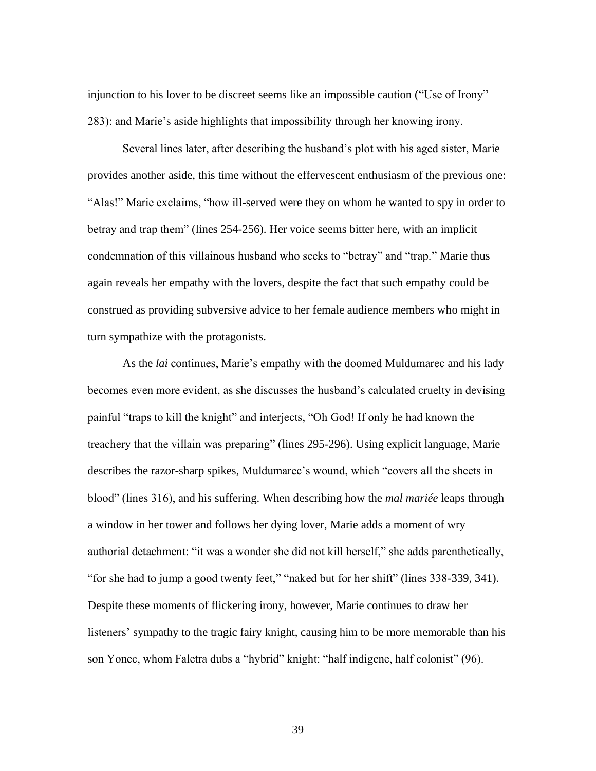injunction to his lover to be discreet seems like an impossible caution ("Use of Irony" 283): and Marie's aside highlights that impossibility through her knowing irony.

Several lines later, after describing the husband's plot with his aged sister, Marie provides another aside, this time without the effervescent enthusiasm of the previous one: "Alas!" Marie exclaims, "how ill-served were they on whom he wanted to spy in order to betray and trap them" (lines 254-256). Her voice seems bitter here, with an implicit condemnation of this villainous husband who seeks to "betray" and "trap." Marie thus again reveals her empathy with the lovers, despite the fact that such empathy could be construed as providing subversive advice to her female audience members who might in turn sympathize with the protagonists.

As the *lai* continues, Marie's empathy with the doomed Muldumarec and his lady becomes even more evident, as she discusses the husband's calculated cruelty in devising painful "traps to kill the knight" and interjects, "Oh God! If only he had known the treachery that the villain was preparing" (lines 295-296). Using explicit language, Marie describes the razor-sharp spikes, Muldumarec's wound, which "covers all the sheets in blood" (lines 316), and his suffering. When describing how the *mal mariée* leaps through a window in her tower and follows her dying lover, Marie adds a moment of wry authorial detachment: "it was a wonder she did not kill herself," she adds parenthetically, "for she had to jump a good twenty feet," "naked but for her shift" (lines 338-339, 341). Despite these moments of flickering irony, however, Marie continues to draw her listeners' sympathy to the tragic fairy knight, causing him to be more memorable than his son Yonec, whom Faletra dubs a "hybrid" knight: "half indigene, half colonist" (96).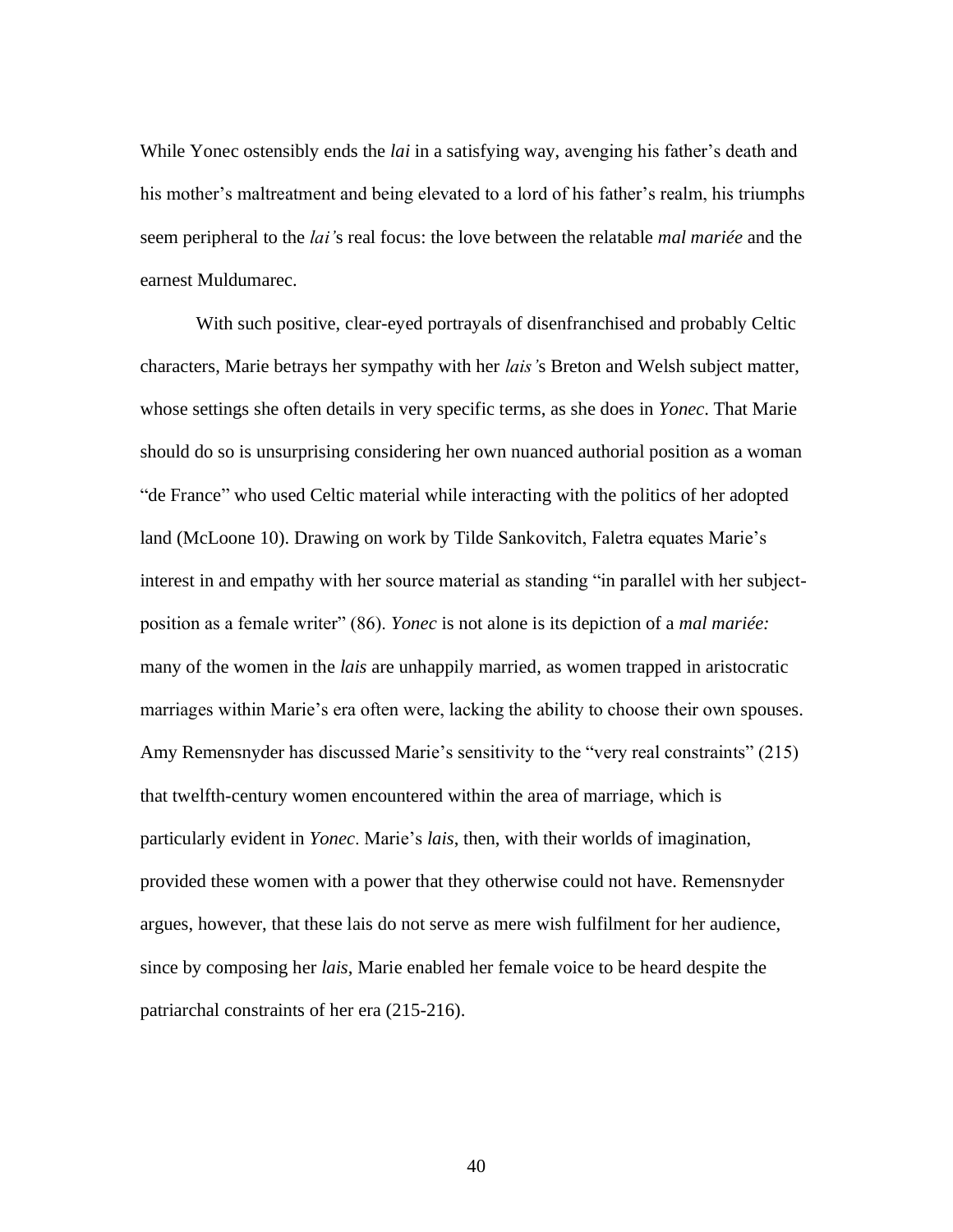While Yonec ostensibly ends the *lai* in a satisfying way, avenging his father's death and his mother's maltreatment and being elevated to a lord of his father's realm, his triumphs seem peripheral to the *lai'*s real focus: the love between the relatable *mal mariée* and the earnest Muldumarec.

With such positive, clear-eyed portrayals of disenfranchised and probably Celtic characters, Marie betrays her sympathy with her *lais'*s Breton and Welsh subject matter, whose settings she often details in very specific terms, as she does in *Yonec*. That Marie should do so is unsurprising considering her own nuanced authorial position as a woman "de France" who used Celtic material while interacting with the politics of her adopted land (McLoone 10). Drawing on work by Tilde Sankovitch, Faletra equates Marie's interest in and empathy with her source material as standing "in parallel with her subject-position as a female writer" (86). *Yonec* is not alone is its depiction of a *mal mariée:* many of the women in the *lais* are unhappily married, as women trapped in aristocratic marriages within Marie's era often were, lacking the ability to choose their own spouses. Amy Remensnyder has discussed Marie's sensitivity to the "very real constraints" (215) that twelfth-century women encountered within the area of marriage, which is particularly evident in *Yonec*. Marie's *lais*, then, with their worlds of imagination, provided these women with a power that they otherwise could not have. Remensnyder argues, however, that these lais do not serve as mere wish fulfilment for her audience, since by composing her *lais*, Marie enabled her female voice to be heard despite the patriarchal constraints of her era (215-216).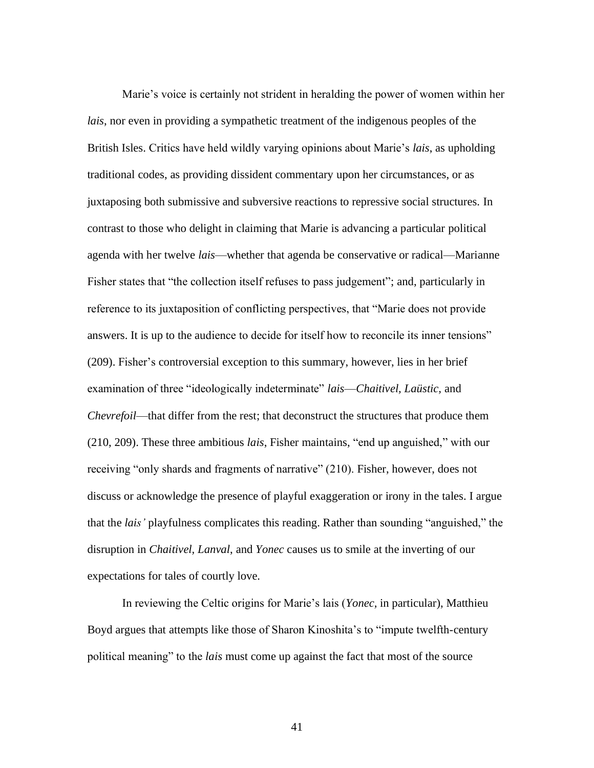Marie's voice is certainly not strident in heralding the power of women within her *lais*, nor even in providing a sympathetic treatment of the indigenous peoples of the British Isles. Critics have held wildly varying opinions about Marie's *lais*, as upholding traditional codes, as providing dissident commentary upon her circumstances, or as juxtaposing both submissive and subversive reactions to repressive social structures. In contrast to those who delight in claiming that Marie is advancing a particular political agenda with her twelve *lais*—whether that agenda be conservative or radical—Marianne Fisher states that "the collection itself refuses to pass judgement"; and, particularly in reference to its juxtaposition of conflicting perspectives, that "Marie does not provide answers. It is up to the audience to decide for itself how to reconcile its inner tensions" (209). Fisher's controversial exception to this summary, however, lies in her brief examination of three "ideologically indeterminate" *lais*—*Chaitivel*, *Laüstic*, and *Chevrefoil*—that differ from the rest; that deconstruct the structures that produce them (210, 209). These three ambitious *lais*, Fisher maintains, "end up anguished," with our receiving "only shards and fragments of narrative" (210). Fisher, however, does not discuss or acknowledge the presence of playful exaggeration or irony in the tales. I argue that the *lais'* playfulness complicates this reading. Rather than sounding "anguished," the disruption in *Chaitivel*, *Lanval*, and *Yonec* causes us to smile at the inverting of our expectations for tales of courtly love.

In reviewing the Celtic origins for Marie's lais (*Yonec*, in particular), Matthieu Boyd argues that attempts like those of Sharon Kinoshita's to "impute twelfth-century political meaning" to the *lais* must come up against the fact that most of the source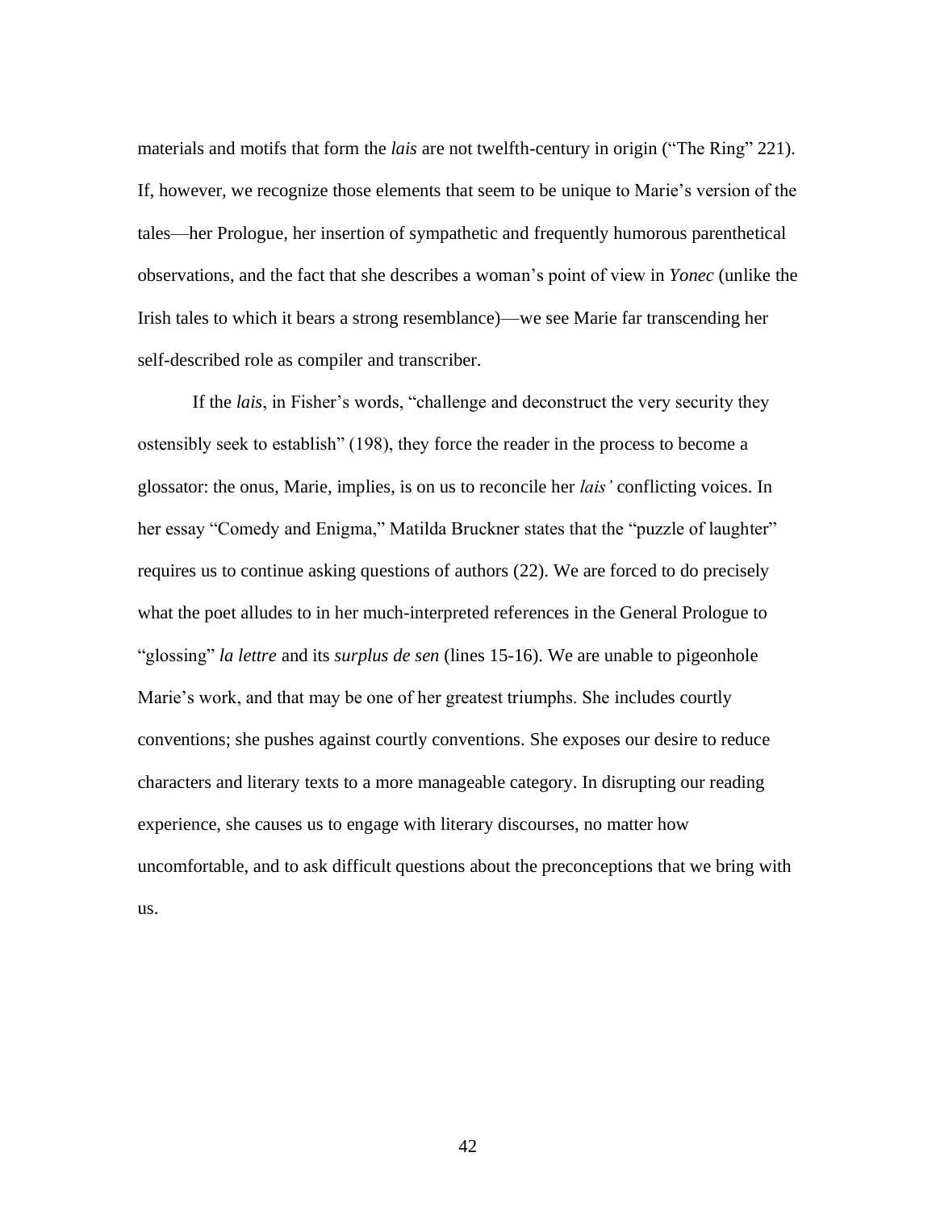materials and motifs that form the *lais* are not twelfth-century in origin ("The Ring" 221). If, however, we recognize those elements that seem to be unique to Marie's version of the tales—her Prologue, her insertion of sympathetic and frequently humorous parenthetical observations, and the fact that she describes a woman's point of view in *Yonec* (unlike the Irish tales to which it bears a strong resemblance)—we see Marie far transcending her self-described role as compiler and transcriber.

If the *lais*, in Fisher's words, "challenge and deconstruct the very security they ostensibly seek to establish" (198), they force the reader in the process to become a glossator: the onus, Marie, implies, is on us to reconcile her *lais'* conflicting voices. In her essay "Comedy and Enigma," Matilda Bruckner states that the "puzzle of laughter" requires us to continue asking questions of authors (22). We are forced to do precisely what the poet alludes to in her much-interpreted references in the General Prologue to "glossing" *la lettre* and its *surplus de sen* (lines 15-16). We are unable to pigeonhole Marie's work, and that may be one of her greatest triumphs. She includes courtly conventions; she pushes against courtly conventions. She exposes our desire to reduce characters and literary texts to a more manageable category. In disrupting our reading experience, she causes us to engage with literary discourses, no matter how uncomfortable, and to ask difficult questions about the preconceptions that we bring with us.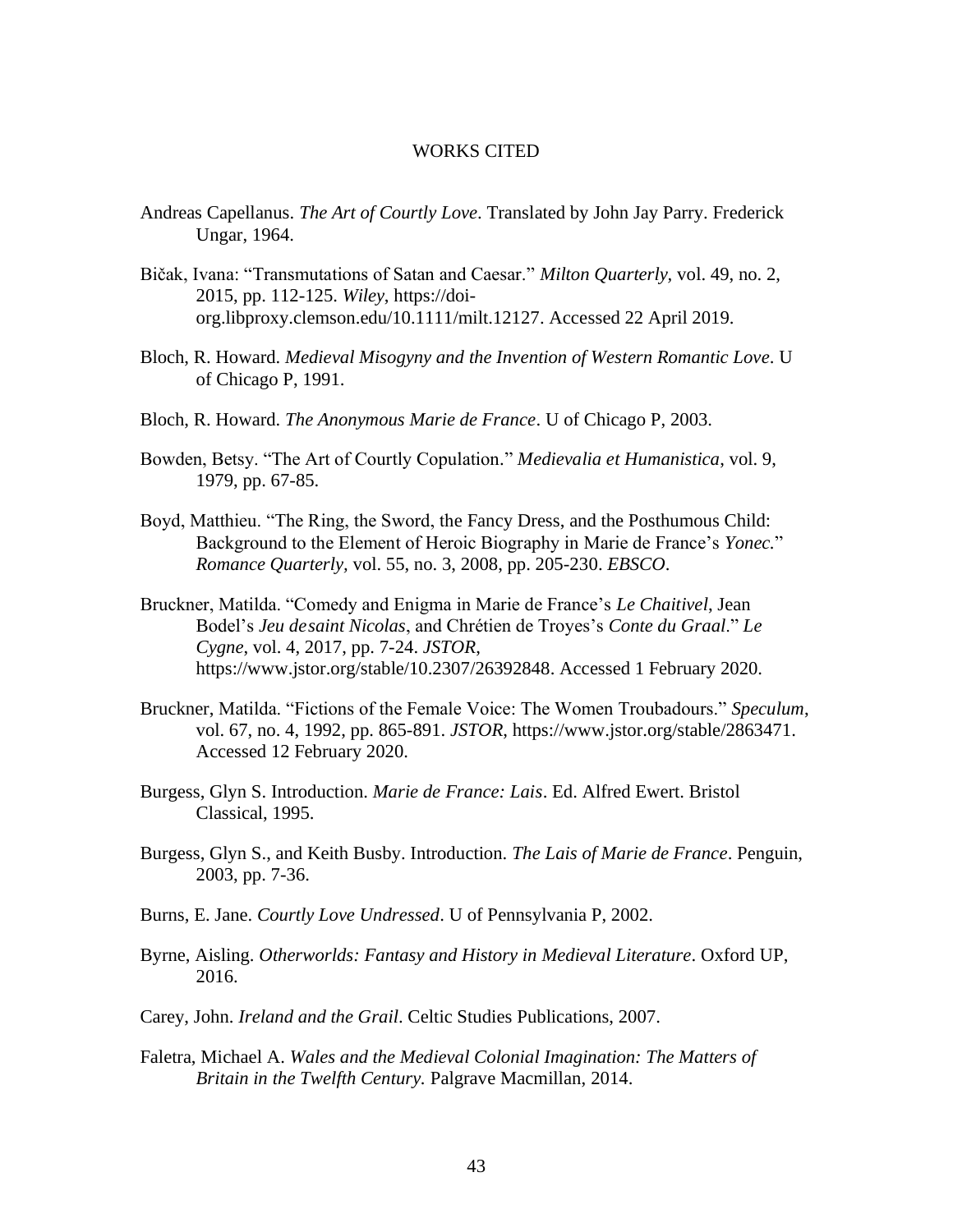# WORKS CITED

Andreas Capellanus. *The Art of Courtly Love*. Translated by John Jay Parry. Frederick Ungar, 1964.

Bičak, Ivana: "Transmutations of Satan and Caesar." *Milton Quarterly*, vol. 49, no. 2, 2015, pp. 112-125. *Wiley*, https://doi-org.libproxy.clemson.edu/10.1111/milt.12127. Accessed 22 April 2019.

Bloch, R. Howard. *Medieval Misogyny and the Invention of Western Romantic Love*. U of Chicago P, 1991.

Bloch, R. Howard. *The Anonymous Marie de France*. U of Chicago P, 2003.

Bowden, Betsy. "The Art of Courtly Copulation." *Medievalia et Humanistica*, vol. 9, 1979, pp. 67-85.

Boyd, Matthieu. "The Ring, the Sword, the Fancy Dress, and the Posthumous Child: Background to the Element of Heroic Biography in Marie de France's *Yonec.*" *Romance Quarterly*, vol. 55, no. 3, 2008, pp. 205-230. *EBSCO*.

Bruckner, Matilda. "Comedy and Enigma in Marie de France's *Le Chaitivel*, Jean Bodel's *Jeu de saint Nicolas*, and Chrétien de Troyes's *Conte du Graal*." *Le Cygne*, vol. 4, 2017, pp. 7-24. *JSTOR*, https://www.jstor.org/stable/10.2307/26392848. Accessed 1 February 2020.

Bruckner, Matilda. "Fictions of the Female Voice: The Women Troubadours." *Speculum*, vol. 67, no. 4, 1992, pp. 865-891. *JSTOR*, https://www.jstor.org/stable/2863471. Accessed 12 February 2020.

Burgess, Glyn S. Introduction. *Marie de France: Lais*. Ed. Alfred Ewert. Bristol Classical, 1995.

Burgess, Glyn S., and Keith Busby. Introduction. *The Lais of Marie de France*. Penguin, 2003, pp. 7-36.

Burns, E. Jane. *Courtly Love Undressed*. U of Pennsylvania P, 2002.

Byrne, Aisling. *Otherworlds: Fantasy and History in Medieval Literature*. Oxford UP, 2016.

Carey, John. *Ireland and the Grail*. Celtic Studies Publications, 2007.

Faletra, Michael A. *Wales and the Medieval Colonial Imagination: The Matters of Britain in the Twelfth Century.* Palgrave Macmillan, 2014.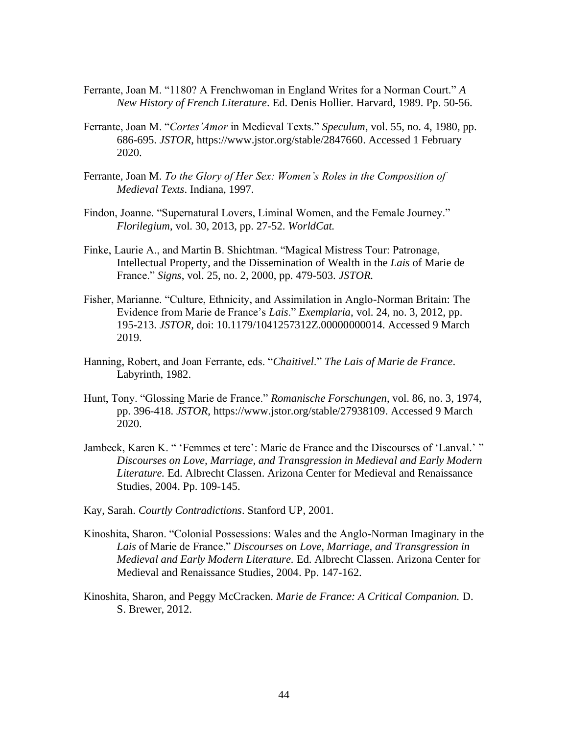Ferrante, Joan M. "1180? A Frenchwoman in England Writes for a Norman Court." *A New History of French Literature*. Ed. Denis Hollier. Harvard, 1989. Pp. 50-56.

Ferrante, Joan M. "*Cortes'Amor* in Medieval Texts." *Speculum*, vol. 55, no. 4, 1980, pp. 686-695. *JSTOR*, https://www.jstor.org/stable/2847660. Accessed 1 February 2020.

Ferrante, Joan M. *To the Glory of Her Sex: Women's Roles in the Composition of Medieval Texts*. Indiana, 1997.

Findon, Joanne. "Supernatural Lovers, Liminal Women, and the Female Journey." *Florilegium*, vol. 30, 2013, pp. 27-52. *WorldCat.*

Finke, Laurie A., and Martin B. Shichtman. "Magical Mistress Tour: Patronage, Intellectual Property, and the Dissemination of Wealth in the *Lais* of Marie de France." *Signs*, vol. 25, no. 2, 2000, pp. 479-503. *JSTOR.*

Fisher, Marianne. "Culture, Ethnicity, and Assimilation in Anglo-Norman Britain: The Evidence from Marie de France's *Lais*." *Exemplaria*, vol. 24, no. 3, 2012, pp. 195-213. *JSTOR*, doi: 10.1179/1041257312Z.00000000014. Accessed 9 March 2019.

Hanning, Robert, and Joan Ferrante, eds. "*Chaitivel*." *The Lais of Marie de France*. Labyrinth, 1982.

Hunt, Tony. "Glossing Marie de France." *Romanische Forschungen*, vol. 86, no. 3, 1974, pp. 396-418. *JSTOR*, https://www.jstor.org/stable/27938109. Accessed 9 March 2020.

Jambeck, Karen K. " 'Femmes et tere': Marie de France and the Discourses of 'Lanval.' " *Discourses on Love, Marriage, and Transgression in Medieval and Early Modern Literature.* Ed. Albrecht Classen. Arizona Center for Medieval and Renaissance Studies, 2004. Pp. 109-145.

Kay, Sarah. *Courtly Contradictions*. Stanford UP, 2001.

Kinoshita, Sharon. "Colonial Possessions: Wales and the Anglo-Norman Imaginary in the *Lais* of Marie de France." *Discourses on Love, Marriage, and Transgression in Medieval and Early Modern Literature.* Ed. Albrecht Classen. Arizona Center for Medieval and Renaissance Studies, 2004. Pp. 147-162.

Kinoshita, Sharon, and Peggy McCracken. *Marie de France: A Critical Companion.* D. S. Brewer, 2012.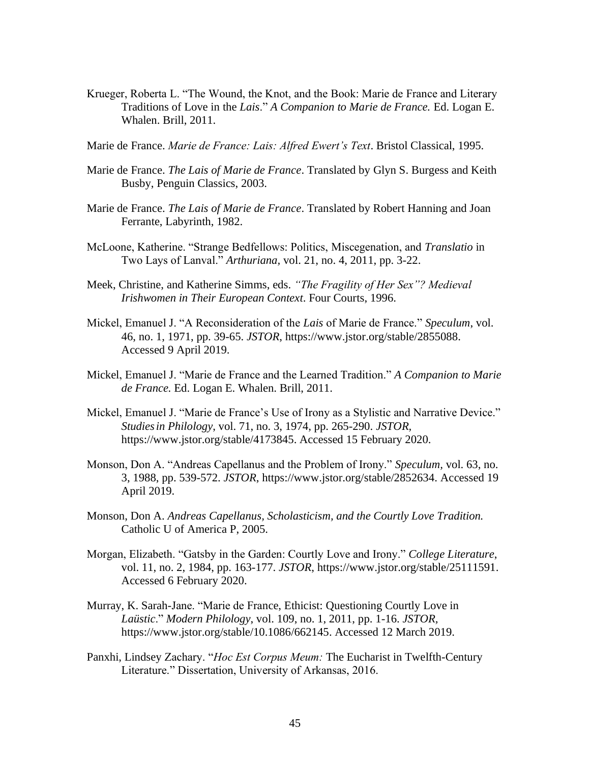Krueger, Roberta L. "The Wound, the Knot, and the Book: Marie de France and Literary Traditions of Love in the *Lais*." *A Companion to Marie de France.* Ed. Logan E. Whalen. Brill, 2011.

Marie de France. *Marie de France: Lais: Alfred Ewert's Text*. Bristol Classical, 1995.

Marie de France. *The Lais of Marie de France*. Translated by Glyn S. Burgess and Keith Busby, Penguin Classics, 2003.

Marie de France. *The Lais of Marie de France*. Translated by Robert Hanning and Joan Ferrante, Labyrinth, 1982.

McLoone, Katherine. "Strange Bedfellows: Politics, Miscegenation, and *Translatio* in Two Lays of Lanval." *Arthuriana,* vol. 21, no. 4, 2011, pp. 3-22.

Meek, Christine, and Katherine Simms, eds. *"The Fragility of Her Sex"? Medieval Irishwomen in Their European Context*. Four Courts, 1996.

Mickel, Emanuel J. "A Reconsideration of the *Lais* of Marie de France." *Speculum*, vol. 46, no. 1, 1971, pp. 39-65. *JSTOR*, https://www.jstor.org/stable/2855088. Accessed 9 April 2019.

Mickel, Emanuel J. "Marie de France and the Learned Tradition." *A Companion to Marie de France.* Ed. Logan E. Whalen. Brill, 2011.

Mickel, Emanuel J. "Marie de France's Use of Irony as a Stylistic and Narrative Device." *Studies in Philology*, vol. 71, no. 3, 1974, pp. 265-290. *JSTOR,* https://www.jstor.org/stable/4173845. Accessed 15 February 2020.

Monson, Don A. "Andreas Capellanus and the Problem of Irony." *Speculum,* vol. 63, no. 3, 1988, pp. 539-572. *JSTOR*, https://www.jstor.org/stable/2852634. Accessed 19 April 2019.

Monson, Don A. *Andreas Capellanus, Scholasticism, and the Courtly Love Tradition.* Catholic U of America P, 2005.

Morgan, Elizabeth. "Gatsby in the Garden: Courtly Love and Irony." *College Literature*, vol. 11, no. 2, 1984, pp. 163-177. *JSTOR*, https://www.jstor.org/stable/25111591. Accessed 6 February 2020.

Murray, K. Sarah-Jane. "Marie de France, Ethicist: Questioning Courtly Love in *Laüstic*." *Modern Philology*, vol. 109, no. 1, 2011, pp. 1-16. *JSTOR,* https://www.jstor.org/stable/10.1086/662145. Accessed 12 March 2019.

Panxhi, Lindsey Zachary. "*Hoc Est Corpus Meum:* The Eucharist in Twelfth-Century Literature." Dissertation, University of Arkansas, 2016.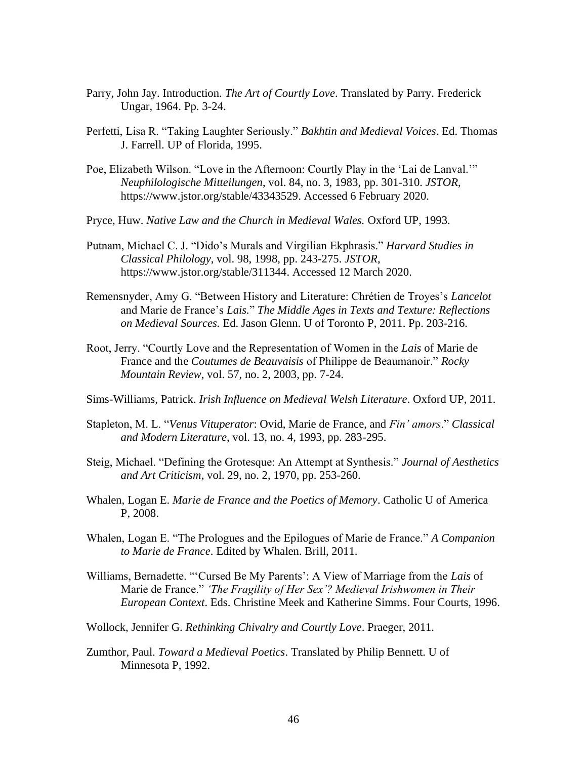Parry, John Jay. Introduction. *The Art of Courtly Love*. Translated by Parry. Frederick Ungar, 1964. Pp. 3-24.

Perfetti, Lisa R. "Taking Laughter Seriously." *Bakhtin and Medieval Voices*. Ed. Thomas J. Farrell. UP of Florida, 1995.

Poe, Elizabeth Wilson. "Love in the Afternoon: Courtly Play in the 'Lai de Lanval.'" *Neuphilologische Mitteilungen*, vol. 84, no. 3, 1983, pp. 301-310. *JSTOR*, https://www.jstor.org/stable/43343529. Accessed 6 February 2020.

Pryce, Huw. *Native Law and the Church in Medieval Wales.* Oxford UP, 1993.

Putnam, Michael C. J. "Dido's Murals and Virgilian Ekphrasis." *Harvard Studies in Classical Philology*, vol. 98, 1998, pp. 243-275. *JSTOR*, https://www.jstor.org/stable/311344. Accessed 12 March 2020.

Remensnyder, Amy G. "Between History and Literature: Chrétien de Troyes's *Lancelot* and Marie de France's *Lais.*" *The Middle Ages in Texts and Texture: Reflections on Medieval Sources.* Ed. Jason Glenn. U of Toronto P, 2011. Pp. 203-216.

Root, Jerry. "Courtly Love and the Representation of Women in the *Lais* of Marie de France and the *Coutumes de Beauvaisis* of Philippe de Beaumanoir." *Rocky Mountain Review*, vol. 57, no. 2, 2003, pp. 7-24.

Sims-Williams, Patrick. *Irish Influence on Medieval Welsh Literature*. Oxford UP, 2011.

Stapleton, M. L. "*Venus Vituperator*: Ovid, Marie de France, and *Fin' amors*." *Classical and Modern Literature*, vol. 13, no. 4, 1993, pp. 283-295.

Steig, Michael. "Defining the Grotesque: An Attempt at Synthesis." *Journal of Aesthetics and Art Criticism*, vol. 29, no. 2, 1970, pp. 253-260.

Whalen, Logan E. *Marie de France and the Poetics of Memory*. Catholic U of America P, 2008.

Whalen, Logan E. "The Prologues and the Epilogues of Marie de France." *A Companion to Marie de France*. Edited by Whalen. Brill, 2011.

Williams, Bernadette. "'Cursed Be My Parents': A View of Marriage from the *Lais* of Marie de France." *'The Fragility of Her Sex'? Medieval Irishwomen in Their European Context*. Eds. Christine Meek and Katherine Simms. Four Courts, 1996.

Wollock, Jennifer G. *Rethinking Chivalry and Courtly Love*. Praeger, 2011.

Zumthor, Paul. *Toward a Medieval Poetics*. Translated by Philip Bennett. U of Minnesota P, 1992.